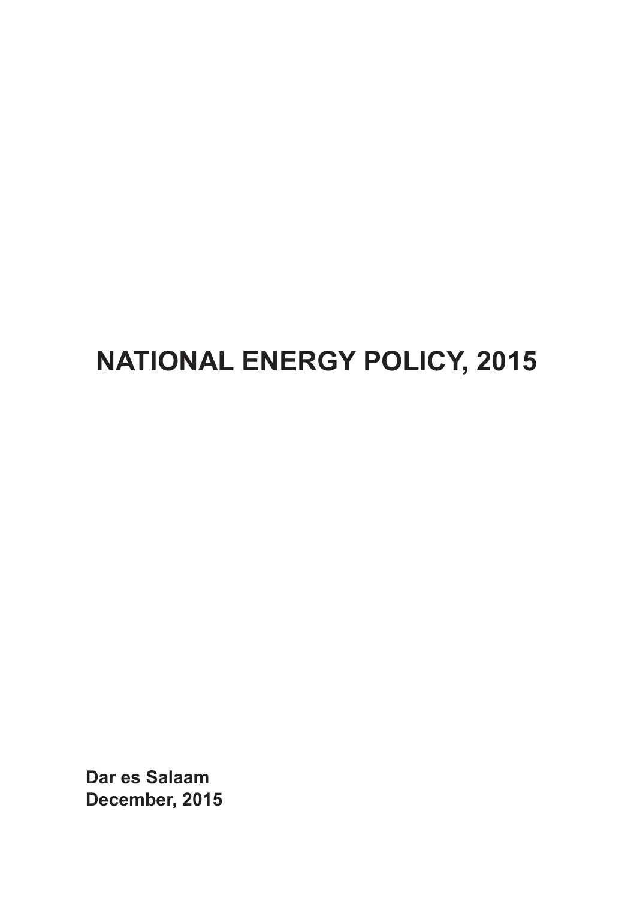# NATIONAL ENERGY POLICY, 2015

**Dar es Salaam**
**December, 2015**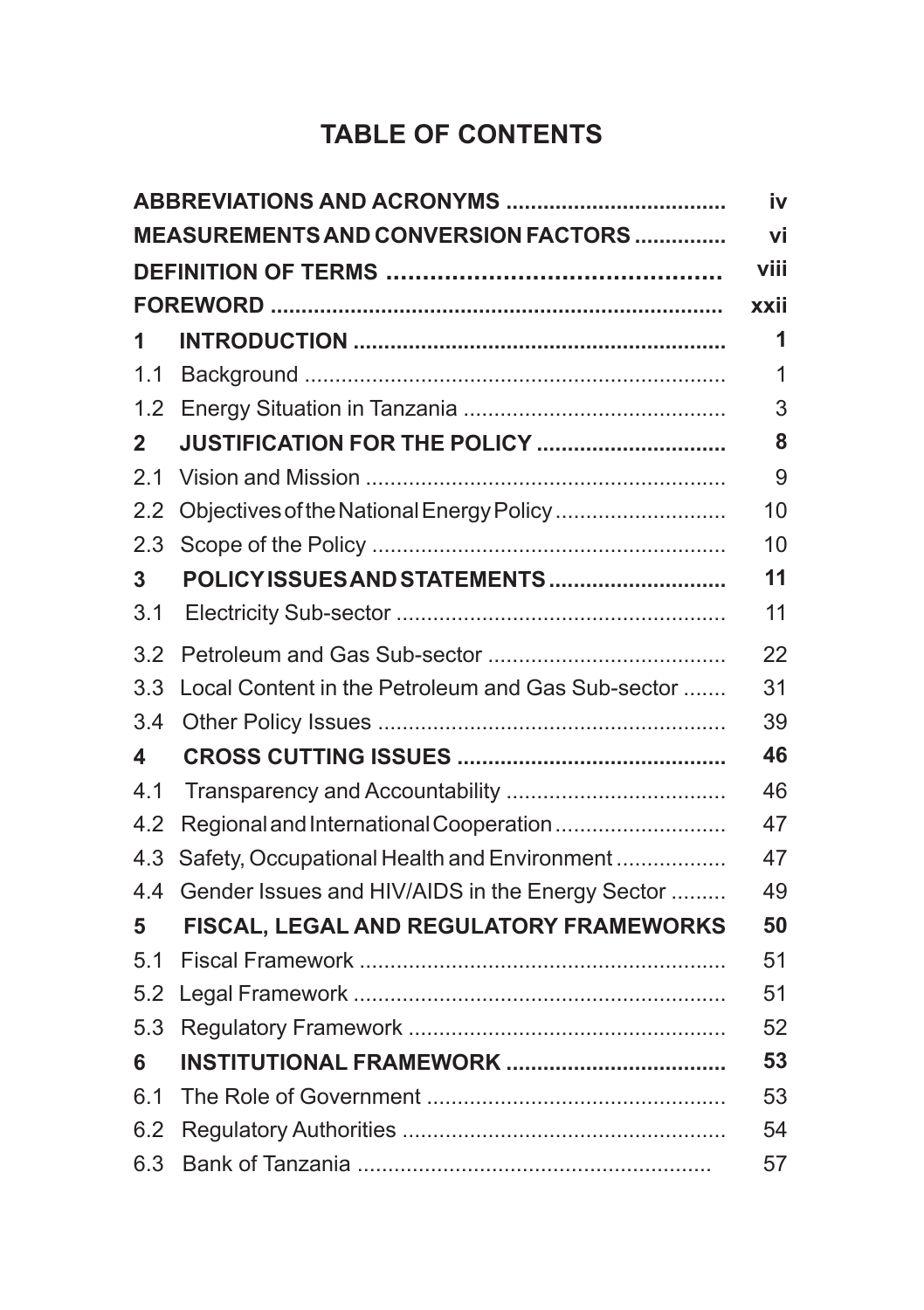# TABLE OF CONTENTS

| | |
|---|---|
| **ABBREVIATIONS AND ACRONYMS** | **iv** |
| **MEASUREMENTS AND CONVERSION FACTORS** | **vi** |
| **DEFINITION OF TERMS** | **viii** |
| **FOREWORD** | **xxii** |
| **1 INTRODUCTION** | **1** |
| 1.1 Background | 1 |
| 1.2 Energy Situation in Tanzania | 3 |
| **2 JUSTIFICATION FOR THE POLICY** | **8** |
| 2.1 Vision and Mission | 9 |
| 2.2 Objectives of the National Energy Policy | 10 |
| 2.3 Scope of the Policy | 10 |
| **3 POLICY ISSUES AND STATEMENTS** | **11** |
| 3.1 Electricity Sub-sector | 11 |
| 3.2 Petroleum and Gas Sub-sector | 22 |
| 3.3 Local Content in the Petroleum and Gas Sub-sector | 31 |
| 3.4 Other Policy Issues | 39 |
| **4 CROSS CUTTING ISSUES** | **46** |
| 4.1 Transparency and Accountability | 46 |
| 4.2 Regional and International Cooperation | 47 |
| 4.3 Safety, Occupational Health and Environment | 47 |
| 4.4 Gender Issues and HIV/AIDS in the Energy Sector | 49 |
| **5 FISCAL, LEGAL AND REGULATORY FRAMEWORKS** | **50** |
| 5.1 Fiscal Framework | 51 |
| 5.2 Legal Framework | 51 |
| 5.3 Regulatory Framework | 52 |
| **6 INSTITUTIONAL FRAMEWORK** | **53** |
| 6.1 The Role of Government | 53 |
| 6.2 Regulatory Authorities | 54 |
| 6.3 Bank of Tanzania | 57 |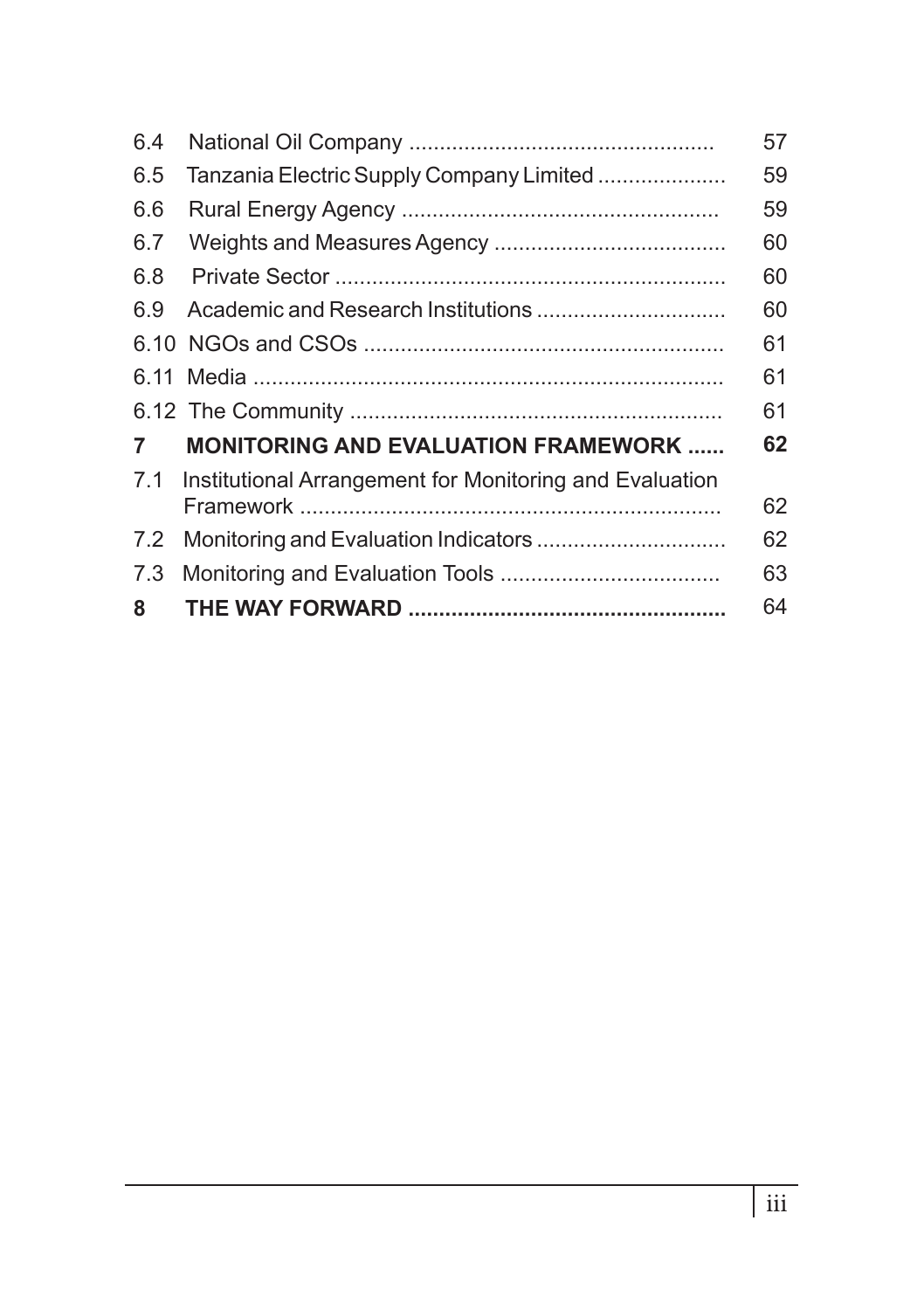| | | |
|---|---|---|
| 6.4 | National Oil Company ................................................. | 57 |
| 6.5 | Tanzania Electric Supply Company Limited .................... | 59 |
| 6.6 | Rural Energy Agency ................................................... | 59 |
| 6.7 | Weights and Measures Agency ..................................... | 60 |
| 6.8 | Private Sector ............................................................... | 60 |
| 6.9 | Academic and Research Institutions .............................. | 60 |
| 6.10 | NGOs and CSOs ........................................................... | 61 |
| 6.11 | Media ............................................................................ | 61 |
| 6.12 | The Community ............................................................ | 61 |
| **7** | **MONITORING AND EVALUATION FRAMEWORK ......** | **62** |
| 7.1 | Institutional Arrangement for Monitoring and Evaluation Framework .................................................................... | 62 |
| 7.2 | Monitoring and Evaluation Indicators .............................. | 62 |
| 7.3 | Monitoring and Evaluation Tools ................................... | 63 |
| **8** | **THE WAY FORWARD ...................................................** | 64 |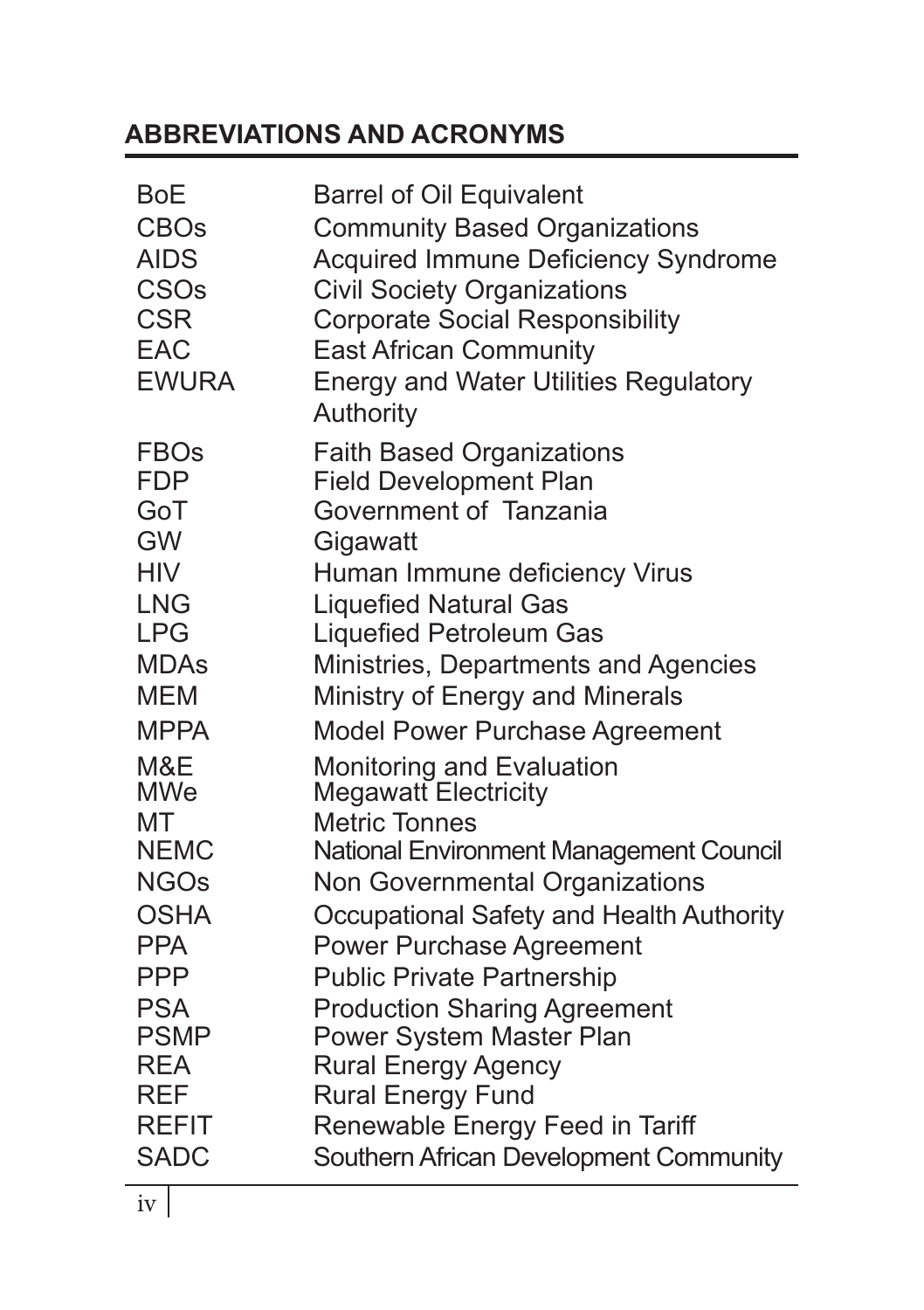## ABBREVIATIONS AND ACRONYMS

| | |
|---|---|
| BoE | Barrel of Oil Equivalent |
| CBOs | Community Based Organizations |
| AIDS | Acquired Immune Deficiency Syndrome |
| CSOs | Civil Society Organizations |
| CSR | Corporate Social Responsibility |
| EAC | East African Community |
| EWURA | Energy and Water Utilities Regulatory Authority |
| FBOs | Faith Based Organizations |
| FDP | Field Development Plan |
| GoT | Government of Tanzania |
| GW | Gigawatt |
| HIV | Human Immune deficiency Virus |
| LNG | Liquefied Natural Gas |
| LPG | Liquefied Petroleum Gas |
| MDAs | Ministries, Departments and Agencies |
| MEM | Ministry of Energy and Minerals |
| MPPA | Model Power Purchase Agreement |
| M&E | Monitoring and Evaluation |
| MWe | Megawatt Electricity |
| MT | Metric Tonnes |
| NEMC | National Environment Management Council |
| NGOs | Non Governmental Organizations |
| OSHA | Occupational Safety and Health Authority |
| PPA | Power Purchase Agreement |
| PPP | Public Private Partnership |
| PSA | Production Sharing Agreement |
| PSMP | Power System Master Plan |
| REA | Rural Energy Agency |
| REF | Rural Energy Fund |
| REFIT | Renewable Energy Feed in Tariff |
| SADC | Southern African Development Community |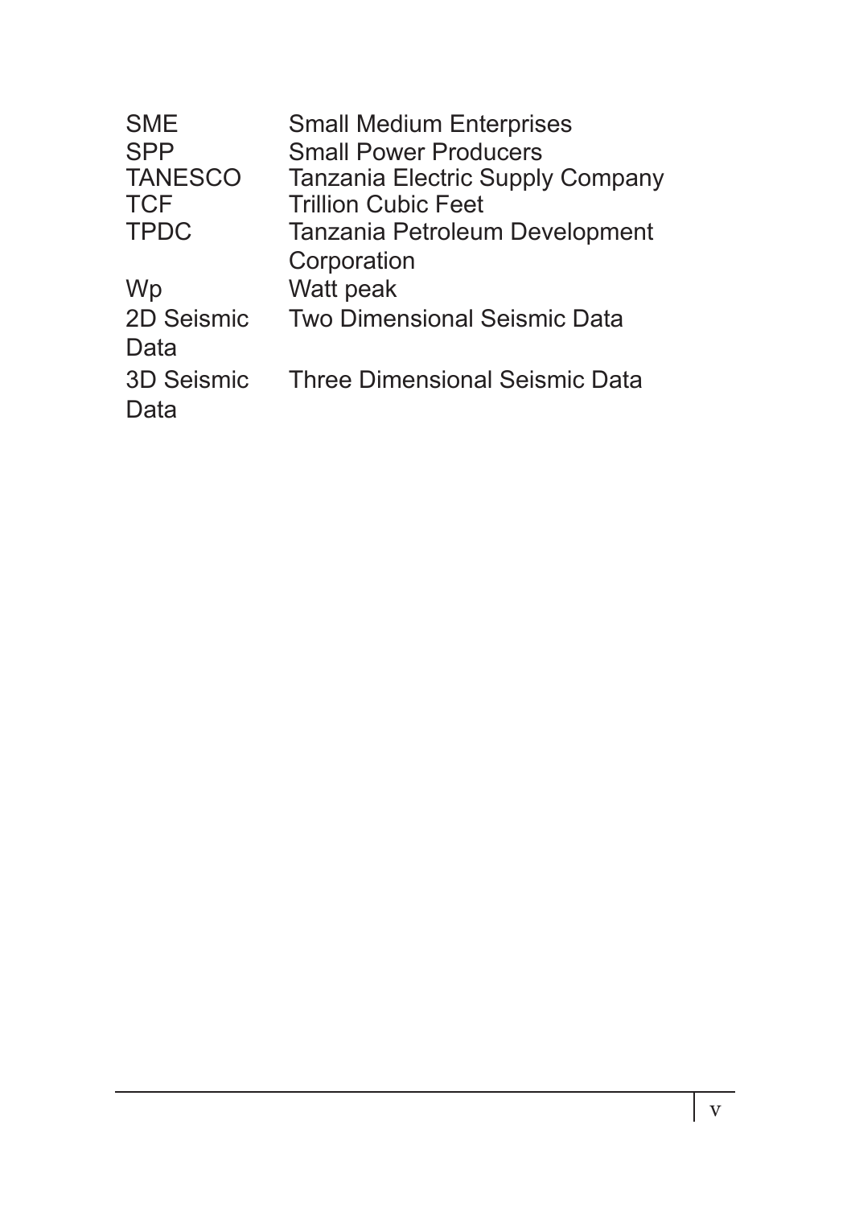| | |
|---|---|
| SME | Small Medium Enterprises |
| SPP | Small Power Producers |
| TANESCO | Tanzania Electric Supply Company |
| TCF | Trillion Cubic Feet |
| TPDC | Tanzania Petroleum Development Corporation |
| Wp | Watt peak |
| 2D Seismic Data | Two Dimensional Seismic Data |
| 3D Seismic Data | Three Dimensional Seismic Data |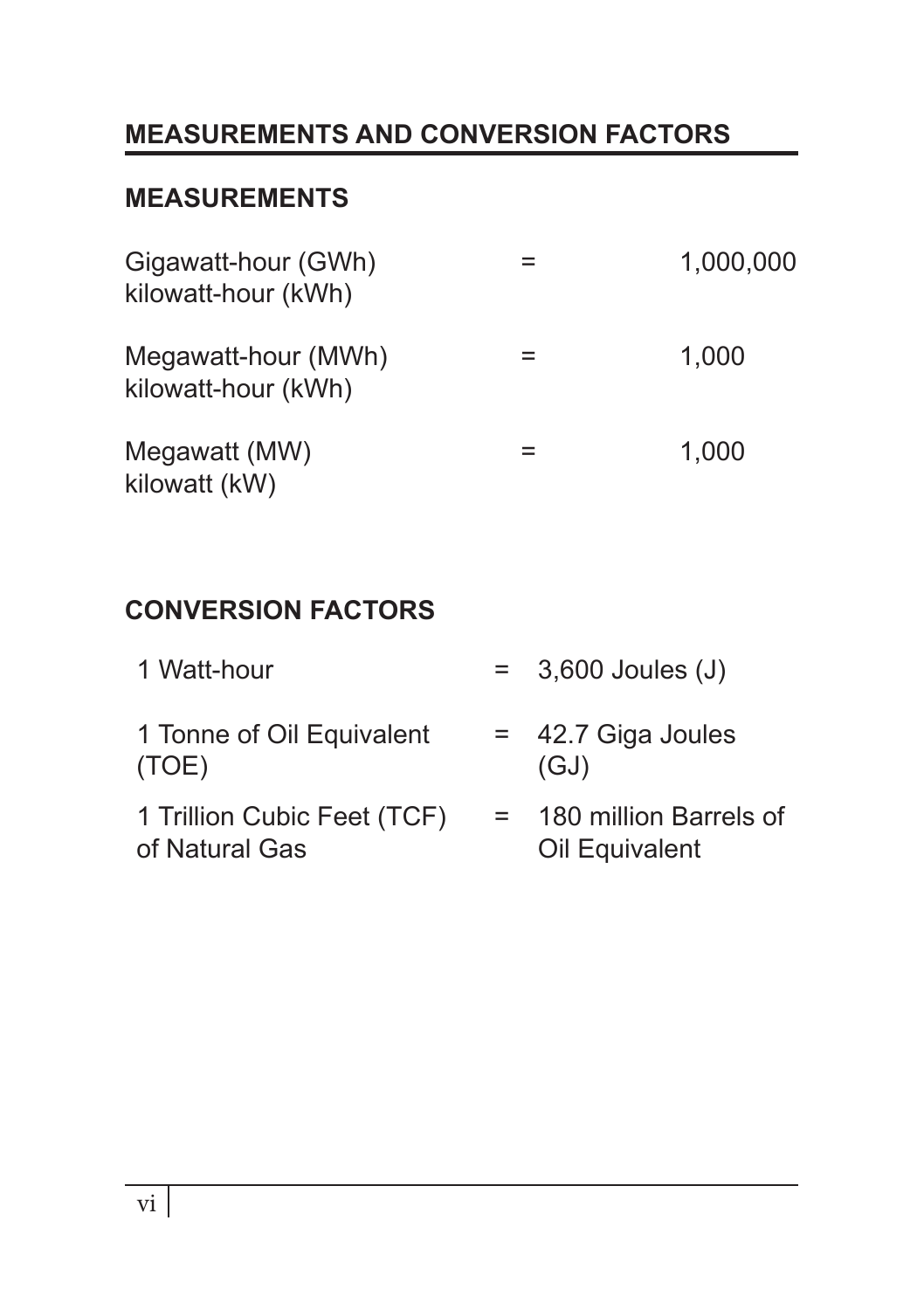## MEASUREMENTS AND CONVERSION FACTORS

### MEASUREMENTS

| | | |
|---|---|---|
| Gigawatt-hour (GWh) kilowatt-hour (kWh) | = | 1,000,000 |
| Megawatt-hour (MWh) kilowatt-hour (kWh) | = | 1,000 |
| Megawatt (MW) kilowatt (kW) | = | 1,000 |

### CONVERSION FACTORS

| | | |
|---|---|---|
| 1 Watt-hour | = | 3,600 Joules (J) |
| 1 Tonne of Oil Equivalent (TOE) | = | 42.7 Giga Joules (GJ) |
| 1 Trillion Cubic Feet (TCF) of Natural Gas | = | 180 million Barrels of Oil Equivalent |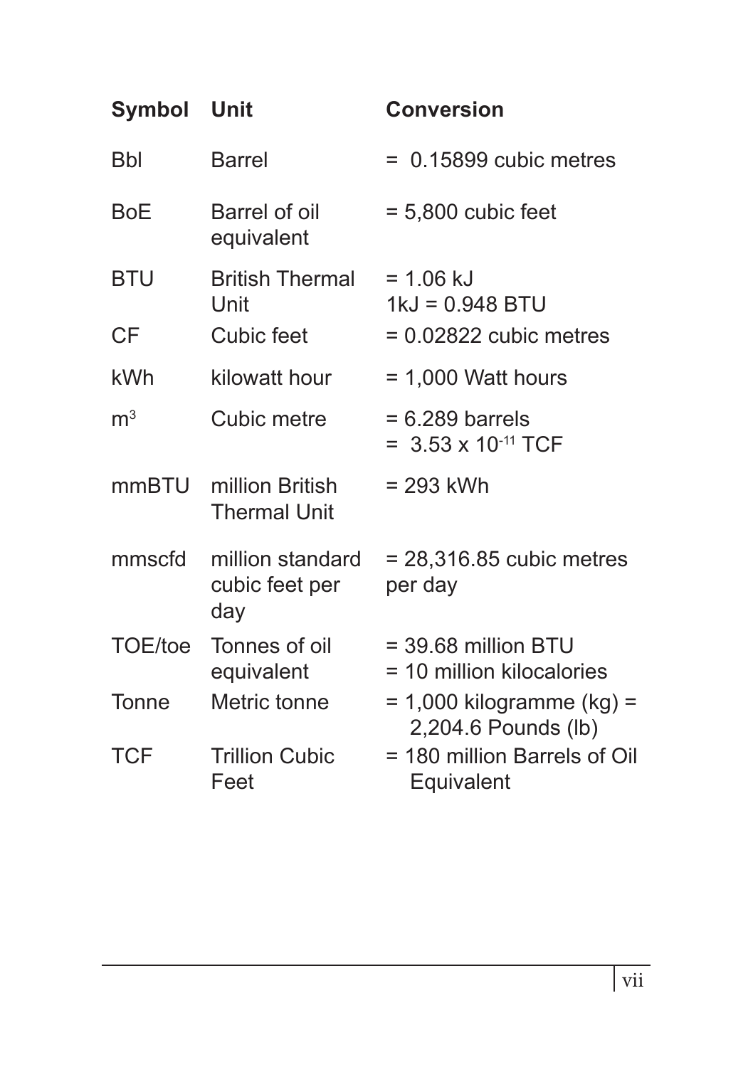| Symbol | Unit | Conversion |
|---|---|---|
| Bbl | Barrel | = 0.15899 cubic metres |
| BoE | Barrel of oil equivalent | = 5,800 cubic feet |
| BTU | British Thermal Unit | = 1.06 kJ<br>1kJ = 0.948 BTU |
| CF | Cubic feet | = 0.02822 cubic metres |
| kWh | kilowatt hour | = 1,000 Watt hours |
| $m^3$ | Cubic metre | = 6.289 barrels<br>= $3.53 \times 10^{-11}$ TCF |
| mmBTU | million British Thermal Unit | = 293 kWh |
| mmscfd | million standard cubic feet per day | = 28,316.85 cubic metres per day |
| TOE/toe | Tonnes of oil equivalent | = 39.68 million BTU<br>= 10 million kilocalories |
| Tonne | Metric tonne | = 1,000 kilogramme (kg) = 2,204.6 Pounds (lb) |
| TCF | Trillion Cubic Feet | = 180 million Barrels of Oil Equivalent |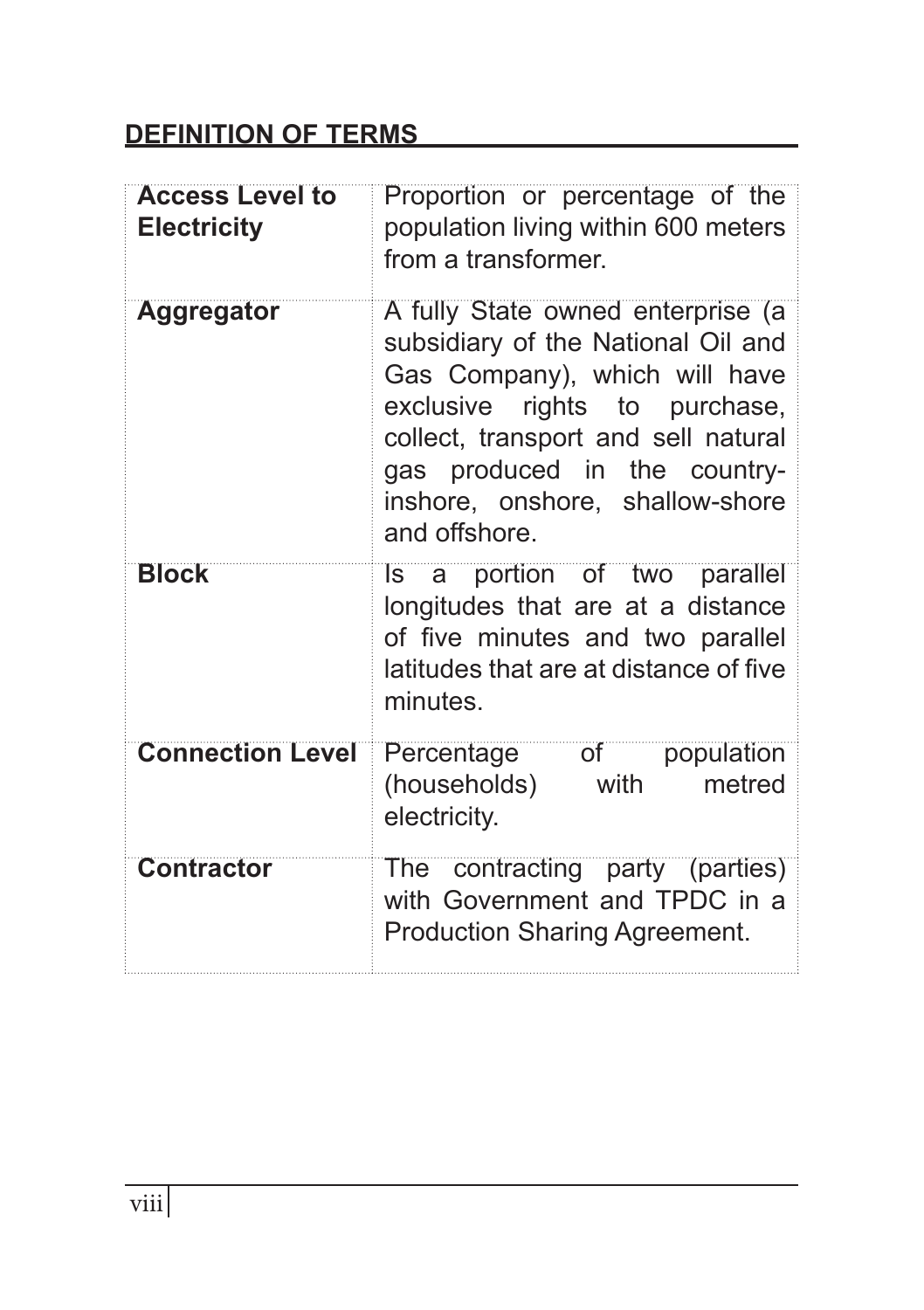## DEFINITION OF TERMS

| | |
|---|---|
| **Access Level to Electricity** | Proportion or percentage of the population living within 600 meters from a transformer. |
| **Aggregator** | A fully State owned enterprise (a subsidiary of the National Oil and Gas Company), which will have exclusive rights to purchase, collect, transport and sell natural gas produced in the country-inshore, onshore, shallow-shore and offshore. |
| **Block** | Is a portion of two parallel longitudes that are at a distance of five minutes and two parallel latitudes that are at distance of five minutes. |
| **Connection Level** | Percentage of population (households) with metred electricity. |
| **Contractor** | The contracting party (parties) with Government and TPDC in a Production Sharing Agreement. |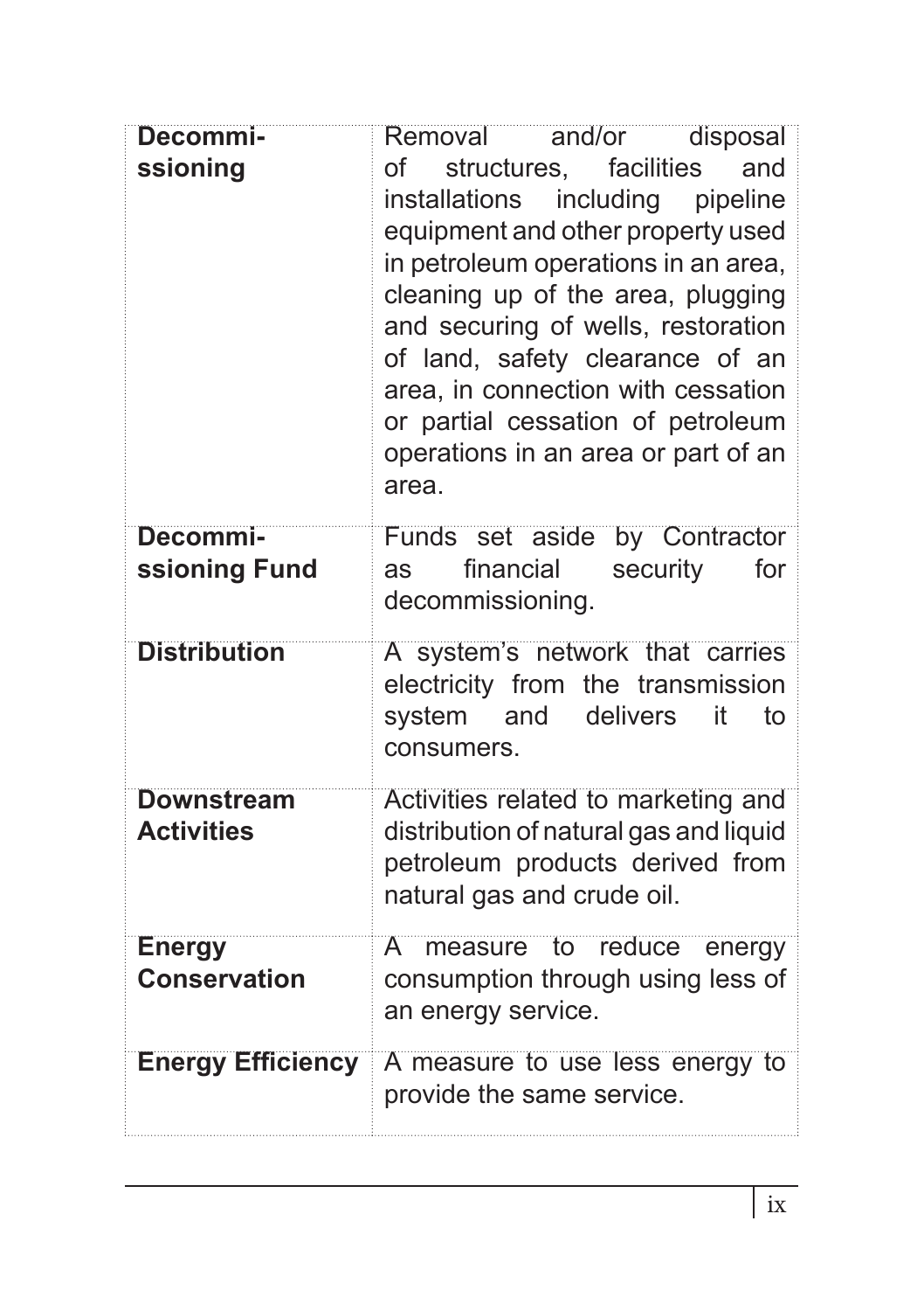| | |
|---|---|
| **Decommissioning** | Removal and/or disposal of structures, facilities and installations including pipeline equipment and other property used in petroleum operations in an area, cleaning up of the area, plugging and securing of wells, restoration of land, safety clearance of an area, in connection with cessation or partial cessation of petroleum operations in an area or part of an area. |
| **Decommissioning Fund** | Funds set aside by Contractor as financial security for decommissioning. |
| **Distribution** | A system's network that carries electricity from the transmission system and delivers it to consumers. |
| **Downstream Activities** | Activities related to marketing and distribution of natural gas and liquid petroleum products derived from natural gas and crude oil. |
| **Energy Conservation** | A measure to reduce energy consumption through using less of an energy service. |
| **Energy Efficiency** | A measure to use less energy to provide the same service. |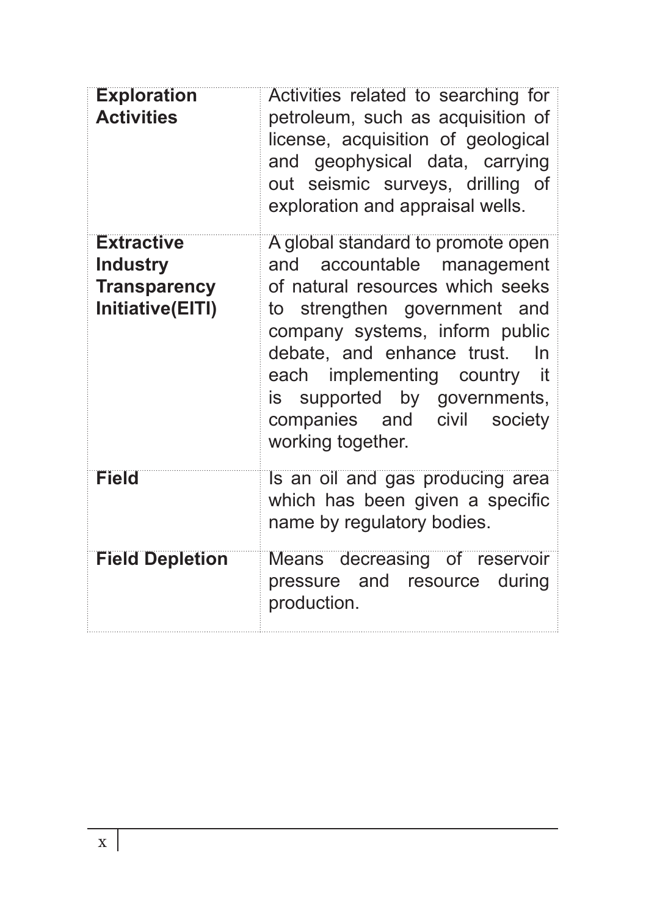| | |
|---|---|
| **Exploration Activities** | Activities related to searching for petroleum, such as acquisition of license, acquisition of geological and geophysical data, carrying out seismic surveys, drilling of exploration and appraisal wells. |
| **Extractive Industry Transparency Initiative(EITI)** | A global standard to promote open and accountable management of natural resources which seeks to strengthen government and company systems, inform public debate, and enhance trust. In each implementing country it is supported by governments, companies and civil society working together. |
| **Field** | Is an oil and gas producing area which has been given a specific name by regulatory bodies. |
| **Field Depletion** | Means decreasing of reservoir pressure and resource during production. |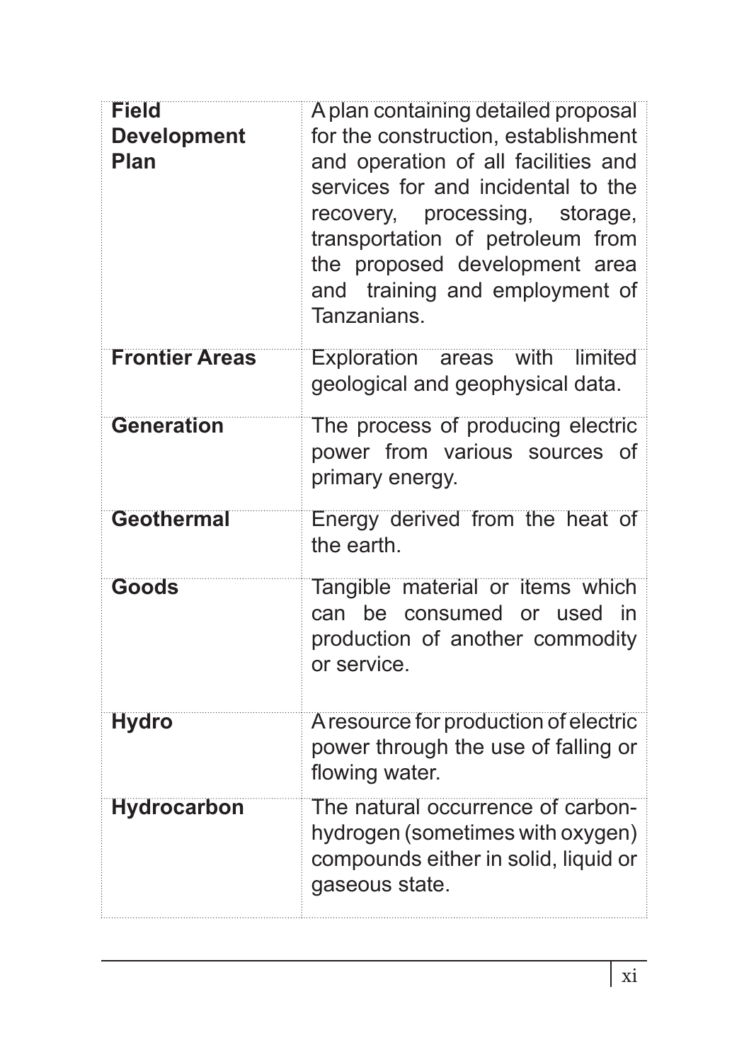| | |
|---|---|
| **Field Development Plan** | A plan containing detailed proposal for the construction, establishment and operation of all facilities and services for and incidental to the recovery, processing, storage, transportation of petroleum from the proposed development area and training and employment of Tanzanians. |
| **Frontier Areas** | Exploration areas with limited geological and geophysical data. |
| **Generation** | The process of producing electric power from various sources of primary energy. |
| **Geothermal** | Energy derived from the heat of the earth. |
| **Goods** | Tangible material or items which can be consumed or used in production of another commodity or service. |
| **Hydro** | A resource for production of electric power through the use of falling or flowing water. |
| **Hydrocarbon** | The natural occurrence of carbon-hydrogen (sometimes with oxygen) compounds either in solid, liquid or gaseous state. |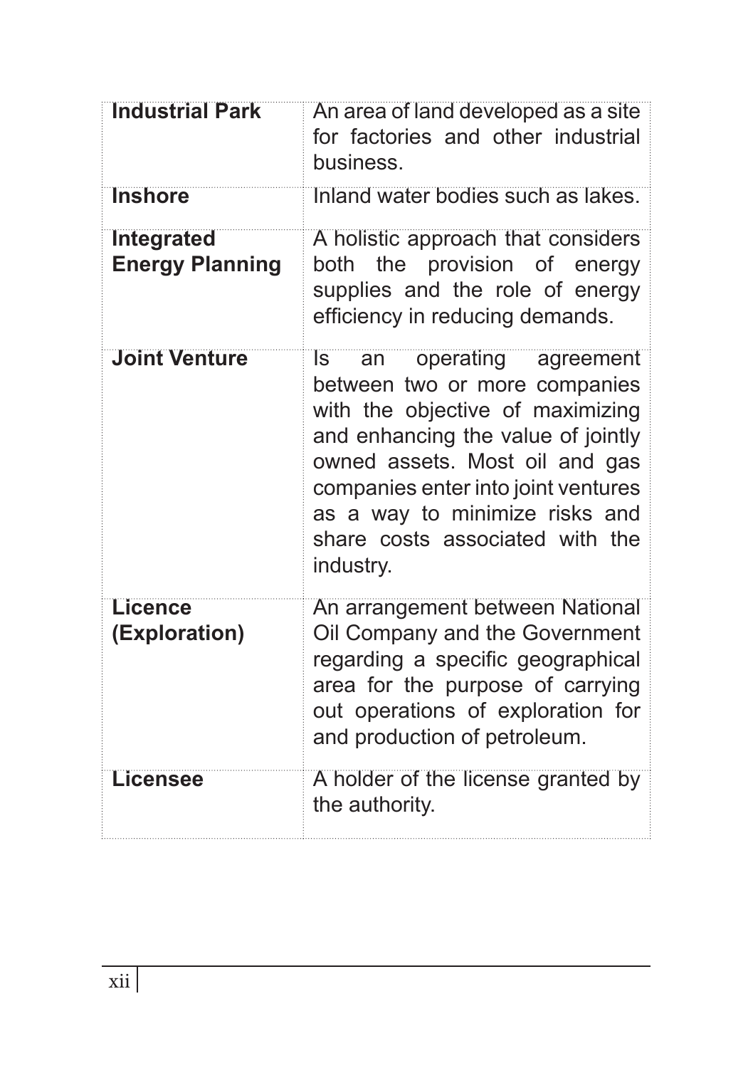| | |
|---|---|
| **Industrial Park** | An area of land developed as a site for factories and other industrial business. |
| **Inshore** | Inland water bodies such as lakes. |
| **Integrated Energy Planning** | A holistic approach that considers both the provision of energy supplies and the role of energy efficiency in reducing demands. |
| **Joint Venture** | Is an operating agreement between two or more companies with the objective of maximizing and enhancing the value of jointly owned assets. Most oil and gas companies enter into joint ventures as a way to minimize risks and share costs associated with the industry. |
| **Licence (Exploration)** | An arrangement between National Oil Company and the Government regarding a specific geographical area for the purpose of carrying out operations of exploration for and production of petroleum. |
| **Licensee** | A holder of the license granted by the authority. |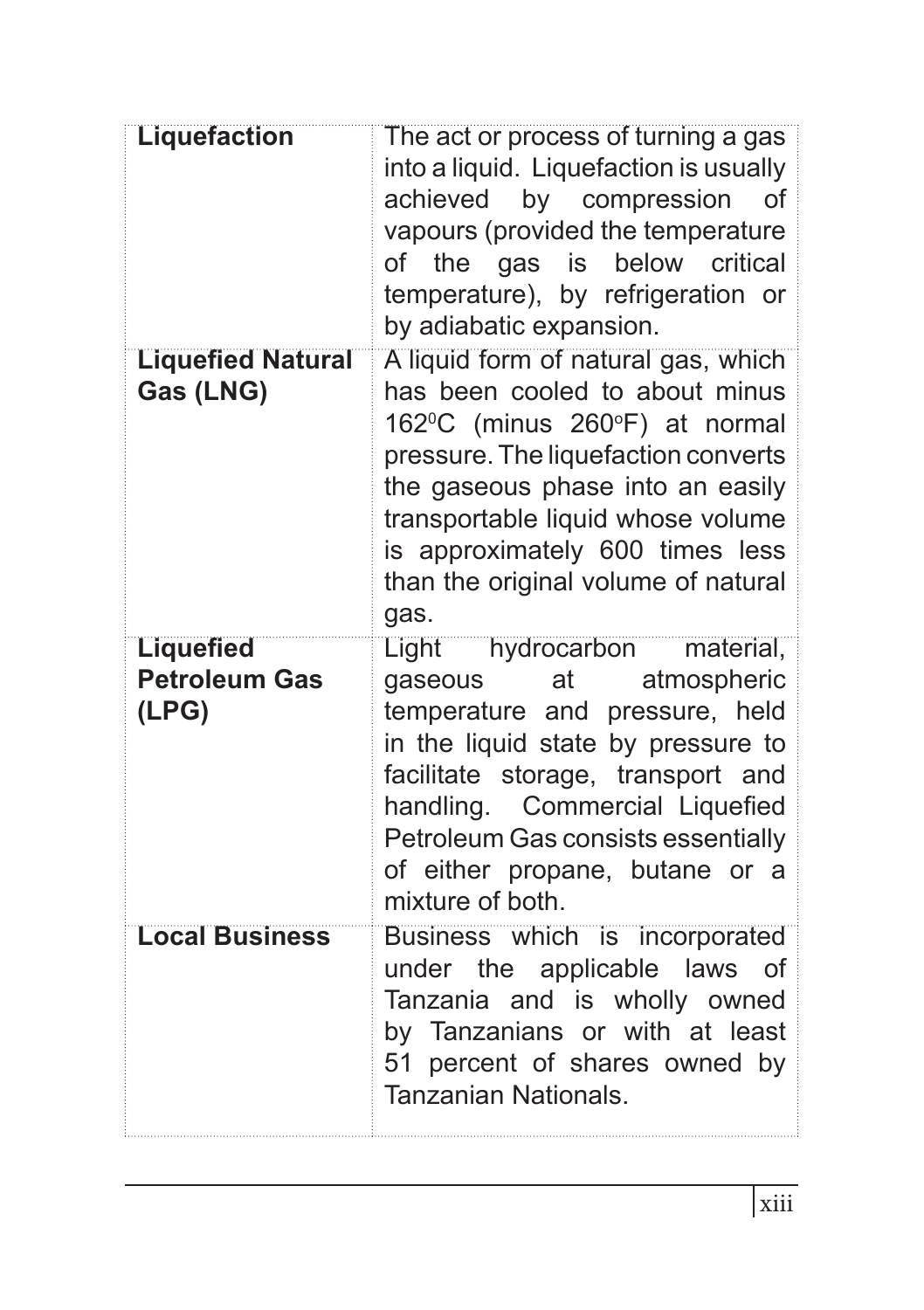| | |
|---|---|
| **Liquefaction** | The act or process of turning a gas into a liquid. Liquefaction is usually achieved by compression of vapours (provided the temperature of the gas is below critical temperature), by refrigeration or by adiabatic expansion. |
| **Liquefied Natural Gas (LNG)** | A liquid form of natural gas, which has been cooled to about minus 162$^0$C (minus 260$^o$F) at normal pressure. The liquefaction converts the gaseous phase into an easily transportable liquid whose volume is approximately 600 times less than the original volume of natural gas. |
| **Liquefied Petroleum Gas (LPG)** | Light hydrocarbon material, gaseous at atmospheric temperature and pressure, held in the liquid state by pressure to facilitate storage, transport and handling. Commercial Liquefied Petroleum Gas consists essentially of either propane, butane or a mixture of both. |
| **Local Business** | Business which is incorporated under the applicable laws of Tanzania and is wholly owned by Tanzanians or with at least 51 percent of shares owned by Tanzanian Nationals. |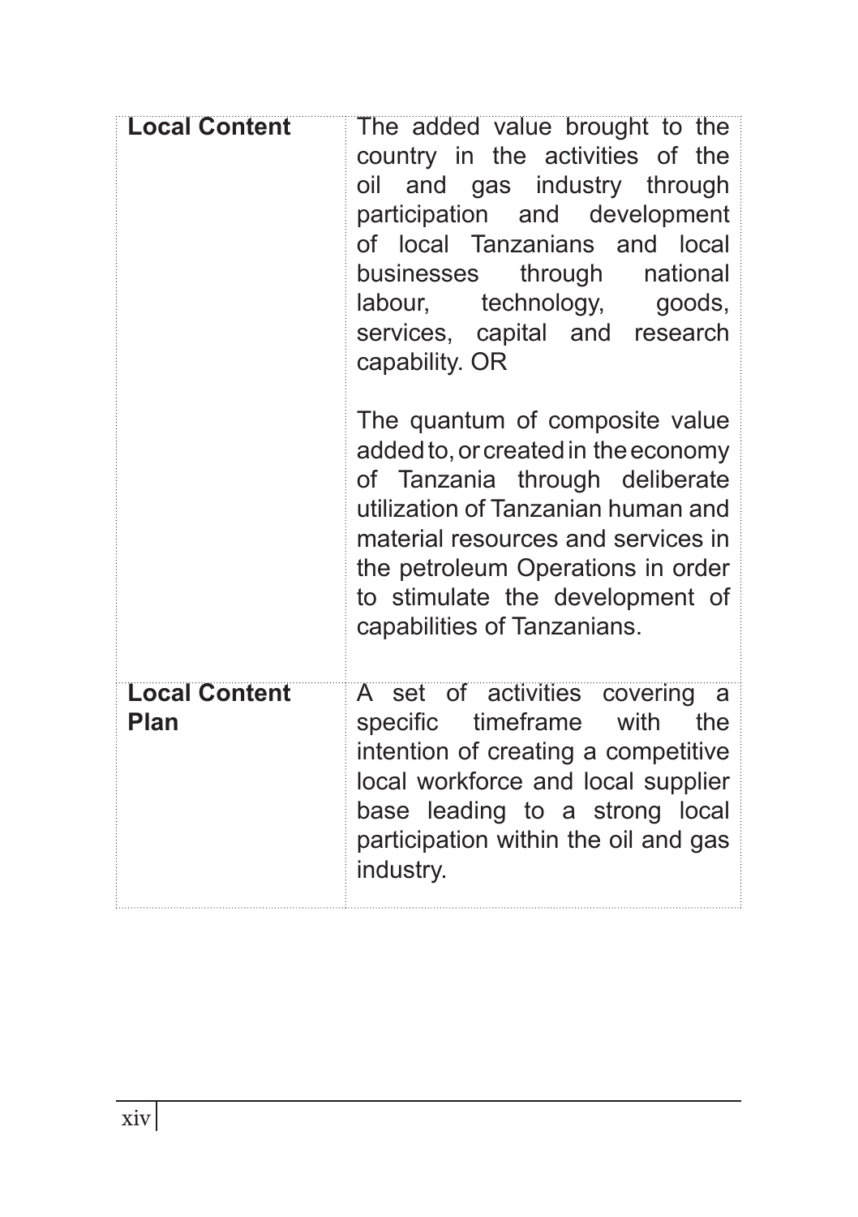| | |
|---|---|
| **Local Content** | The added value brought to the country in the activities of the oil and gas industry through participation and development of local Tanzanians and local businesses through national labour, technology, goods, services, capital and research capability. OR<br><br>The quantum of composite value added to, or created in the economy of Tanzania through deliberate utilization of Tanzanian human and material resources and services in the petroleum Operations in order to stimulate the development of capabilities of Tanzanians. |
| **Local Content Plan** | A set of activities covering a specific timeframe with the intention of creating a competitive local workforce and local supplier base leading to a strong local participation within the oil and gas industry. |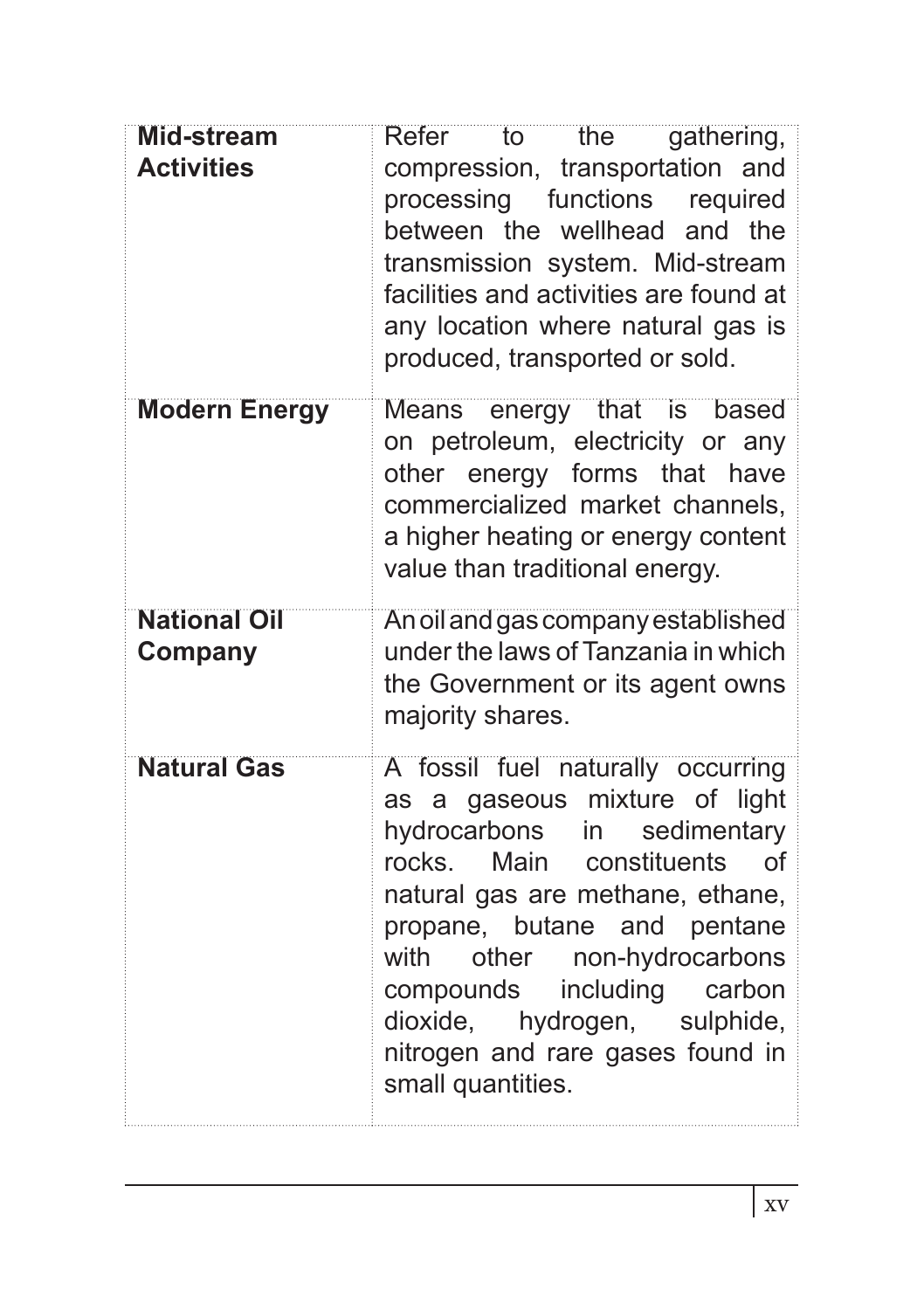| | |
|---|---|
| **Mid-stream Activities** | Refer to the gathering, compression, transportation and processing functions required between the wellhead and the transmission system. Mid-stream facilities and activities are found at any location where natural gas is produced, transported or sold. |
| **Modern Energy** | Means energy that is based on petroleum, electricity or any other energy forms that have commercialized market channels, a higher heating or energy content value than traditional energy. |
| **National Oil Company** | An oil and gas company established under the laws of Tanzania in which the Government or its agent owns majority shares. |
| **Natural Gas** | A fossil fuel naturally occurring as a gaseous mixture of light hydrocarbons in sedimentary rocks. Main constituents of natural gas are methane, ethane, propane, butane and pentane with other non-hydrocarbons compounds including carbon dioxide, hydrogen, sulphide, nitrogen and rare gases found in small quantities. |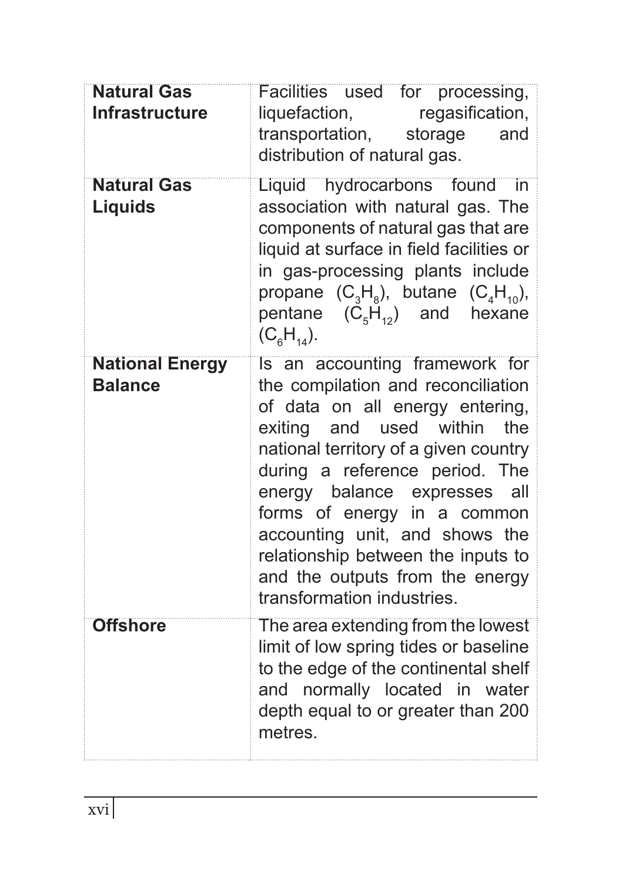| | |
|---|---|
| **Natural Gas Infrastructure** | Facilities used for processing, liquefaction, regasification, transportation, storage and distribution of natural gas. |
| **Natural Gas Liquids** | Liquid hydrocarbons found in association with natural gas. The components of natural gas that are liquid at surface in field facilities or in gas-processing plants include propane ($C_3H_8$), butane ($C_4H_{10}$), pentane ($C_5H_{12}$) and hexane ($C_6H_{14}$). |
| **National Energy Balance** | Is an accounting framework for the compilation and reconciliation of data on all energy entering, exiting and used within the national territory of a given country during a reference period. The energy balance expresses all forms of energy in a common accounting unit, and shows the relationship between the inputs to and the outputs from the energy transformation industries. |
| **Offshore** | The area extending from the lowest limit of low spring tides or baseline to the edge of the continental shelf and normally located in water depth equal to or greater than 200 metres. |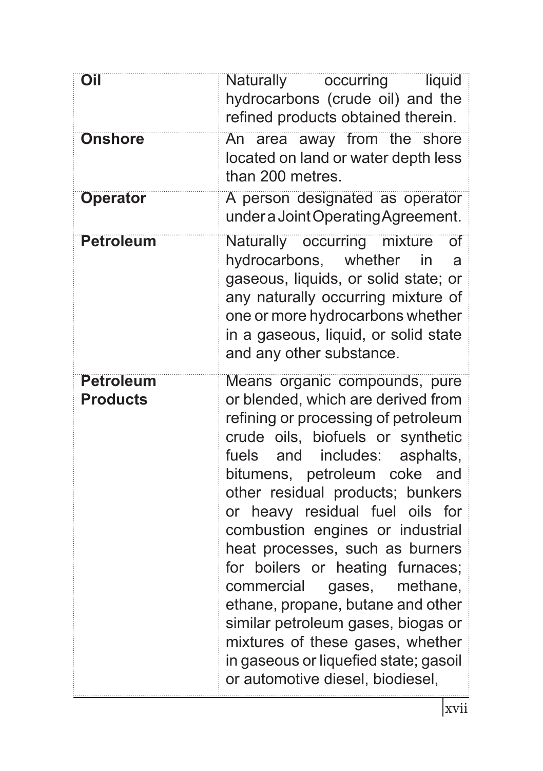| | |
|---|---|
| **Oil** | Naturally occurring liquid hydrocarbons (crude oil) and the refined products obtained therein. |
| **Onshore** | An area away from the shore located on land or water depth less than 200 metres. |
| **Operator** | A person designated as operator under a Joint Operating Agreement. |
| **Petroleum** | Naturally occurring mixture of hydrocarbons, whether in a gaseous, liquids, or solid state; or any naturally occurring mixture of one or more hydrocarbons whether in a gaseous, liquid, or solid state and any other substance. |
| **Petroleum Products** | Means organic compounds, pure or blended, which are derived from refining or processing of petroleum crude oils, biofuels or synthetic fuels and includes: asphalts, bitumens, petroleum coke and other residual products; bunkers or heavy residual fuel oils for combustion engines or industrial heat processes, such as burners for boilers or heating furnaces; commercial gases, methane, ethane, propane, butane and other similar petroleum gases, biogas or mixtures of these gases, whether in gaseous or liquefied state; gasoil or automotive diesel, biodiesel, |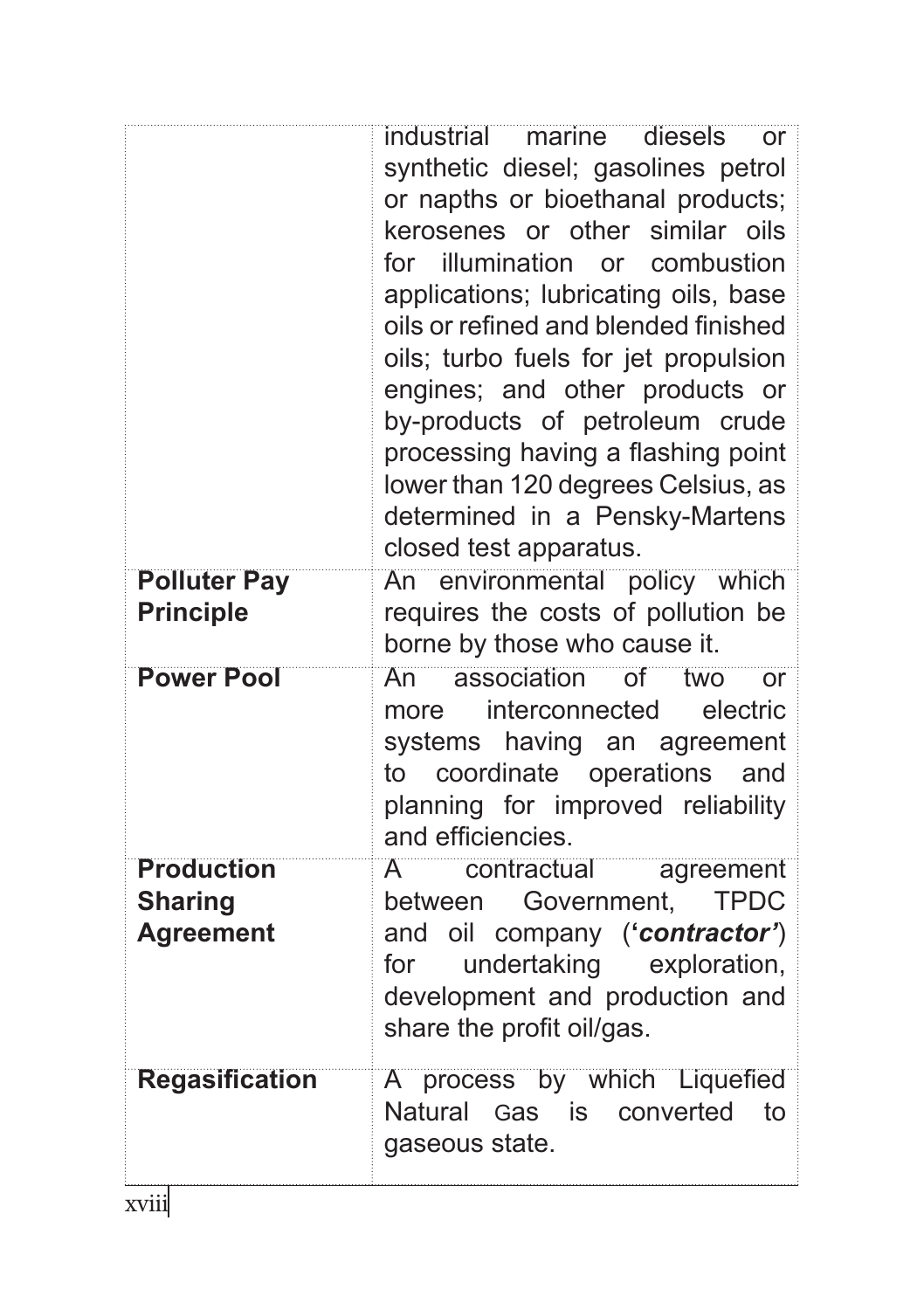| | |
|---|---|
| | industrial marine diesels or synthetic diesel; gasolines petrol or napths or bioethanal products; kerosenes or other similar oils for illumination or combustion applications; lubricating oils, base oils or refined and blended finished oils; turbo fuels for jet propulsion engines; and other products or by-products of petroleum crude processing having a flashing point lower than 120 degrees Celsius, as determined in a Pensky-Martens closed test apparatus. |
| **Polluter Pay Principle** | An environmental policy which requires the costs of pollution be borne by those who cause it. |
| **Power Pool** | An association of two or more interconnected electric systems having an agreement to coordinate operations and planning for improved reliability and efficiencies. |
| **Production Sharing Agreement** | A contractual agreement between Government, TPDC and oil company (**'*contractor'***) for undertaking exploration, development and production and share the profit oil/gas. |
| **Regasification** | A process by which Liquefied Natural Gas is converted to gaseous state. |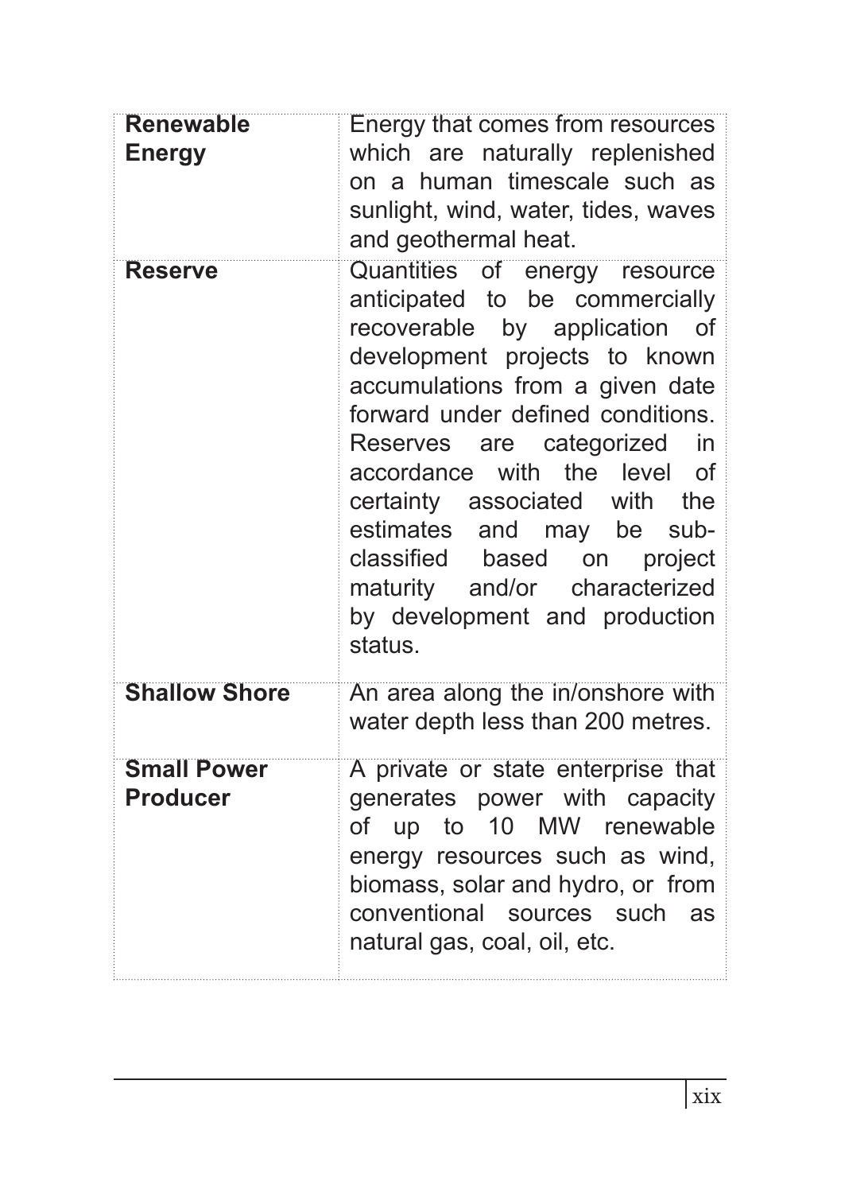| | |
|---|---|
| **Renewable Energy** | Energy that comes from resources which are naturally replenished on a human timescale such as sunlight, wind, water, tides, waves and geothermal heat. |
| **Reserve** | Quantities of energy resource anticipated to be commercially recoverable by application of development projects to known accumulations from a given date forward under defined conditions. Reserves are categorized in accordance with the level of certainty associated with the estimates and may be sub-classified based on project maturity and/or characterized by development and production status. |
| **Shallow Shore** | An area along the in/onshore with water depth less than 200 metres. |
| **Small Power Producer** | A private or state enterprise that generates power with capacity of up to 10 MW renewable energy resources such as wind, biomass, solar and hydro, or from conventional sources such as natural gas, coal, oil, etc. |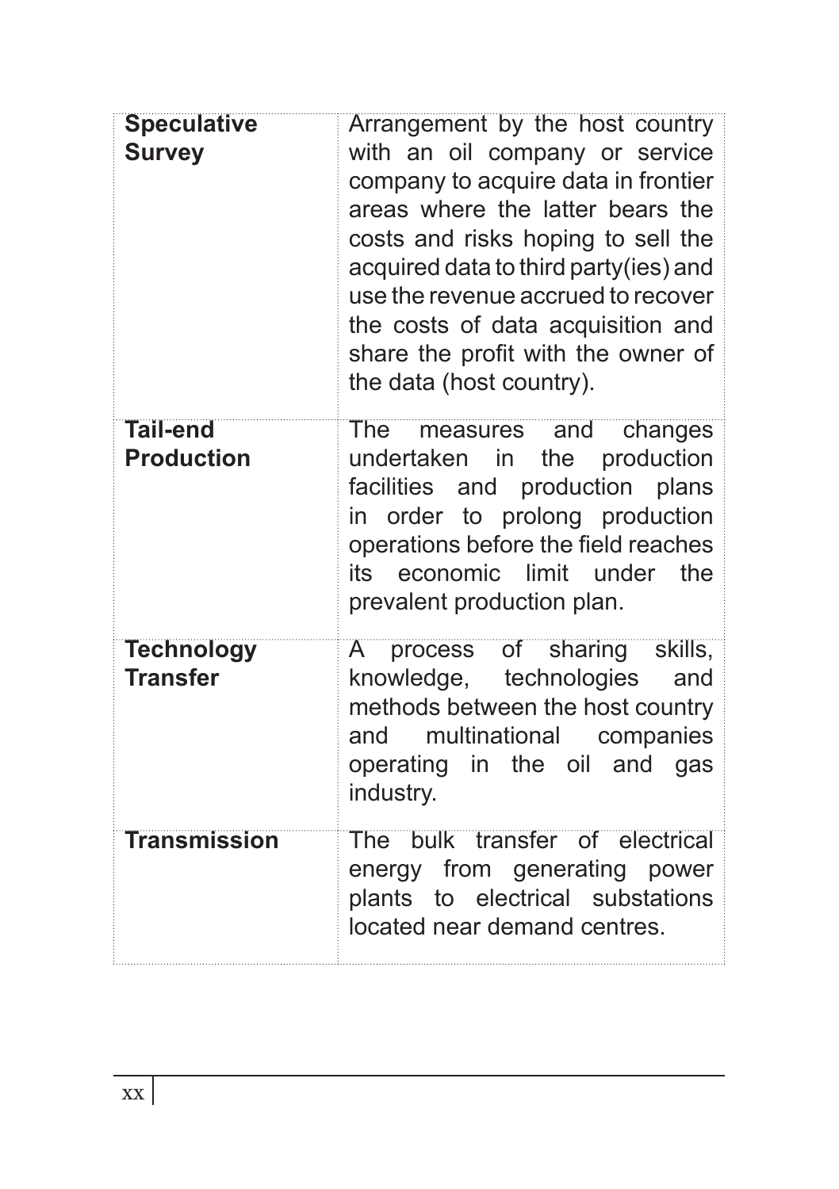| | |
|---|---|
| **Speculative Survey** | Arrangement by the host country with an oil company or service company to acquire data in frontier areas where the latter bears the costs and risks hoping to sell the acquired data to third party(ies) and use the revenue accrued to recover the costs of data acquisition and share the profit with the owner of the data (host country). |
| **Tail-end Production** | The measures and changes undertaken in the production facilities and production plans in order to prolong production operations before the field reaches its economic limit under the prevalent production plan. |
| **Technology Transfer** | A process of sharing skills, knowledge, technologies and methods between the host country and multinational companies operating in the oil and gas industry. |
| **Transmission** | The bulk transfer of electrical energy from generating power plants to electrical substations located near demand centres. |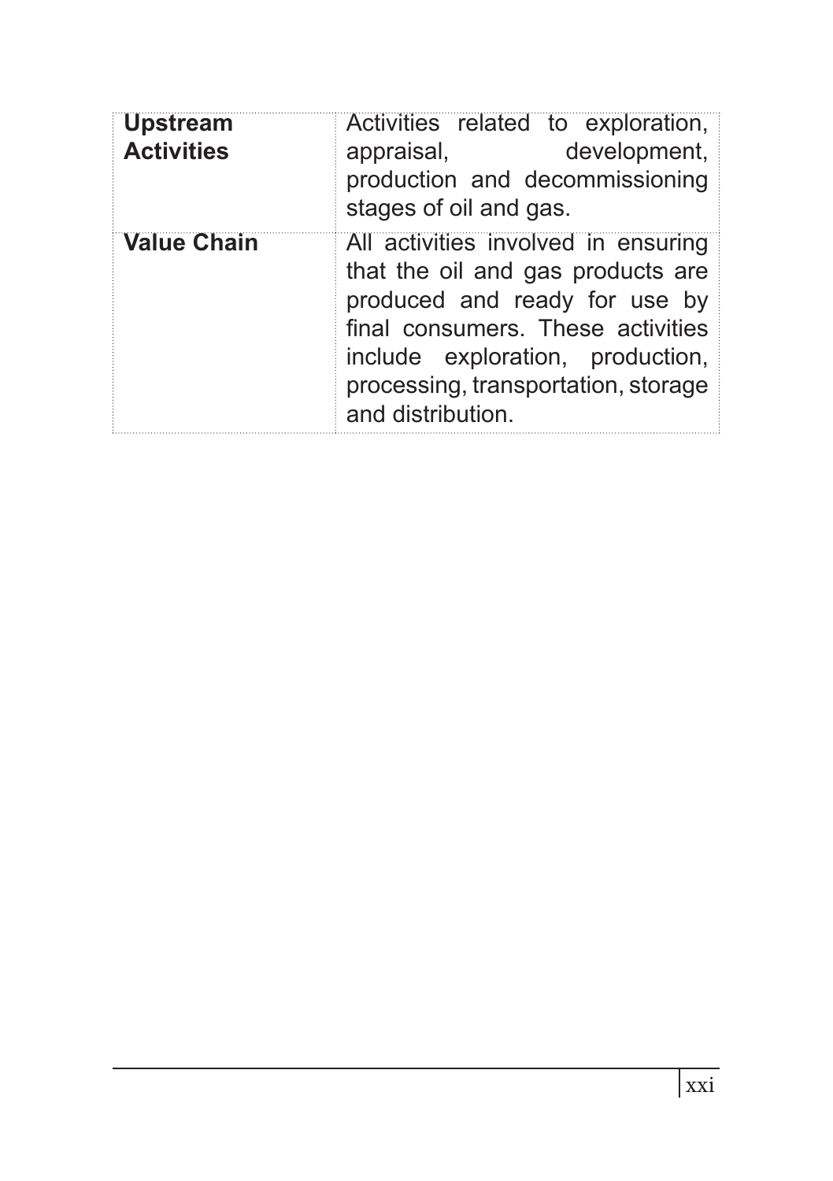| | |
|---|---|
| **Upstream Activities** | Activities related to exploration, appraisal, development, production and decommissioning stages of oil and gas. |
| **Value Chain** | All activities involved in ensuring that the oil and gas products are produced and ready for use by final consumers. These activities include exploration, production, processing, transportation, storage and distribution. |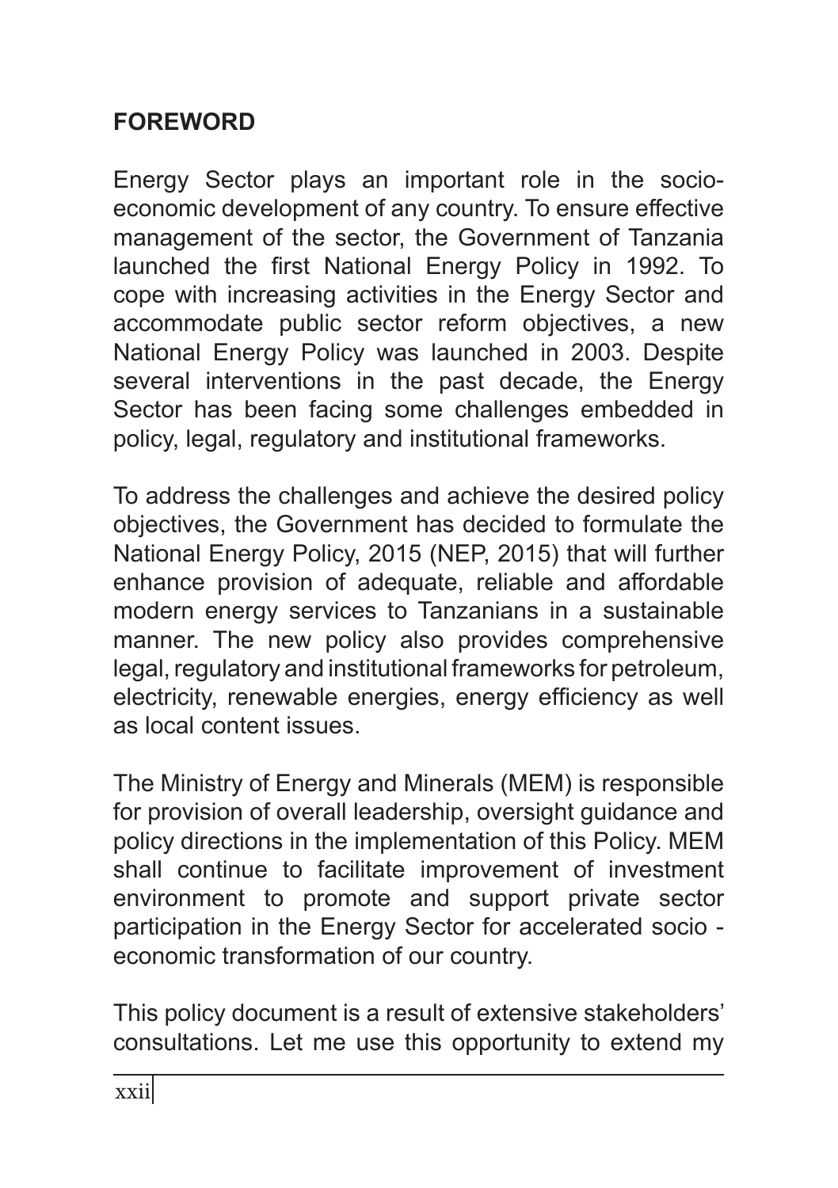## FOREWORD

Energy Sector plays an important role in the socio-economic development of any country. To ensure effective management of the sector, the Government of Tanzania launched the first National Energy Policy in 1992. To cope with increasing activities in the Energy Sector and accommodate public sector reform objectives, a new National Energy Policy was launched in 2003. Despite several interventions in the past decade, the Energy Sector has been facing some challenges embedded in policy, legal, regulatory and institutional frameworks.

To address the challenges and achieve the desired policy objectives, the Government has decided to formulate the National Energy Policy, 2015 (NEP, 2015) that will further enhance provision of adequate, reliable and affordable modern energy services to Tanzanians in a sustainable manner. The new policy also provides comprehensive legal, regulatory and institutional frameworks for petroleum, electricity, renewable energies, energy efficiency as well as local content issues.

The Ministry of Energy and Minerals (MEM) is responsible for provision of overall leadership, oversight guidance and policy directions in the implementation of this Policy. MEM shall continue to facilitate improvement of investment environment to promote and support private sector participation in the Energy Sector for accelerated socio - economic transformation of our country.

This policy document is a result of extensive stakeholders' consultations. Let me use this opportunity to extend my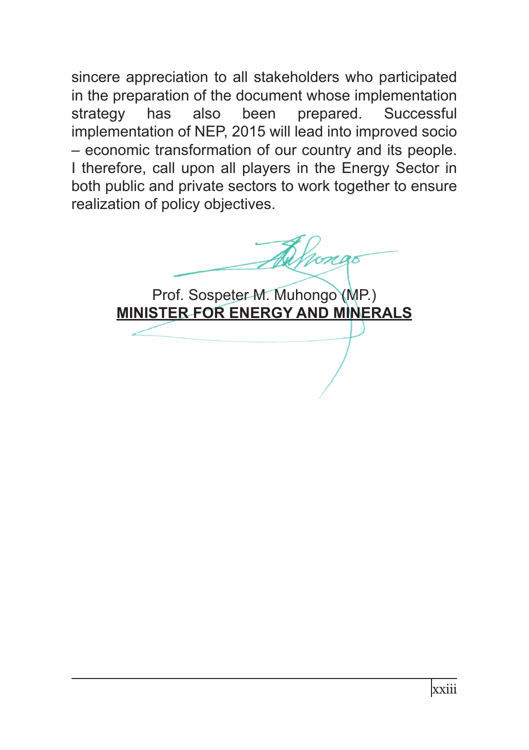sincere appreciation to all stakeholders who participated in the preparation of the document whose implementation strategy has also been prepared. Successful implementation of NEP, 2015 will lead into improved socio – economic transformation of our country and its people. I therefore, call upon all players in the Energy Sector in both public and private sectors to work together to ensure realization of policy objectives.

Prof. Sospeter M. Muhongo (MP.)
**MINISTER FOR ENERGY AND MINERALS**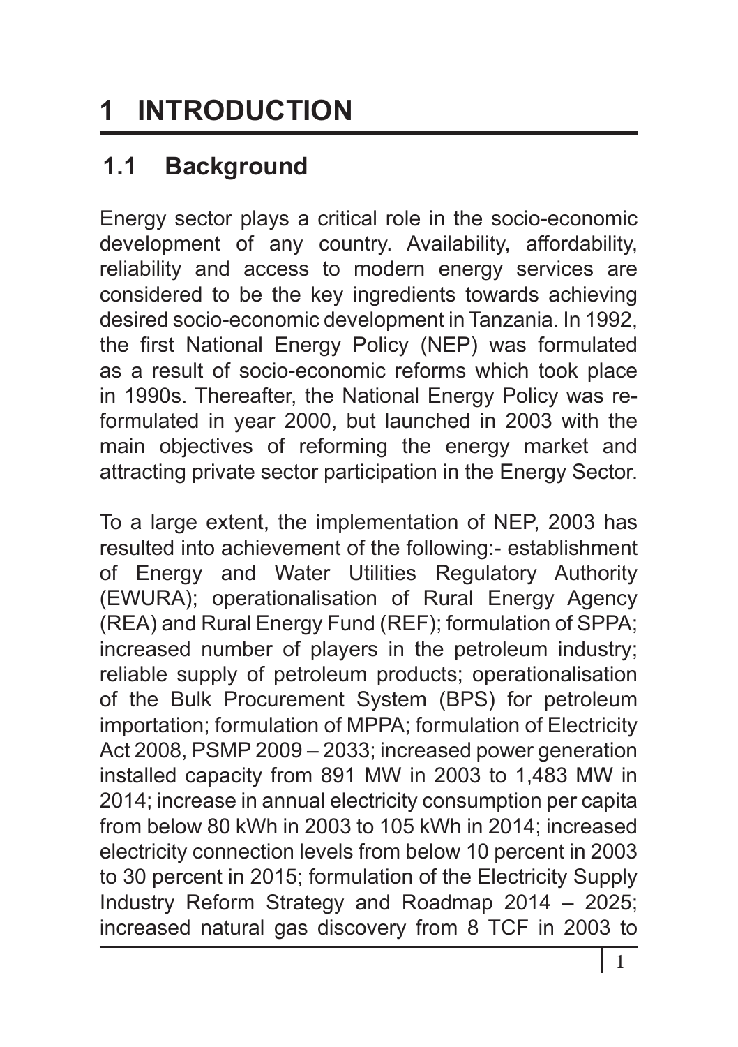# 1 INTRODUCTION

## 1.1 Background

Energy sector plays a critical role in the socio-economic development of any country. Availability, affordability, reliability and access to modern energy services are considered to be the key ingredients towards achieving desired socio-economic development in Tanzania. In 1992, the first National Energy Policy (NEP) was formulated as a result of socio-economic reforms which took place in 1990s. Thereafter, the National Energy Policy was re-formulated in year 2000, but launched in 2003 with the main objectives of reforming the energy market and attracting private sector participation in the Energy Sector.

To a large extent, the implementation of NEP, 2003 has resulted into achievement of the following:- establishment of Energy and Water Utilities Regulatory Authority (EWURA); operationalisation of Rural Energy Agency (REA) and Rural Energy Fund (REF); formulation of SPPA; increased number of players in the petroleum industry; reliable supply of petroleum products; operationalisation of the Bulk Procurement System (BPS) for petroleum importation; formulation of MPPA; formulation of Electricity Act 2008, PSMP 2009 – 2033; increased power generation installed capacity from 891 MW in 2003 to 1,483 MW in 2014; increase in annual electricity consumption per capita from below 80 kWh in 2003 to 105 kWh in 2014; increased electricity connection levels from below 10 percent in 2003 to 30 percent in 2015; formulation of the Electricity Supply Industry Reform Strategy and Roadmap 2014 – 2025; increased natural gas discovery from 8 TCF in 2003 to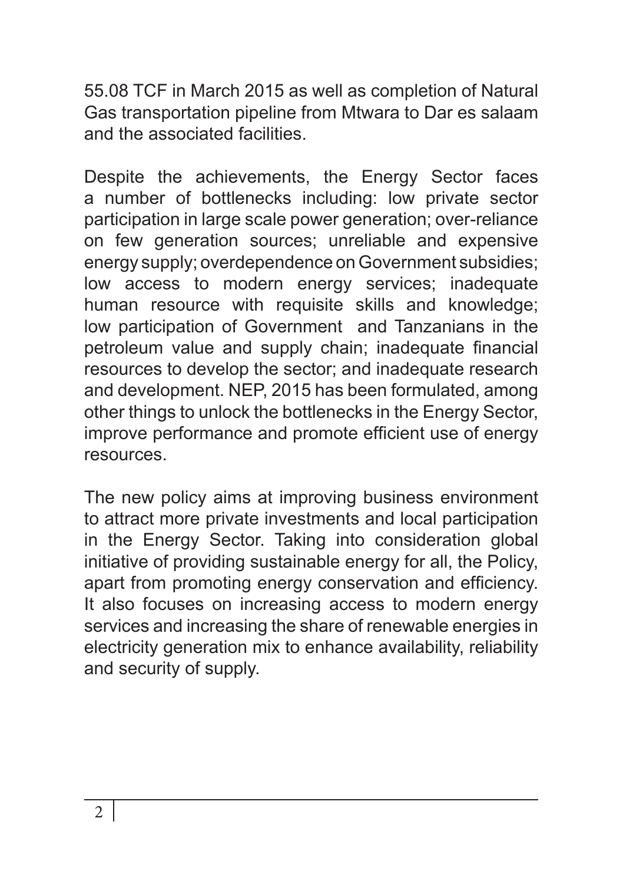55.08 TCF in March 2015 as well as completion of Natural Gas transportation pipeline from Mtwara to Dar es salaam and the associated facilities.

Despite the achievements, the Energy Sector faces a number of bottlenecks including: low private sector participation in large scale power generation; over-reliance on few generation sources; unreliable and expensive energy supply; overdependence on Government subsidies; low access to modern energy services; inadequate human resource with requisite skills and knowledge; low participation of Government and Tanzanians in the petroleum value and supply chain; inadequate financial resources to develop the sector; and inadequate research and development. NEP, 2015 has been formulated, among other things to unlock the bottlenecks in the Energy Sector, improve performance and promote efficient use of energy resources.

The new policy aims at improving business environment to attract more private investments and local participation in the Energy Sector. Taking into consideration global initiative of providing sustainable energy for all, the Policy, apart from promoting energy conservation and efficiency. It also focuses on increasing access to modern energy services and increasing the share of renewable energies in electricity generation mix to enhance availability, reliability and security of supply.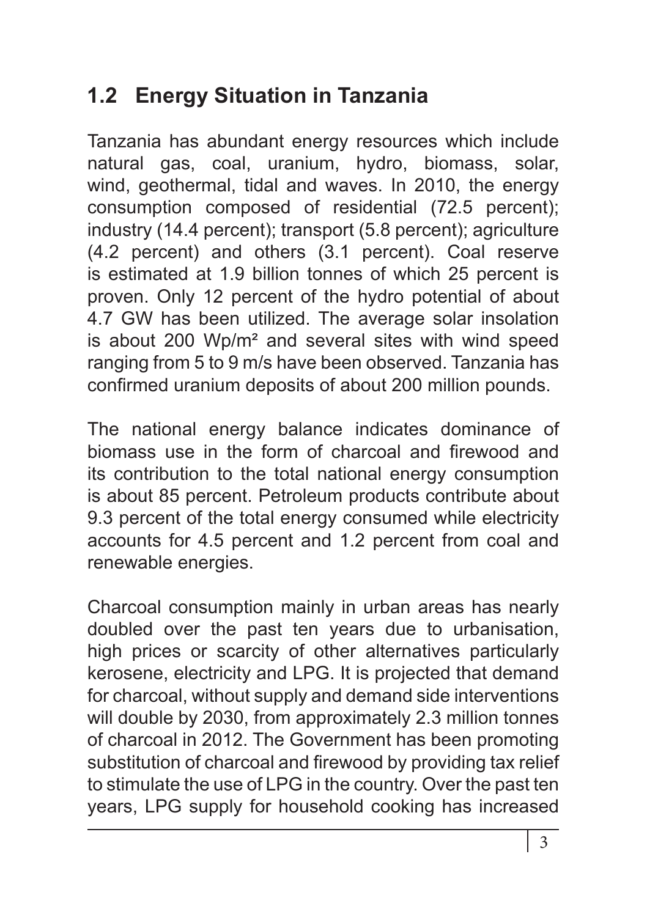## 1.2 Energy Situation in Tanzania

Tanzania has abundant energy resources which include natural gas, coal, uranium, hydro, biomass, solar, wind, geothermal, tidal and waves. In 2010, the energy consumption composed of residential (72.5 percent); industry (14.4 percent); transport (5.8 percent); agriculture (4.2 percent) and others (3.1 percent). Coal reserve is estimated at 1.9 billion tonnes of which 25 percent is proven. Only 12 percent of the hydro potential of about 4.7 GW has been utilized. The average solar insolation is about 200 Wp/m² and several sites with wind speed ranging from 5 to 9 m/s have been observed. Tanzania has confirmed uranium deposits of about 200 million pounds.

The national energy balance indicates dominance of biomass use in the form of charcoal and firewood and its contribution to the total national energy consumption is about 85 percent. Petroleum products contribute about 9.3 percent of the total energy consumed while electricity accounts for 4.5 percent and 1.2 percent from coal and renewable energies.

Charcoal consumption mainly in urban areas has nearly doubled over the past ten years due to urbanisation, high prices or scarcity of other alternatives particularly kerosene, electricity and LPG. It is projected that demand for charcoal, without supply and demand side interventions will double by 2030, from approximately 2.3 million tonnes of charcoal in 2012. The Government has been promoting substitution of charcoal and firewood by providing tax relief to stimulate the use of LPG in the country. Over the past ten years, LPG supply for household cooking has increased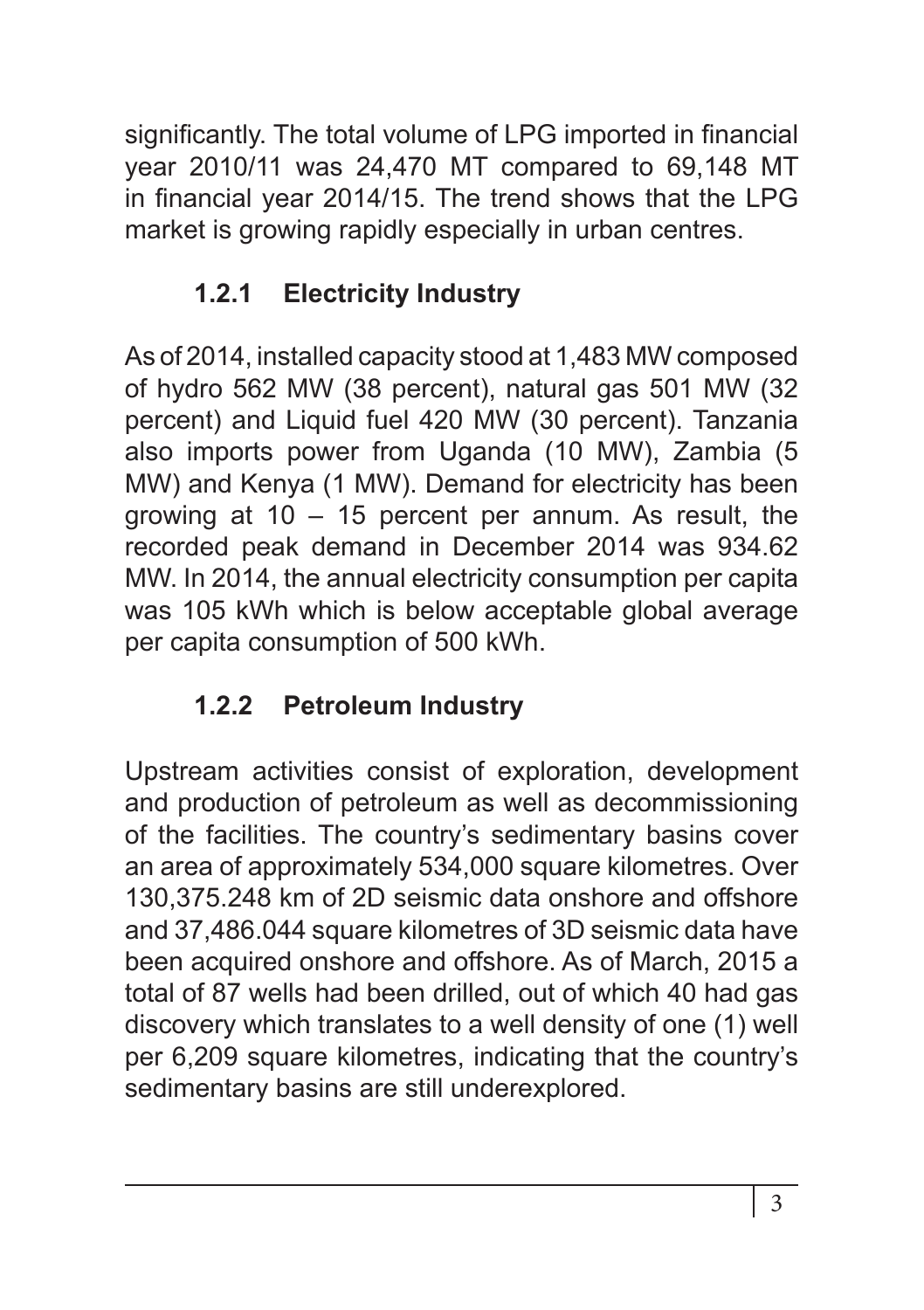significantly. The total volume of LPG imported in financial year 2010/11 was 24,470 MT compared to 69,148 MT in financial year 2014/15. The trend shows that the LPG market is growing rapidly especially in urban centres.

### 1.2.1 Electricity Industry

As of 2014, installed capacity stood at 1,483 MW composed of hydro 562 MW (38 percent), natural gas 501 MW (32 percent) and Liquid fuel 420 MW (30 percent). Tanzania also imports power from Uganda (10 MW), Zambia (5 MW) and Kenya (1 MW). Demand for electricity has been growing at 10 – 15 percent per annum. As result, the recorded peak demand in December 2014 was 934.62 MW. In 2014, the annual electricity consumption per capita was 105 kWh which is below acceptable global average per capita consumption of 500 kWh.

### 1.2.2 Petroleum Industry

Upstream activities consist of exploration, development and production of petroleum as well as decommissioning of the facilities. The country's sedimentary basins cover an area of approximately 534,000 square kilometres. Over 130,375.248 km of 2D seismic data onshore and offshore and 37,486.044 square kilometres of 3D seismic data have been acquired onshore and offshore. As of March, 2015 a total of 87 wells had been drilled, out of which 40 had gas discovery which translates to a well density of one (1) well per 6,209 square kilometres, indicating that the country's sedimentary basins are still underexplored.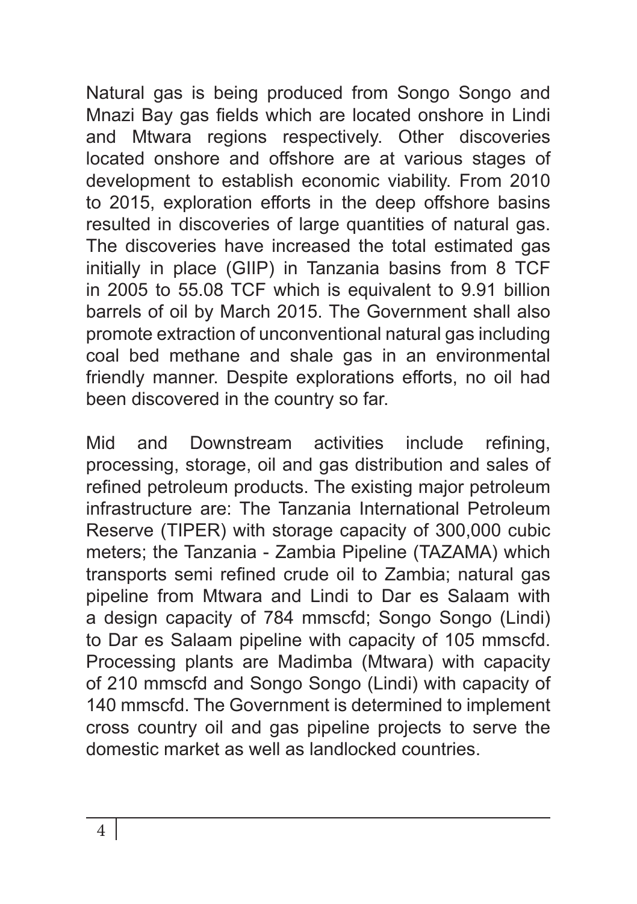Natural gas is being produced from Songo Songo and Mnazi Bay gas fields which are located onshore in Lindi and Mtwara regions respectively. Other discoveries located onshore and offshore are at various stages of development to establish economic viability. From 2010 to 2015, exploration efforts in the deep offshore basins resulted in discoveries of large quantities of natural gas. The discoveries have increased the total estimated gas initially in place (GIIP) in Tanzania basins from 8 TCF in 2005 to 55.08 TCF which is equivalent to 9.91 billion barrels of oil by March 2015. The Government shall also promote extraction of unconventional natural gas including coal bed methane and shale gas in an environmental friendly manner. Despite explorations efforts, no oil had been discovered in the country so far.

Mid and Downstream activities include refining, processing, storage, oil and gas distribution and sales of refined petroleum products. The existing major petroleum infrastructure are: The Tanzania International Petroleum Reserve (TIPER) with storage capacity of 300,000 cubic meters; the Tanzania - Zambia Pipeline (TAZAMA) which transports semi refined crude oil to Zambia; natural gas pipeline from Mtwara and Lindi to Dar es Salaam with a design capacity of 784 mmscfd; Songo Songo (Lindi) to Dar es Salaam pipeline with capacity of 105 mmscfd. Processing plants are Madimba (Mtwara) with capacity of 210 mmscfd and Songo Songo (Lindi) with capacity of 140 mmscfd. The Government is determined to implement cross country oil and gas pipeline projects to serve the domestic market as well as landlocked countries.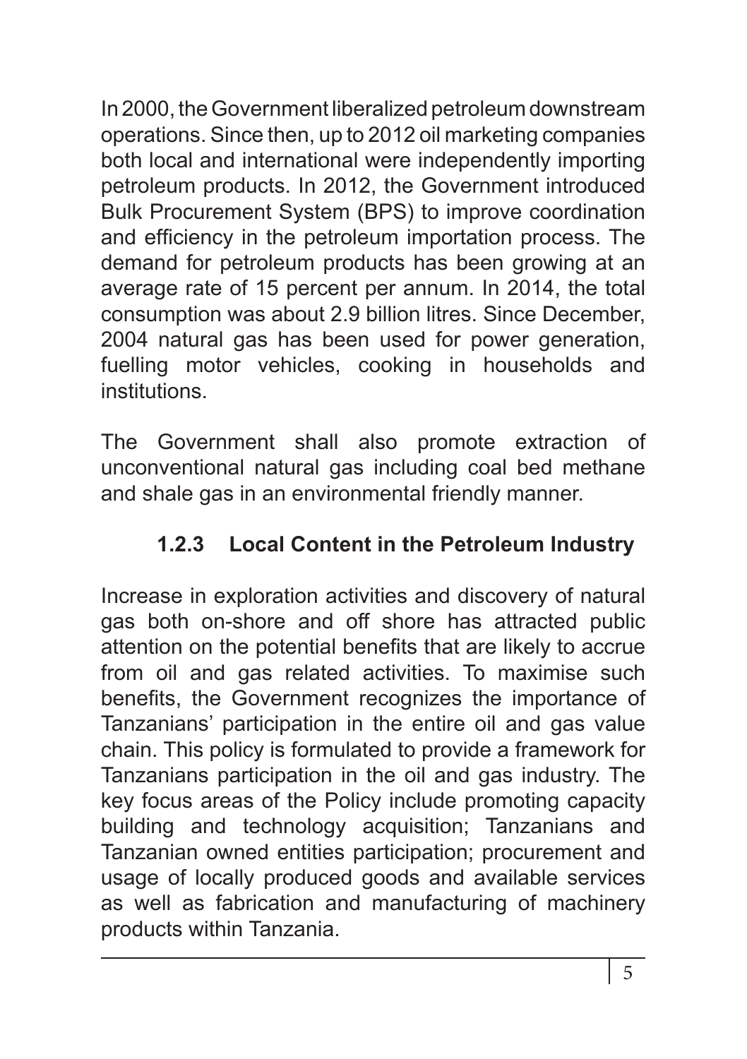In 2000, the Government liberalized petroleum downstream operations. Since then, up to 2012 oil marketing companies both local and international were independently importing petroleum products. In 2012, the Government introduced Bulk Procurement System (BPS) to improve coordination and efficiency in the petroleum importation process. The demand for petroleum products has been growing at an average rate of 15 percent per annum. In 2014, the total consumption was about 2.9 billion litres. Since December, 2004 natural gas has been used for power generation, fuelling motor vehicles, cooking in households and institutions.

The Government shall also promote extraction of unconventional natural gas including coal bed methane and shale gas in an environmental friendly manner.

### 1.2.3 Local Content in the Petroleum Industry

Increase in exploration activities and discovery of natural gas both on-shore and off shore has attracted public attention on the potential benefits that are likely to accrue from oil and gas related activities. To maximise such benefits, the Government recognizes the importance of Tanzanians' participation in the entire oil and gas value chain. This policy is formulated to provide a framework for Tanzanians participation in the oil and gas industry. The key focus areas of the Policy include promoting capacity building and technology acquisition; Tanzanians and Tanzanian owned entities participation; procurement and usage of locally produced goods and available services as well as fabrication and manufacturing of machinery products within Tanzania.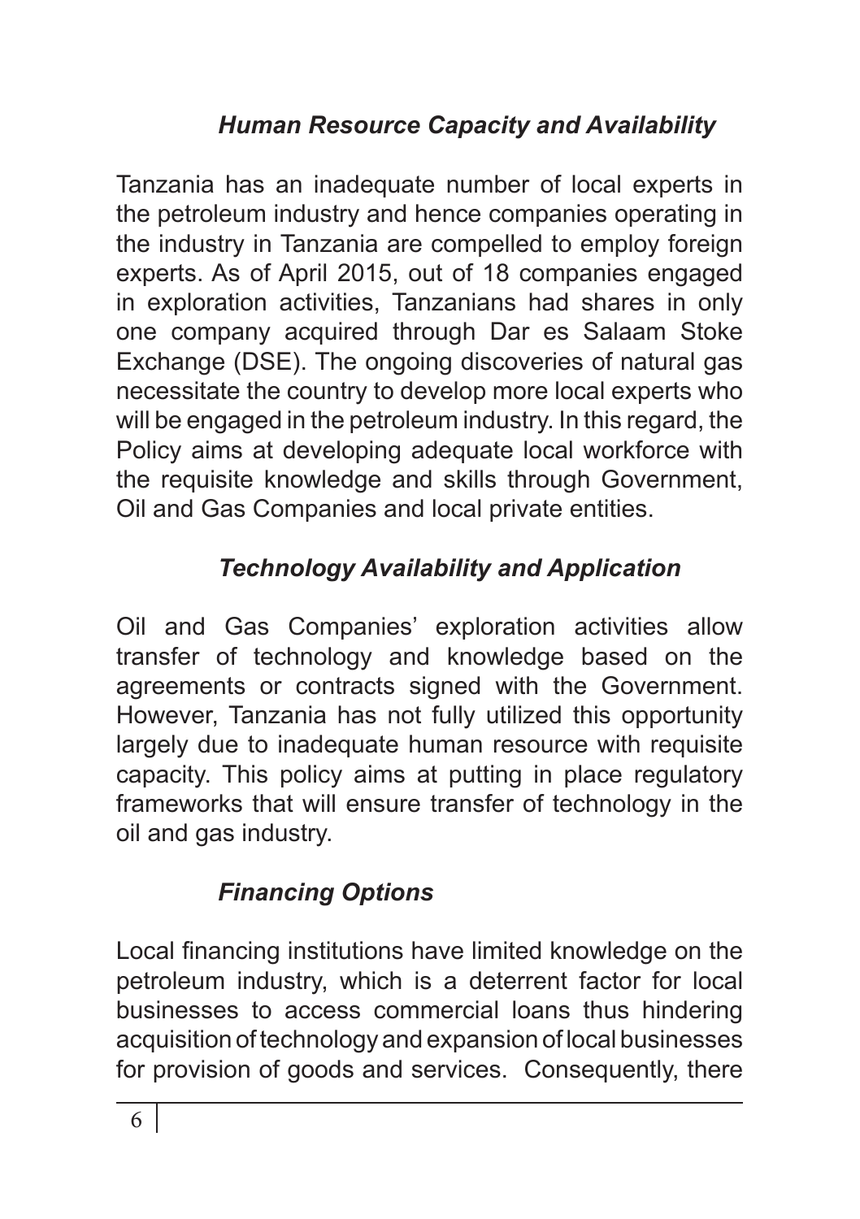### *Human Resource Capacity and Availability*

Tanzania has an inadequate number of local experts in the petroleum industry and hence companies operating in the industry in Tanzania are compelled to employ foreign experts. As of April 2015, out of 18 companies engaged in exploration activities, Tanzanians had shares in only one company acquired through Dar es Salaam Stoke Exchange (DSE). The ongoing discoveries of natural gas necessitate the country to develop more local experts who will be engaged in the petroleum industry. In this regard, the Policy aims at developing adequate local workforce with the requisite knowledge and skills through Government, Oil and Gas Companies and local private entities.

### *Technology Availability and Application*

Oil and Gas Companies' exploration activities allow transfer of technology and knowledge based on the agreements or contracts signed with the Government. However, Tanzania has not fully utilized this opportunity largely due to inadequate human resource with requisite capacity. This policy aims at putting in place regulatory frameworks that will ensure transfer of technology in the oil and gas industry.

### *Financing Options*

Local financing institutions have limited knowledge on the petroleum industry, which is a deterrent factor for local businesses to access commercial loans thus hindering acquisition of technology and expansion of local businesses for provision of goods and services. Consequently, there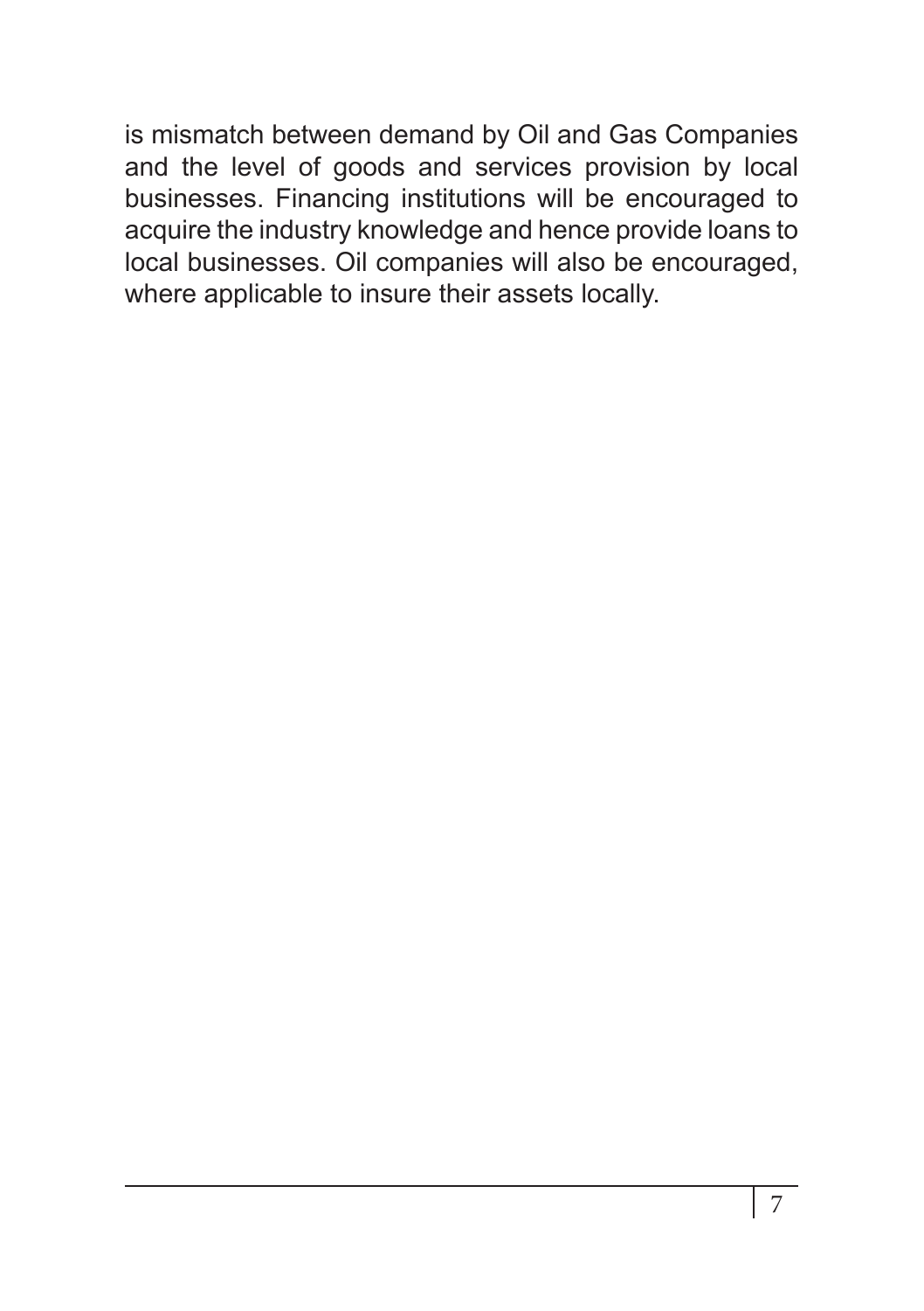is mismatch between demand by Oil and Gas Companies and the level of goods and services provision by local businesses. Financing institutions will be encouraged to acquire the industry knowledge and hence provide loans to local businesses. Oil companies will also be encouraged, where applicable to insure their assets locally.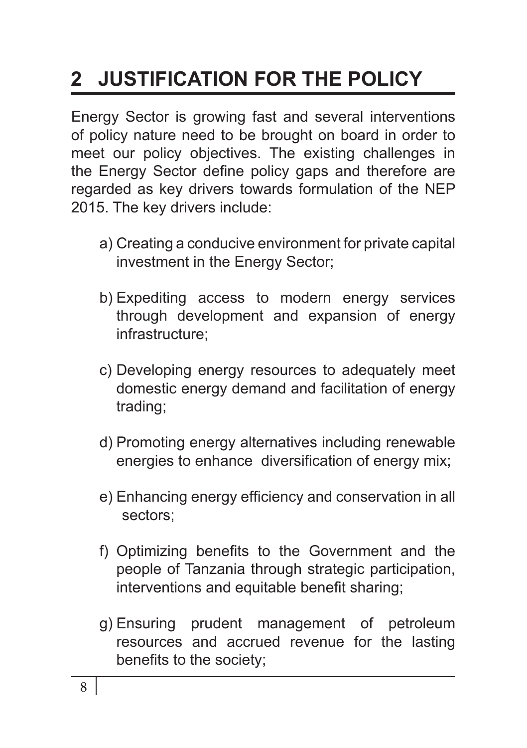# 2 JUSTIFICATION FOR THE POLICY

Energy Sector is growing fast and several interventions of policy nature need to be brought on board in order to meet our policy objectives. The existing challenges in the Energy Sector define policy gaps and therefore are regarded as key drivers towards formulation of the NEP 2015. The key drivers include:

a) Creating a conducive environment for private capital investment in the Energy Sector;

b) Expediting access to modern energy services through development and expansion of energy infrastructure;

c) Developing energy resources to adequately meet domestic energy demand and facilitation of energy trading;

d) Promoting energy alternatives including renewable energies to enhance diversification of energy mix;

e) Enhancing energy efficiency and conservation in all sectors;

f) Optimizing benefits to the Government and the people of Tanzania through strategic participation, interventions and equitable benefit sharing;

g) Ensuring prudent management of petroleum resources and accrued revenue for the lasting benefits to the society;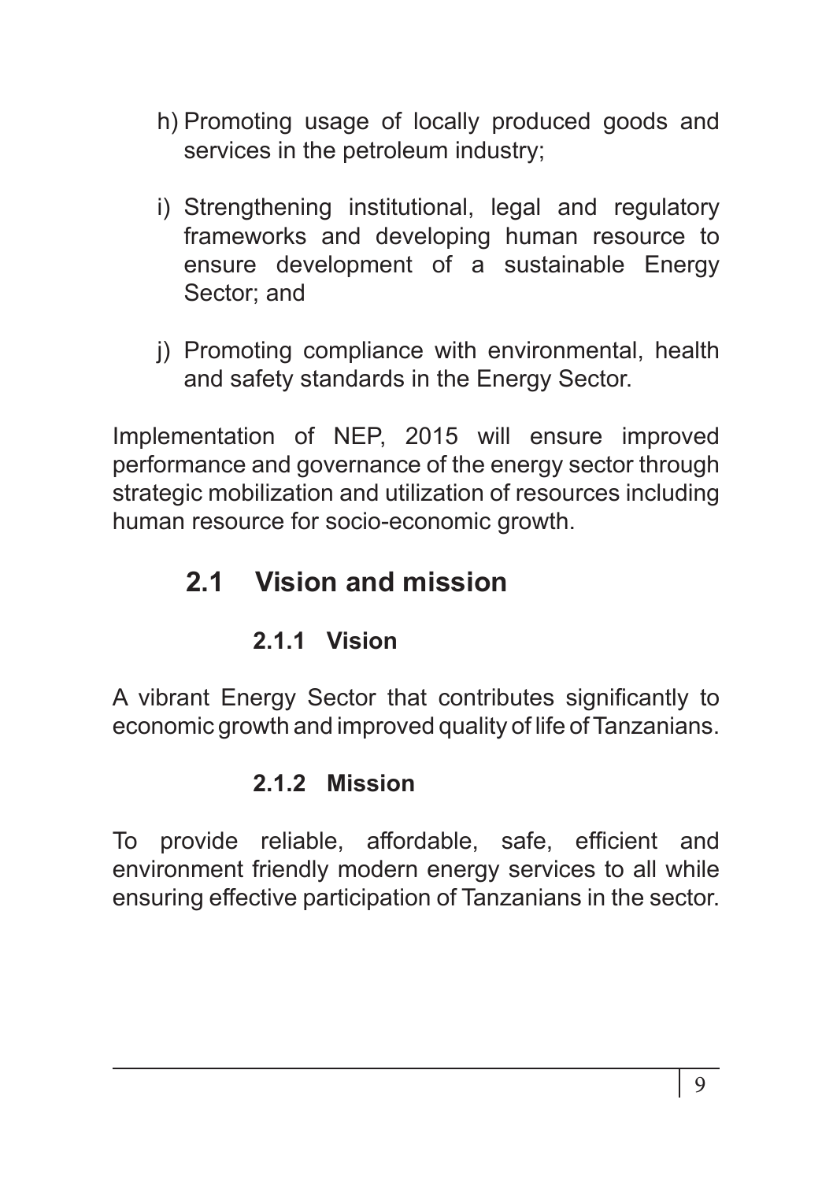h) Promoting usage of locally produced goods and services in the petroleum industry;

i) Strengthening institutional, legal and regulatory frameworks and developing human resource to ensure development of a sustainable Energy Sector; and

j) Promoting compliance with environmental, health and safety standards in the Energy Sector.

Implementation of NEP, 2015 will ensure improved performance and governance of the energy sector through strategic mobilization and utilization of resources including human resource for socio-economic growth.

## 2.1 Vision and mission

### 2.1.1 Vision

A vibrant Energy Sector that contributes significantly to economic growth and improved quality of life of Tanzanians.

### 2.1.2 Mission

To provide reliable, affordable, safe, efficient and environment friendly modern energy services to all while ensuring effective participation of Tanzanians in the sector.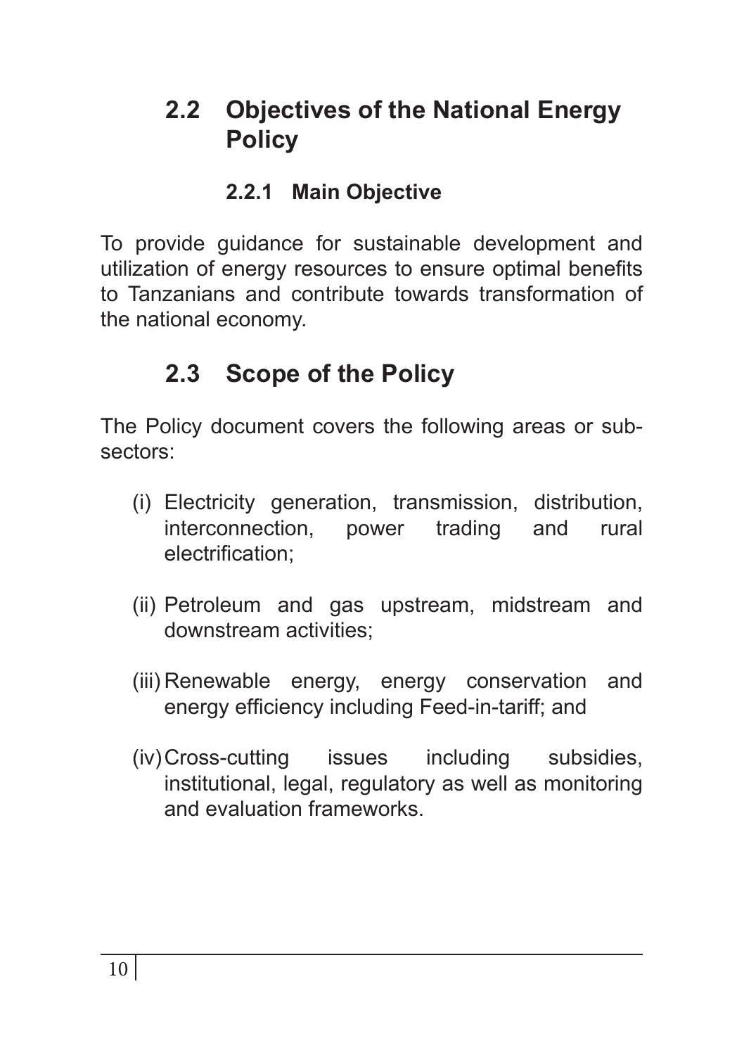## 2.2 Objectives of the National Energy Policy

### 2.2.1 Main Objective

To provide guidance for sustainable development and utilization of energy resources to ensure optimal benefits to Tanzanians and contribute towards transformation of the national economy.

## 2.3 Scope of the Policy

The Policy document covers the following areas or sub-sectors:

(i) Electricity generation, transmission, distribution, interconnection, power trading and rural electrification;

(ii) Petroleum and gas upstream, midstream and downstream activities;

(iii) Renewable energy, energy conservation and energy efficiency including Feed-in-tariff; and

(iv) Cross-cutting issues including subsidies, institutional, legal, regulatory as well as monitoring and evaluation frameworks.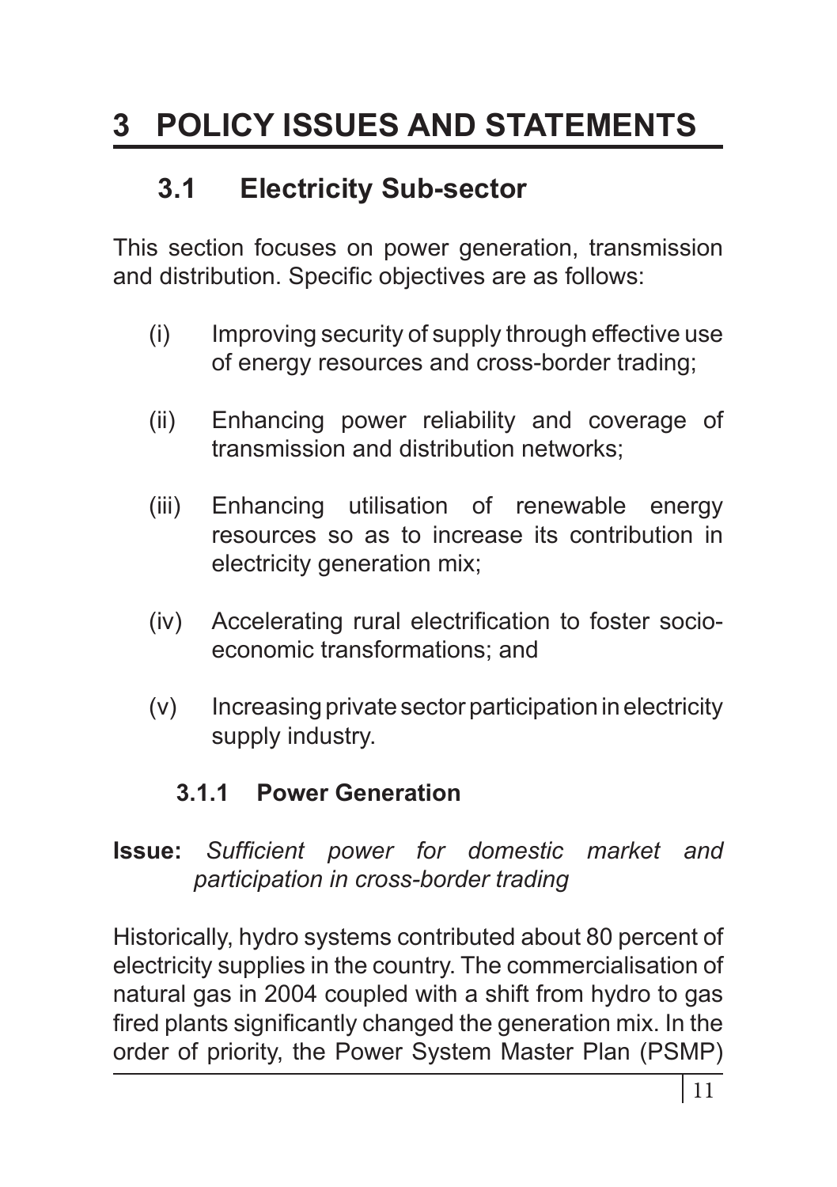# 3 POLICY ISSUES AND STATEMENTS

## 3.1 Electricity Sub-sector

This section focuses on power generation, transmission and distribution. Specific objectives are as follows:

(i) Improving security of supply through effective use of energy resources and cross-border trading;

(ii) Enhancing power reliability and coverage of transmission and distribution networks;

(iii) Enhancing utilisation of renewable energy resources so as to increase its contribution in electricity generation mix;

(iv) Accelerating rural electrification to foster socio-economic transformations; and

(v) Increasing private sector participation in electricity supply industry.

### 3.1.1 Power Generation

**Issue:** *Sufficient power for domestic market and participation in cross-border trading*

Historically, hydro systems contributed about 80 percent of electricity supplies in the country. The commercialisation of natural gas in 2004 coupled with a shift from hydro to gas fired plants significantly changed the generation mix. In the order of priority, the Power System Master Plan (PSMP)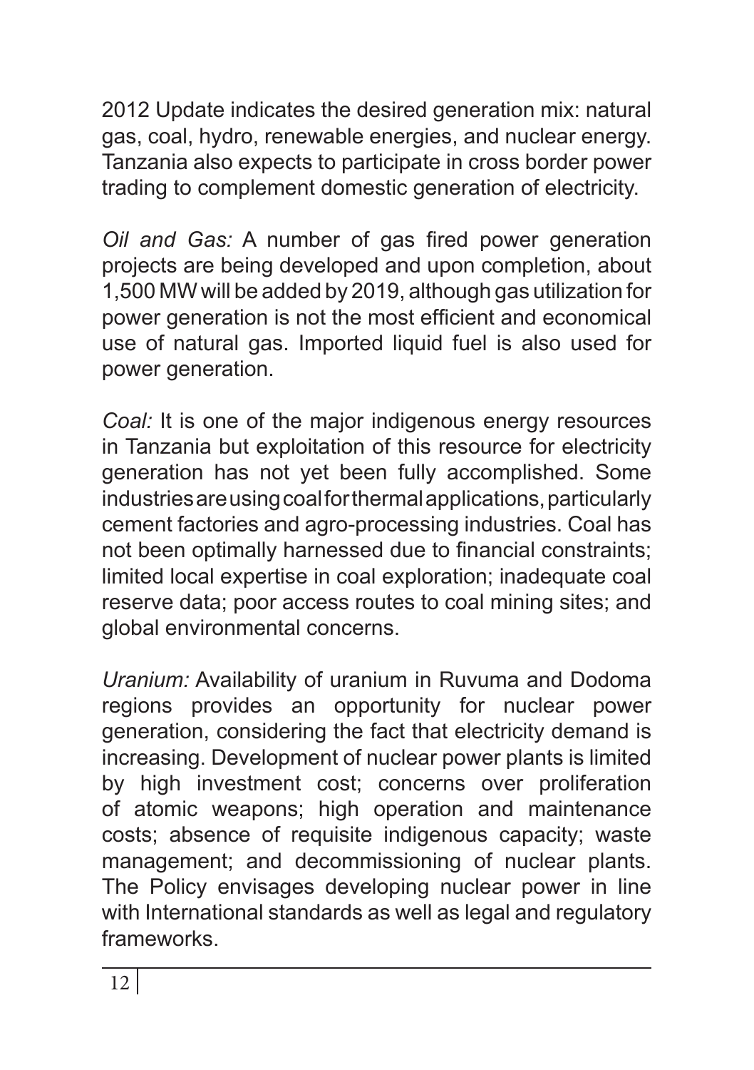2012 Update indicates the desired generation mix: natural gas, coal, hydro, renewable energies, and nuclear energy. Tanzania also expects to participate in cross border power trading to complement domestic generation of electricity.

*Oil and Gas:* A number of gas fired power generation projects are being developed and upon completion, about 1,500 MW will be added by 2019, although gas utilization for power generation is not the most efficient and economical use of natural gas. Imported liquid fuel is also used for power generation.

*Coal:* It is one of the major indigenous energy resources in Tanzania but exploitation of this resource for electricity generation has not yet been fully accomplished. Some industries are using coal for thermal applications, particularly cement factories and agro-processing industries. Coal has not been optimally harnessed due to financial constraints; limited local expertise in coal exploration; inadequate coal reserve data; poor access routes to coal mining sites; and global environmental concerns.

*Uranium:* Availability of uranium in Ruvuma and Dodoma regions provides an opportunity for nuclear power generation, considering the fact that electricity demand is increasing. Development of nuclear power plants is limited by high investment cost; concerns over proliferation of atomic weapons; high operation and maintenance costs; absence of requisite indigenous capacity; waste management; and decommissioning of nuclear plants. The Policy envisages developing nuclear power in line with International standards as well as legal and regulatory frameworks.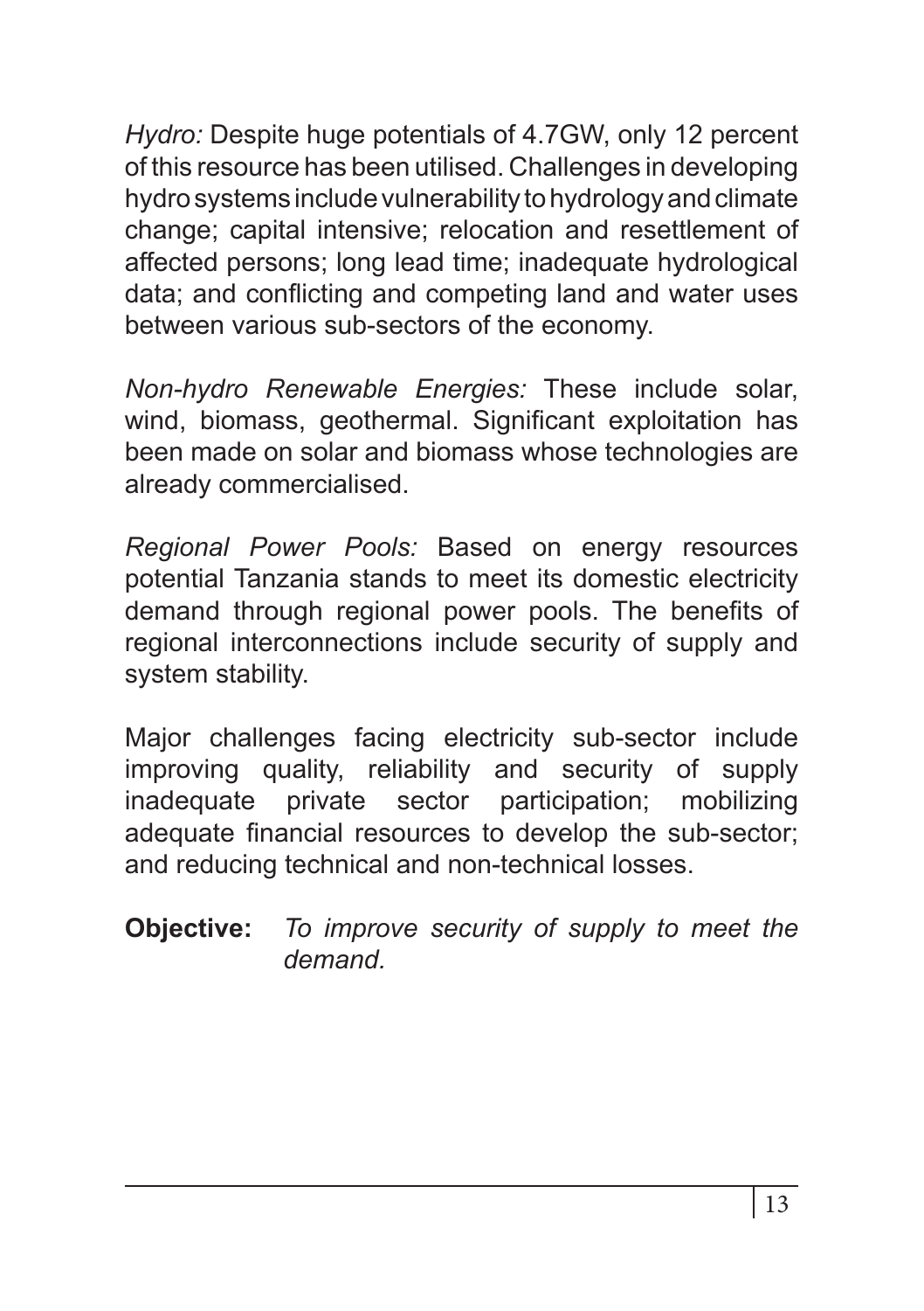*Hydro:* Despite huge potentials of 4.7GW, only 12 percent of this resource has been utilised. Challenges in developing hydro systems include vulnerability to hydrology and climate change; capital intensive; relocation and resettlement of affected persons; long lead time; inadequate hydrological data; and conflicting and competing land and water uses between various sub-sectors of the economy.

*Non-hydro Renewable Energies:* These include solar, wind, biomass, geothermal. Significant exploitation has been made on solar and biomass whose technologies are already commercialised.

*Regional Power Pools:* Based on energy resources potential Tanzania stands to meet its domestic electricity demand through regional power pools. The benefits of regional interconnections include security of supply and system stability.

Major challenges facing electricity sub-sector include improving quality, reliability and security of supply inadequate private sector participation; mobilizing adequate financial resources to develop the sub-sector; and reducing technical and non-technical losses.

**Objective:** *To improve security of supply to meet the demand.*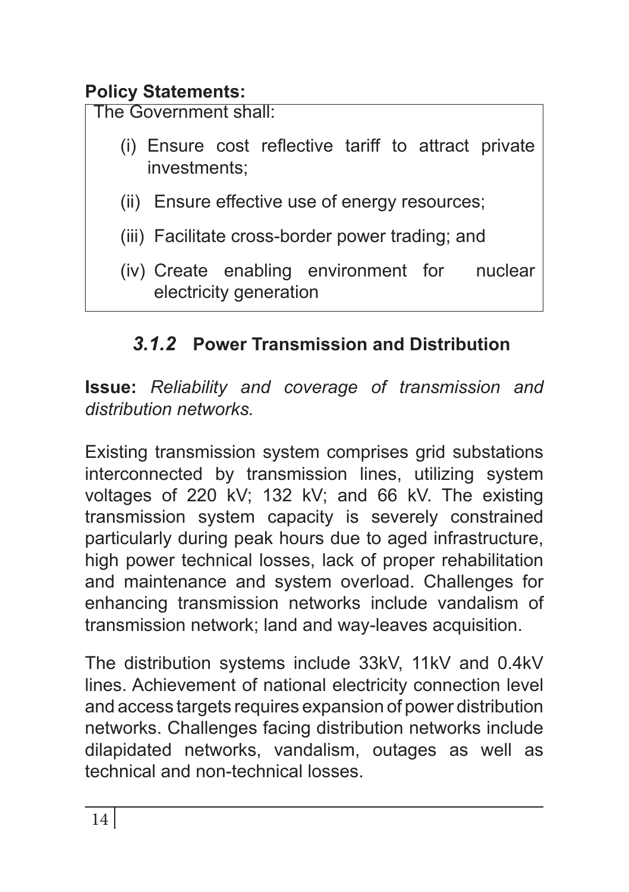**Policy Statements:**

The Government shall:

(i) Ensure cost reflective tariff to attract private investments;

(ii) Ensure effective use of energy resources;

(iii) Facilitate cross-border power trading; and

(iv) Create enabling environment for nuclear electricity generation

### *3.1.2* Power Transmission and Distribution

**Issue:** *Reliability and coverage of transmission and distribution networks.*

Existing transmission system comprises grid substations interconnected by transmission lines, utilizing system voltages of 220 kV; 132 kV; and 66 kV. The existing transmission system capacity is severely constrained particularly during peak hours due to aged infrastructure, high power technical losses, lack of proper rehabilitation and maintenance and system overload. Challenges for enhancing transmission networks include vandalism of transmission network; land and way-leaves acquisition.

The distribution systems include 33kV, 11kV and 0.4kV lines. Achievement of national electricity connection level and access targets requires expansion of power distribution networks. Challenges facing distribution networks include dilapidated networks, vandalism, outages as well as technical and non-technical losses.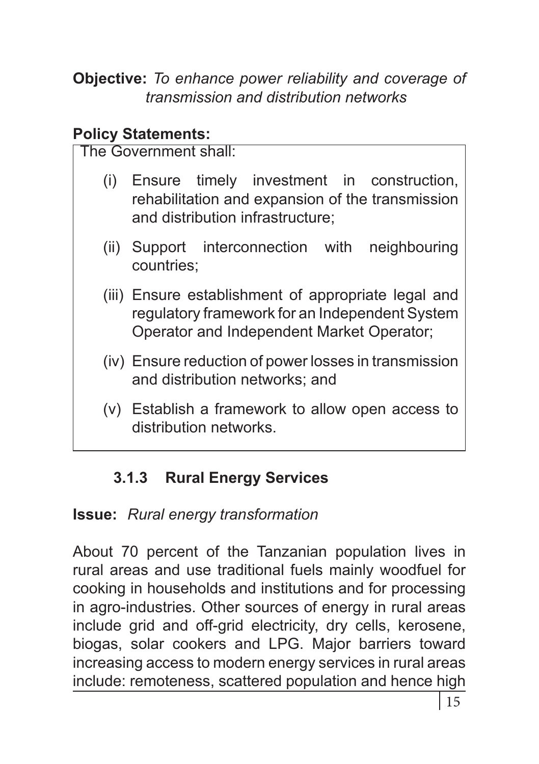**Objective:** *To enhance power reliability and coverage of transmission and distribution networks*

**Policy Statements:**

The Government shall:

(i) Ensure timely investment in construction, rehabilitation and expansion of the transmission and distribution infrastructure;

(ii) Support interconnection with neighbouring countries;

(iii) Ensure establishment of appropriate legal and regulatory framework for an Independent System Operator and Independent Market Operator;

(iv) Ensure reduction of power losses in transmission and distribution networks; and

(v) Establish a framework to allow open access to distribution networks.

### 3.1.3 Rural Energy Services

**Issue:** *Rural energy transformation*

About 70 percent of the Tanzanian population lives in rural areas and use traditional fuels mainly woodfuel for cooking in households and institutions and for processing in agro-industries. Other sources of energy in rural areas include grid and off-grid electricity, dry cells, kerosene, biogas, solar cookers and LPG. Major barriers toward increasing access to modern energy services in rural areas include: remoteness, scattered population and hence high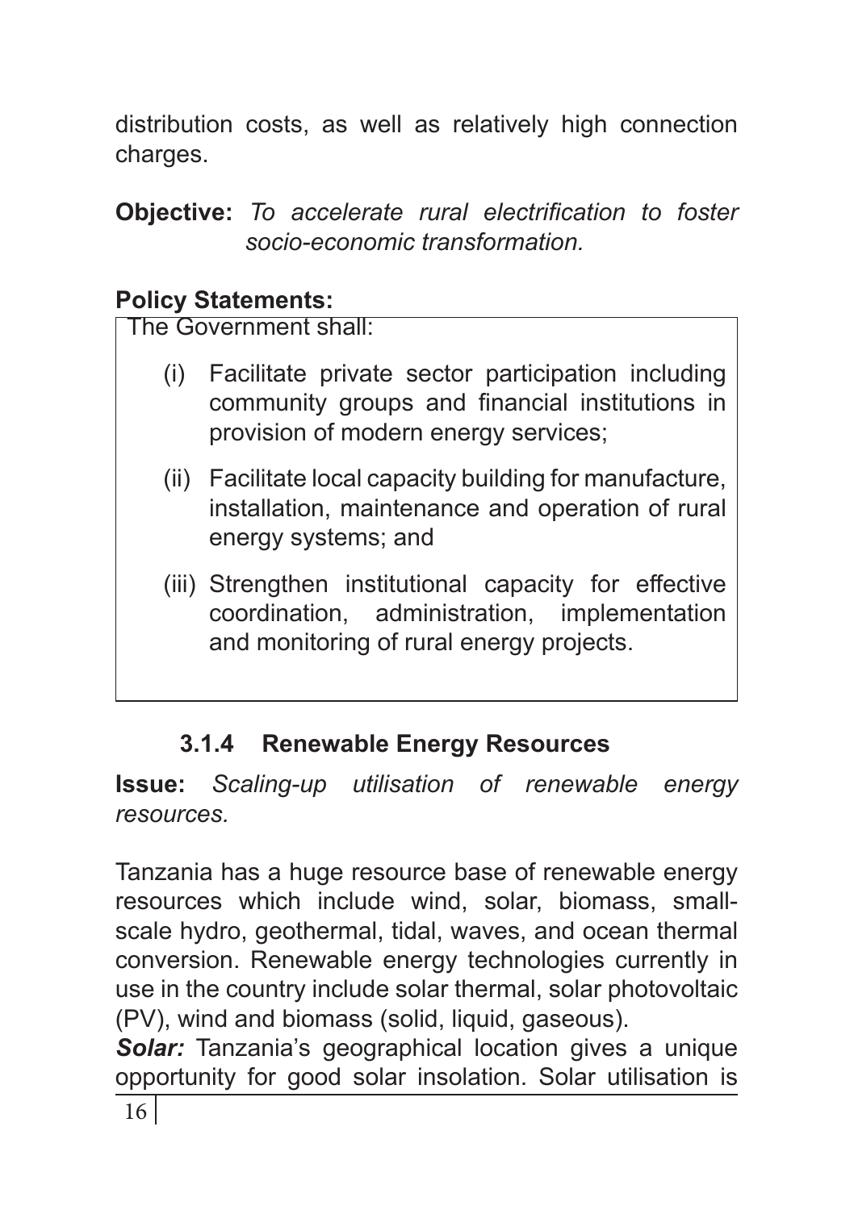distribution costs, as well as relatively high connection charges.

**Objective:** *To accelerate rural electrification to foster socio-economic transformation.*

**Policy Statements:**

The Government shall:

(i) Facilitate private sector participation including community groups and financial institutions in provision of modern energy services;

(ii) Facilitate local capacity building for manufacture, installation, maintenance and operation of rural energy systems; and

(iii) Strengthen institutional capacity for effective coordination, administration, implementation and monitoring of rural energy projects.

### 3.1.4 Renewable Energy Resources

**Issue:** *Scaling-up utilisation of renewable energy resources.*

Tanzania has a huge resource base of renewable energy resources which include wind, solar, biomass, small-scale hydro, geothermal, tidal, waves, and ocean thermal conversion. Renewable energy technologies currently in use in the country include solar thermal, solar photovoltaic (PV), wind and biomass (solid, liquid, gaseous).

***Solar:*** Tanzania's geographical location gives a unique opportunity for good solar insolation. Solar utilisation is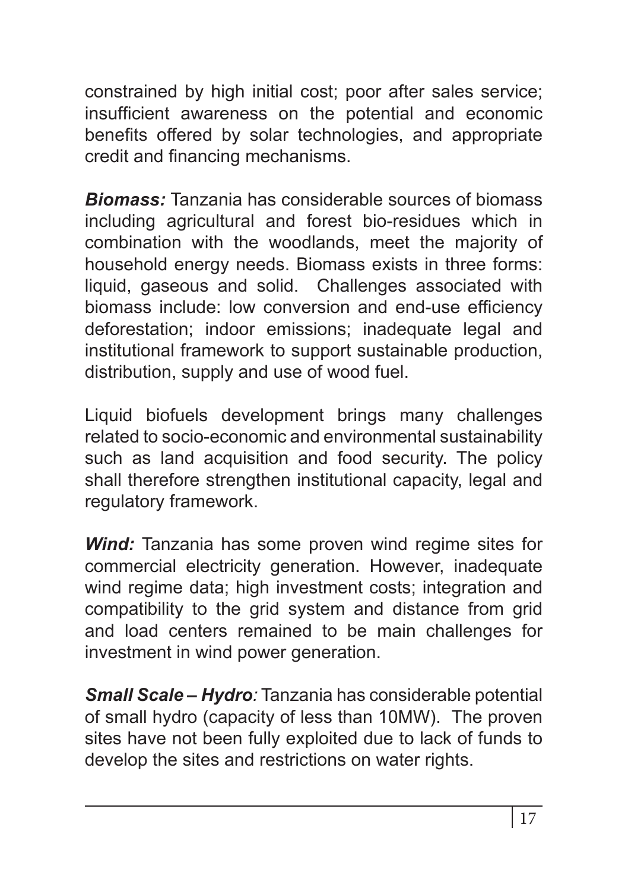constrained by high initial cost; poor after sales service; insufficient awareness on the potential and economic benefits offered by solar technologies, and appropriate credit and financing mechanisms.

***Biomass:*** Tanzania has considerable sources of biomass including agricultural and forest bio-residues which in combination with the woodlands, meet the majority of household energy needs. Biomass exists in three forms: liquid, gaseous and solid. Challenges associated with biomass include: low conversion and end-use efficiency deforestation; indoor emissions; inadequate legal and institutional framework to support sustainable production, distribution, supply and use of wood fuel.

Liquid biofuels development brings many challenges related to socio-economic and environmental sustainability such as land acquisition and food security. The policy shall therefore strengthen institutional capacity, legal and regulatory framework.

***Wind:*** Tanzania has some proven wind regime sites for commercial electricity generation. However, inadequate wind regime data; high investment costs; integration and compatibility to the grid system and distance from grid and load centers remained to be main challenges for investment in wind power generation.

***Small Scale – Hydro****:* Tanzania has considerable potential of small hydro (capacity of less than 10MW). The proven sites have not been fully exploited due to lack of funds to develop the sites and restrictions on water rights.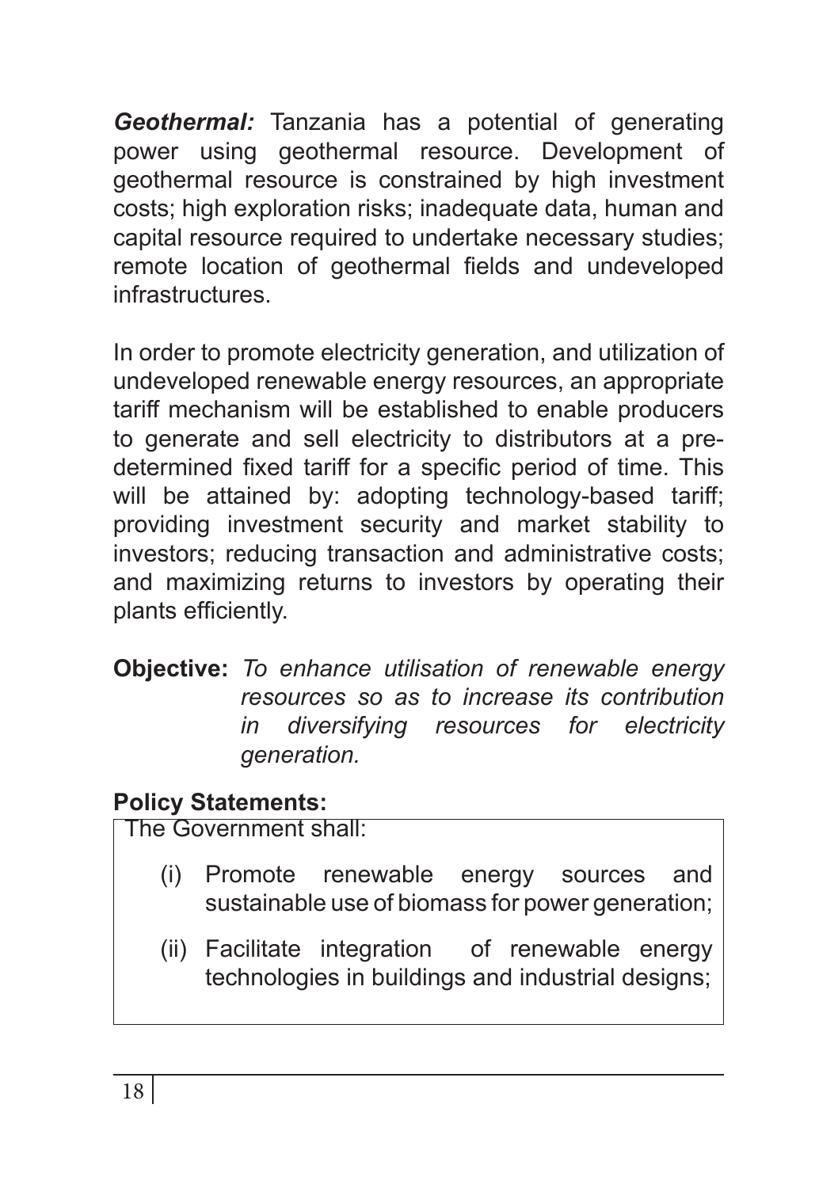***Geothermal:*** Tanzania has a potential of generating power using geothermal resource. Development of geothermal resource is constrained by high investment costs; high exploration risks; inadequate data, human and capital resource required to undertake necessary studies; remote location of geothermal fields and undeveloped infrastructures.

In order to promote electricity generation, and utilization of undeveloped renewable energy resources, an appropriate tariff mechanism will be established to enable producers to generate and sell electricity to distributors at a pre-determined fixed tariff for a specific period of time. This will be attained by: adopting technology-based tariff; providing investment security and market stability to investors; reducing transaction and administrative costs; and maximizing returns to investors by operating their plants efficiently.

**Objective:** *To enhance utilisation of renewable energy resources so as to increase its contribution in diversifying resources for electricity generation.*

**Policy Statements:**

The Government shall:

(i) Promote renewable energy sources and sustainable use of biomass for power generation;

(ii) Facilitate integration of renewable energy technologies in buildings and industrial designs;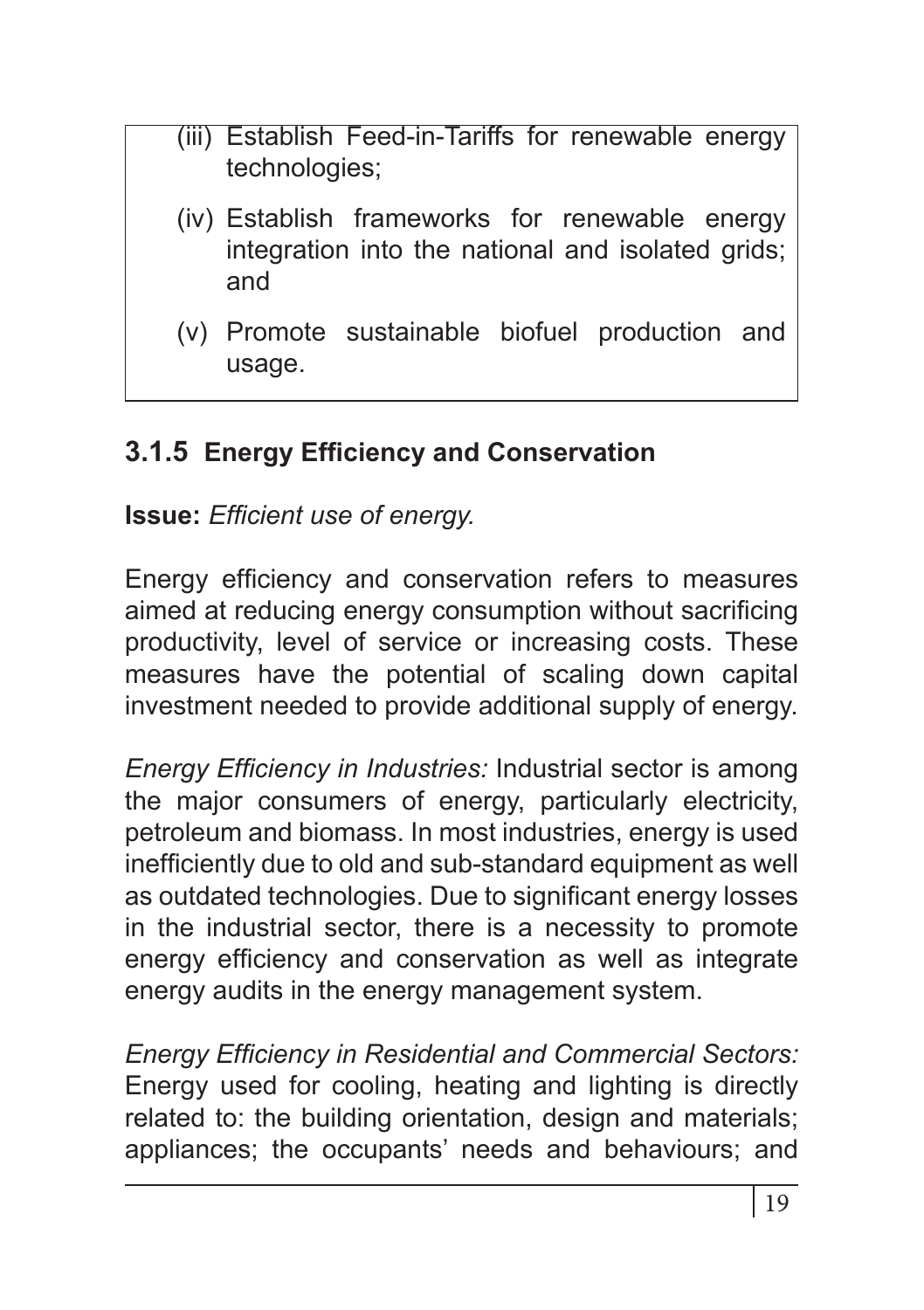(iii) Establish Feed-in-Tariffs for renewable energy technologies;

(iv) Establish frameworks for renewable energy integration into the national and isolated grids; and

(v) Promote sustainable biofuel production and usage.

### 3.1.5 Energy Efficiency and Conservation

**Issue:** *Efficient use of energy.*

Energy efficiency and conservation refers to measures aimed at reducing energy consumption without sacrificing productivity, level of service or increasing costs. These measures have the potential of scaling down capital investment needed to provide additional supply of energy.

*Energy Efficiency in Industries:* Industrial sector is among the major consumers of energy, particularly electricity, petroleum and biomass. In most industries, energy is used inefficiently due to old and sub-standard equipment as well as outdated technologies. Due to significant energy losses in the industrial sector, there is a necessity to promote energy efficiency and conservation as well as integrate energy audits in the energy management system.

*Energy Efficiency in Residential and Commercial Sectors:* Energy used for cooling, heating and lighting is directly related to: the building orientation, design and materials; appliances; the occupants' needs and behaviours; and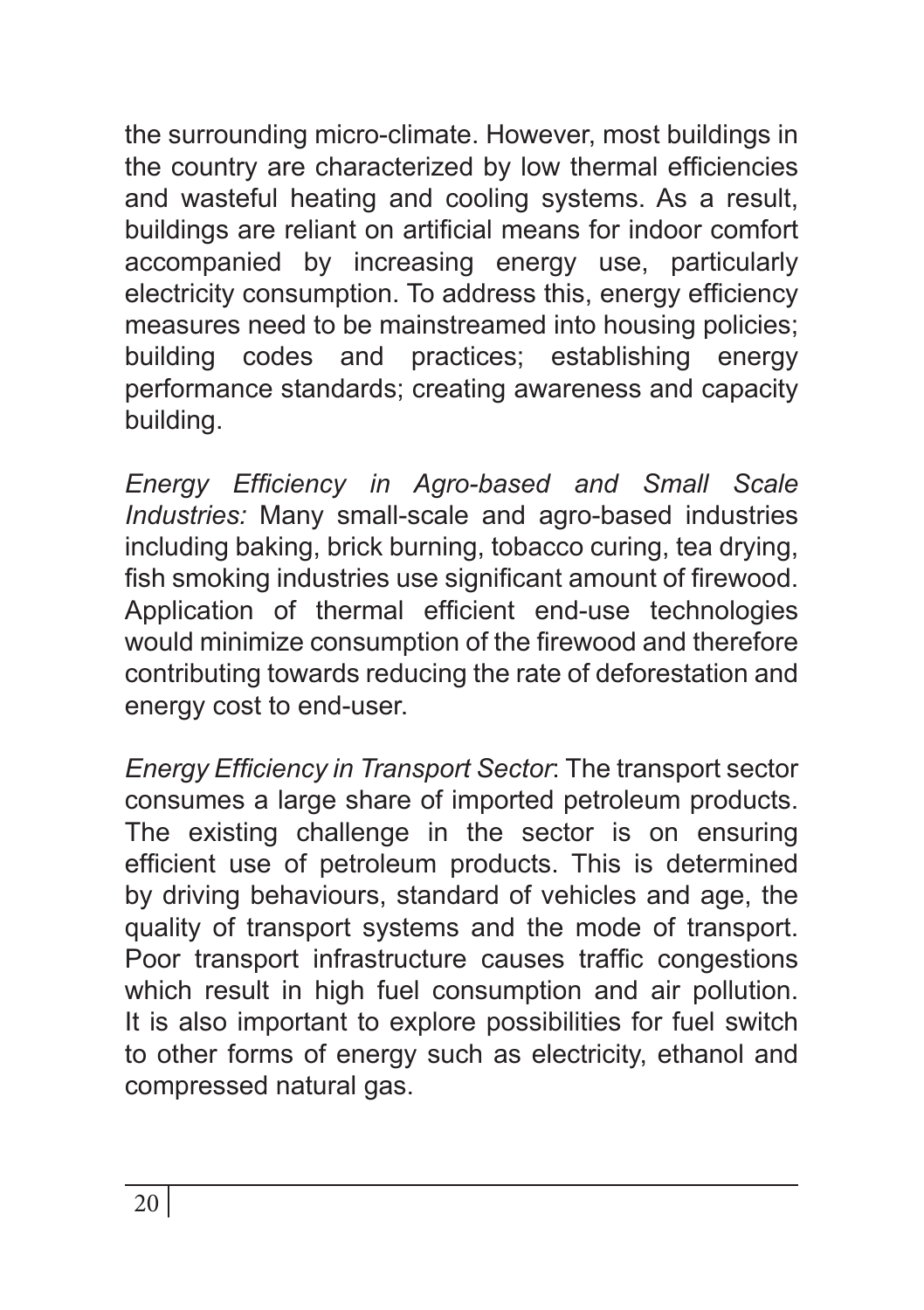the surrounding micro-climate. However, most buildings in the country are characterized by low thermal efficiencies and wasteful heating and cooling systems. As a result, buildings are reliant on artificial means for indoor comfort accompanied by increasing energy use, particularly electricity consumption. To address this, energy efficiency measures need to be mainstreamed into housing policies; building codes and practices; establishing energy performance standards; creating awareness and capacity building.

*Energy Efficiency in Agro-based and Small Scale Industries:* Many small-scale and agro-based industries including baking, brick burning, tobacco curing, tea drying, fish smoking industries use significant amount of firewood. Application of thermal efficient end-use technologies would minimize consumption of the firewood and therefore contributing towards reducing the rate of deforestation and energy cost to end-user.

*Energy Efficiency in Transport Sector*: The transport sector consumes a large share of imported petroleum products. The existing challenge in the sector is on ensuring efficient use of petroleum products. This is determined by driving behaviours, standard of vehicles and age, the quality of transport systems and the mode of transport. Poor transport infrastructure causes traffic congestions which result in high fuel consumption and air pollution. It is also important to explore possibilities for fuel switch to other forms of energy such as electricity, ethanol and compressed natural gas.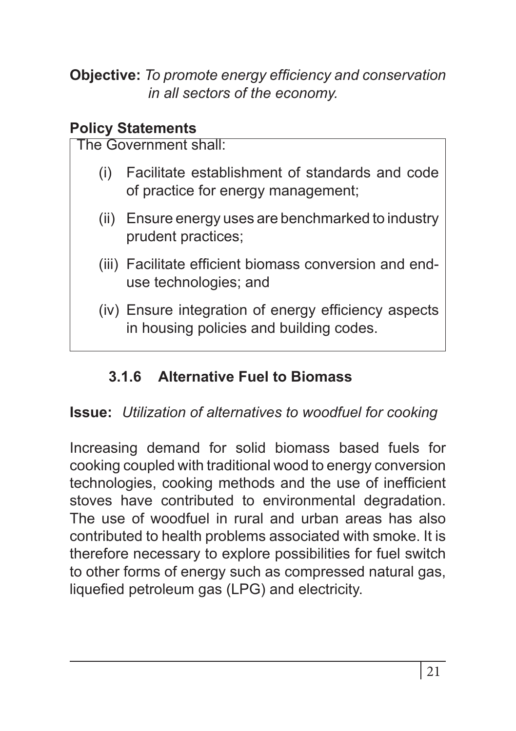**Objective:** *To promote energy efficiency and conservation in all sectors of the economy.*

**Policy Statements**

The Government shall:

(i) Facilitate establishment of standards and code of practice for energy management;

(ii) Ensure energy uses are benchmarked to industry prudent practices;

(iii) Facilitate efficient biomass conversion and end-use technologies; and

(iv) Ensure integration of energy efficiency aspects in housing policies and building codes.

### 3.1.6 Alternative Fuel to Biomass

**Issue:** *Utilization of alternatives to woodfuel for cooking*

Increasing demand for solid biomass based fuels for cooking coupled with traditional wood to energy conversion technologies, cooking methods and the use of inefficient stoves have contributed to environmental degradation. The use of woodfuel in rural and urban areas has also contributed to health problems associated with smoke. It is therefore necessary to explore possibilities for fuel switch to other forms of energy such as compressed natural gas, liquefied petroleum gas (LPG) and electricity.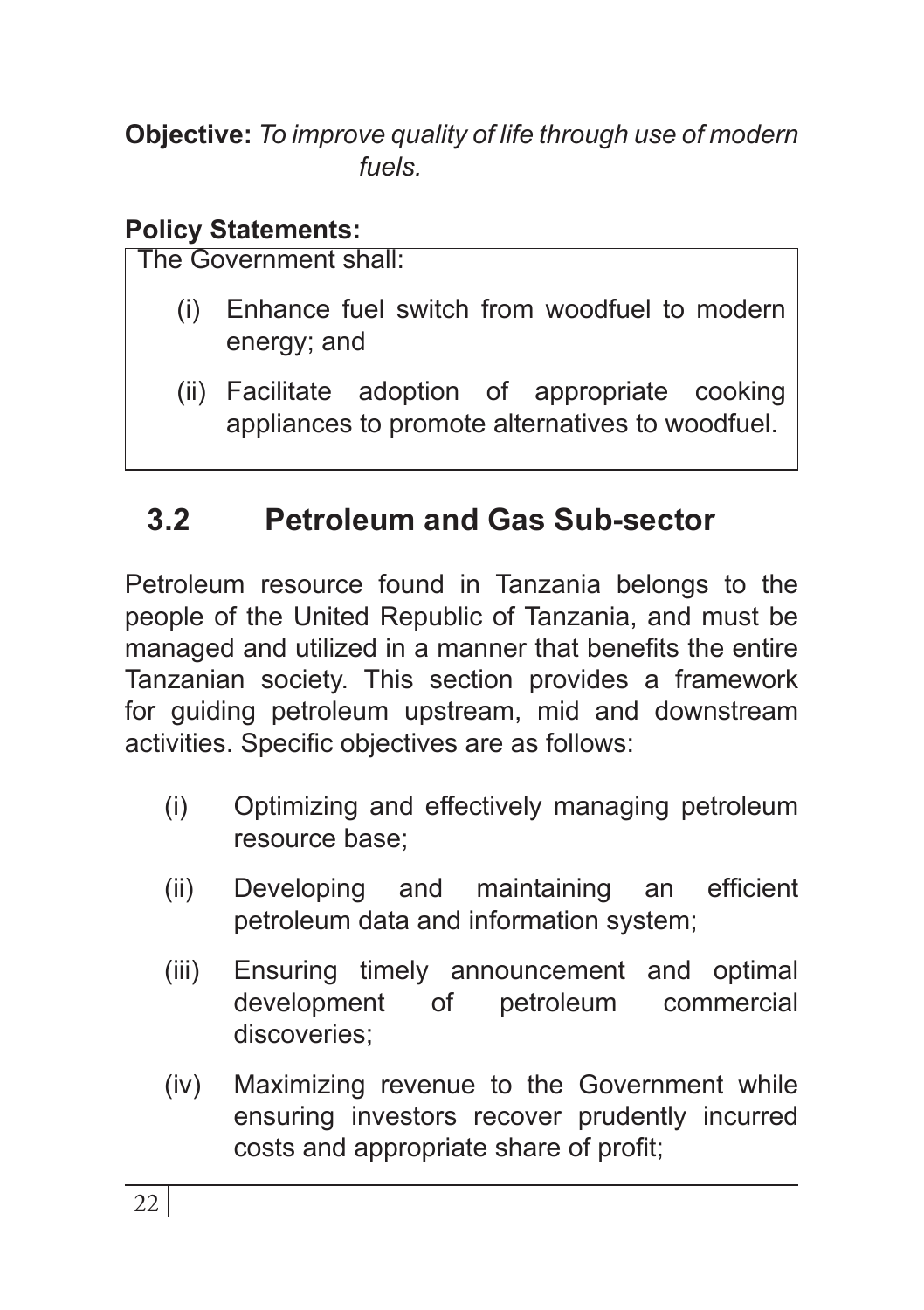**Objective:** *To improve quality of life through use of modern fuels.*

**Policy Statements:**

The Government shall:

(i) Enhance fuel switch from woodfuel to modern energy; and

(ii) Facilitate adoption of appropriate cooking appliances to promote alternatives to woodfuel.

## 3.2 Petroleum and Gas Sub-sector

Petroleum resource found in Tanzania belongs to the people of the United Republic of Tanzania, and must be managed and utilized in a manner that benefits the entire Tanzanian society. This section provides a framework for guiding petroleum upstream, mid and downstream activities. Specific objectives are as follows:

(i) Optimizing and effectively managing petroleum resource base;

(ii) Developing and maintaining an efficient petroleum data and information system;

(iii) Ensuring timely announcement and optimal development of petroleum commercial discoveries;

(iv) Maximizing revenue to the Government while ensuring investors recover prudently incurred costs and appropriate share of profit;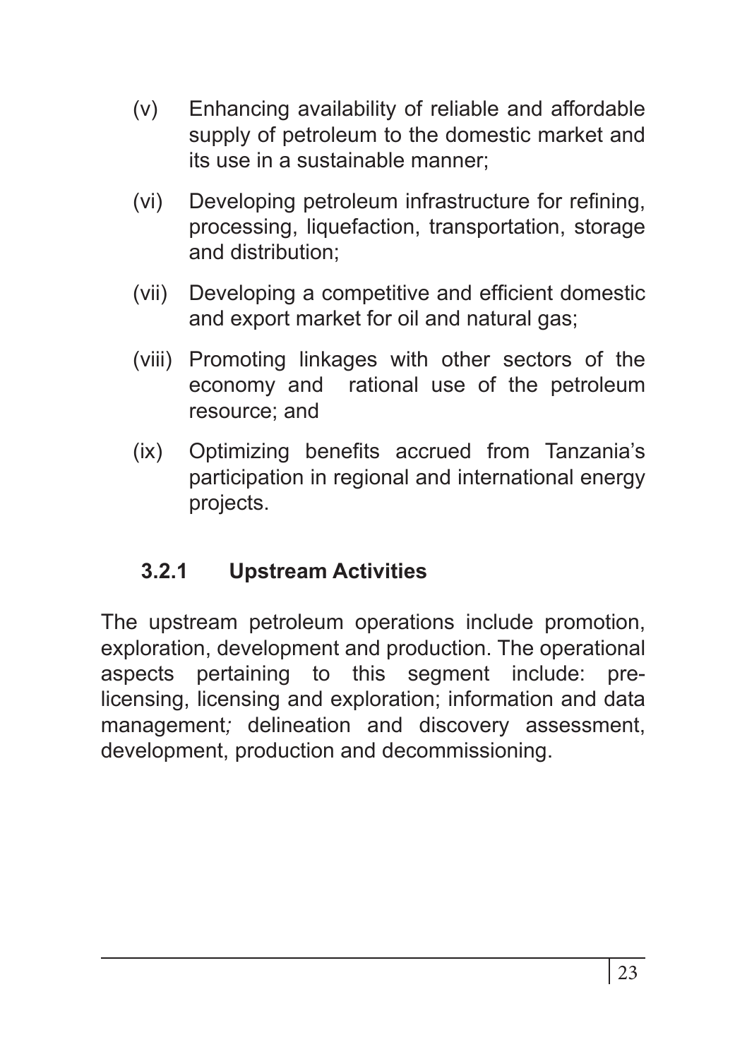(v) Enhancing availability of reliable and affordable supply of petroleum to the domestic market and its use in a sustainable manner;

(vi) Developing petroleum infrastructure for refining, processing, liquefaction, transportation, storage and distribution;

(vii) Developing a competitive and efficient domestic and export market for oil and natural gas;

(viii) Promoting linkages with other sectors of the economy and rational use of the petroleum resource; and

(ix) Optimizing benefits accrued from Tanzania's participation in regional and international energy projects.

### 3.2.1 Upstream Activities

The upstream petroleum operations include promotion, exploration, development and production. The operational aspects pertaining to this segment include: pre-licensing, licensing and exploration; information and data management*;* delineation and discovery assessment, development, production and decommissioning.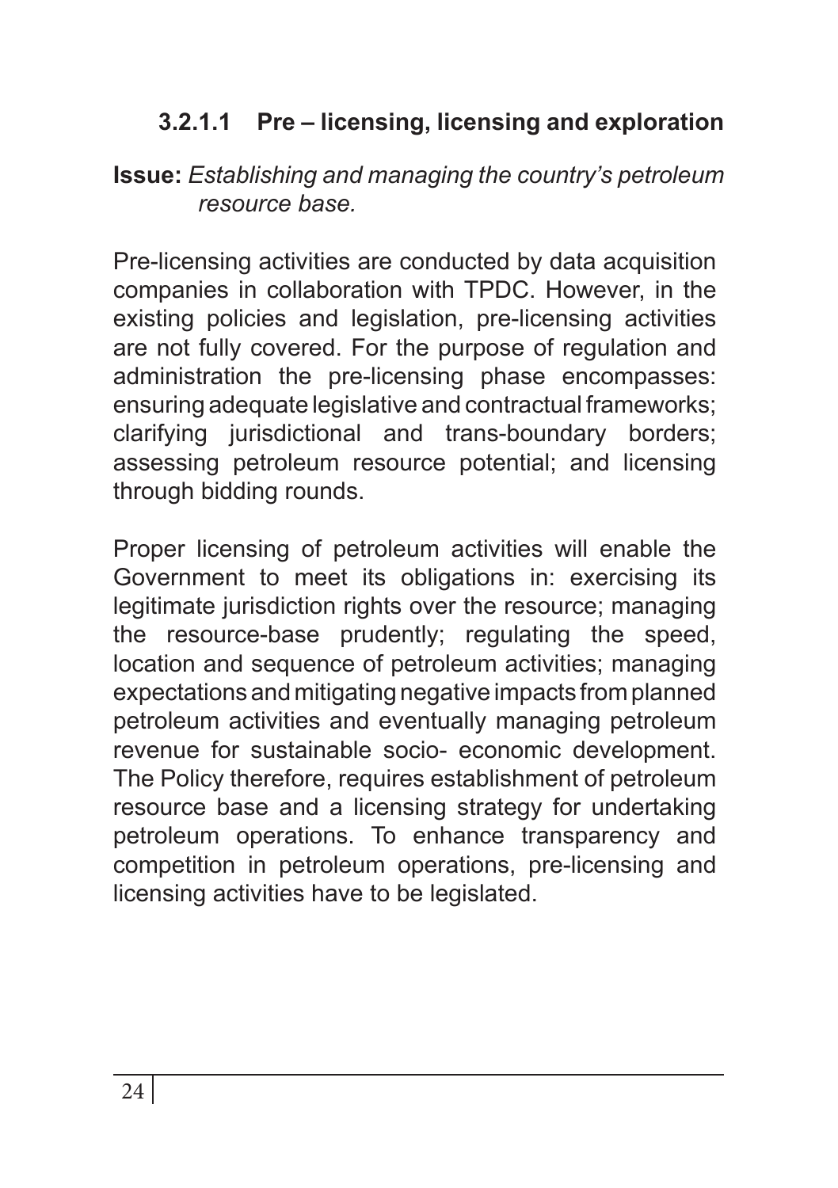#### 3.2.1.1 Pre – licensing, licensing and exploration

**Issue:** *Establishing and managing the country's petroleum resource base.*

Pre-licensing activities are conducted by data acquisition companies in collaboration with TPDC. However, in the existing policies and legislation, pre-licensing activities are not fully covered. For the purpose of regulation and administration the pre-licensing phase encompasses: ensuring adequate legislative and contractual frameworks; clarifying jurisdictional and trans-boundary borders; assessing petroleum resource potential; and licensing through bidding rounds.

Proper licensing of petroleum activities will enable the Government to meet its obligations in: exercising its legitimate jurisdiction rights over the resource; managing the resource-base prudently; regulating the speed, location and sequence of petroleum activities; managing expectations and mitigating negative impacts from planned petroleum activities and eventually managing petroleum revenue for sustainable socio- economic development. The Policy therefore, requires establishment of petroleum resource base and a licensing strategy for undertaking petroleum operations. To enhance transparency and competition in petroleum operations, pre-licensing and licensing activities have to be legislated.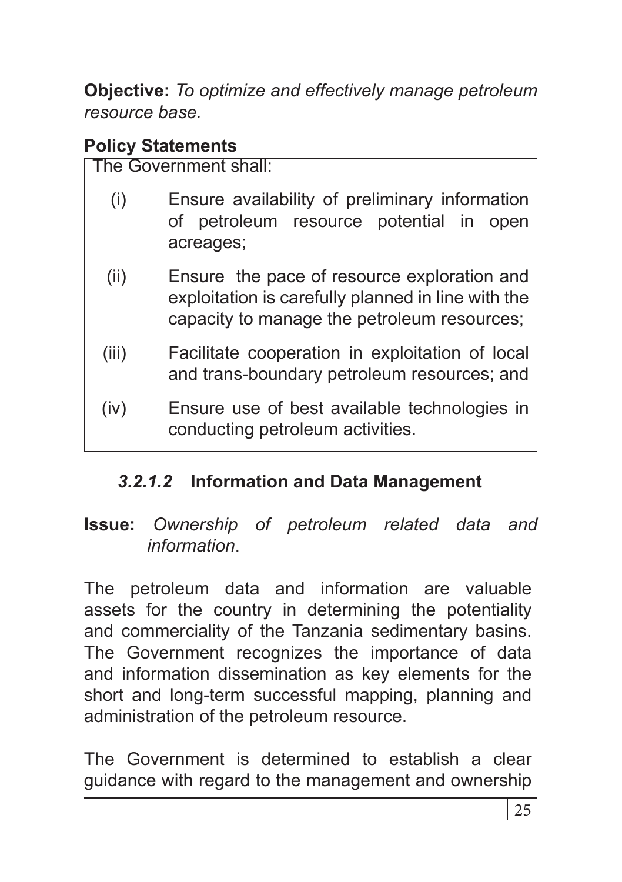**Objective:** *To optimize and effectively manage petroleum resource base.*

**Policy Statements**

The Government shall:

(i) Ensure availability of preliminary information of petroleum resource potential in open acreages;

(ii) Ensure the pace of resource exploration and exploitation is carefully planned in line with the capacity to manage the petroleum resources;

(iii) Facilitate cooperation in exploitation of local and trans-boundary petroleum resources; and

(iv) Ensure use of best available technologies in conducting petroleum activities.

#### *3.2.1.2* Information and Data Management

**Issue:** *Ownership of petroleum related data and information*.

The petroleum data and information are valuable assets for the country in determining the potentiality and commerciality of the Tanzania sedimentary basins. The Government recognizes the importance of data and information dissemination as key elements for the short and long-term successful mapping, planning and administration of the petroleum resource.

The Government is determined to establish a clear guidance with regard to the management and ownership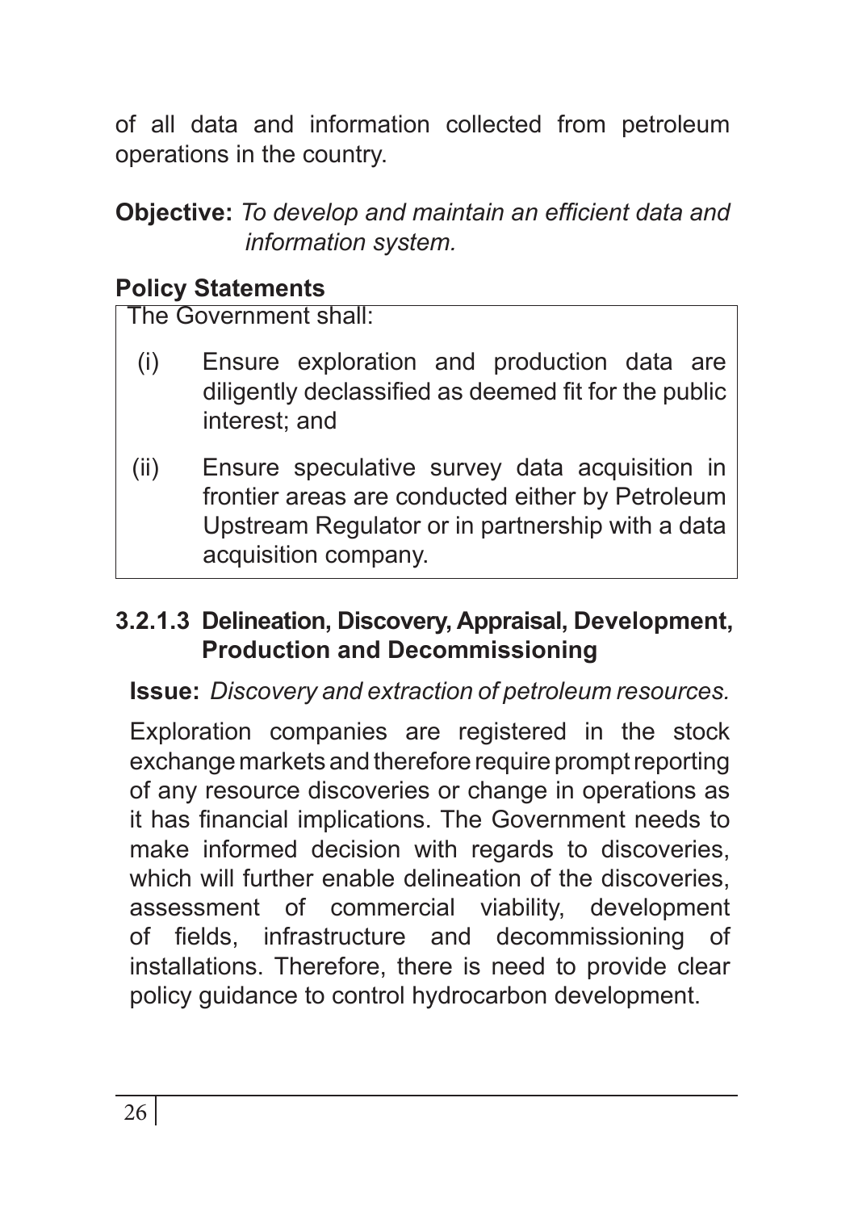of all data and information collected from petroleum operations in the country.

**Objective:** *To develop and maintain an efficient data and information system.*

**Policy Statements**

The Government shall:

(i) Ensure exploration and production data are diligently declassified as deemed fit for the public interest; and

(ii) Ensure speculative survey data acquisition in frontier areas are conducted either by Petroleum Upstream Regulator or in partnership with a data acquisition company.

#### 3.2.1.3 Delineation, Discovery, Appraisal, Development, Production and Decommissioning

**Issue:** *Discovery and extraction of petroleum resources.*

Exploration companies are registered in the stock exchange markets and therefore require prompt reporting of any resource discoveries or change in operations as it has financial implications. The Government needs to make informed decision with regards to discoveries, which will further enable delineation of the discoveries, assessment of commercial viability, development of fields, infrastructure and decommissioning of installations. Therefore, there is need to provide clear policy guidance to control hydrocarbon development.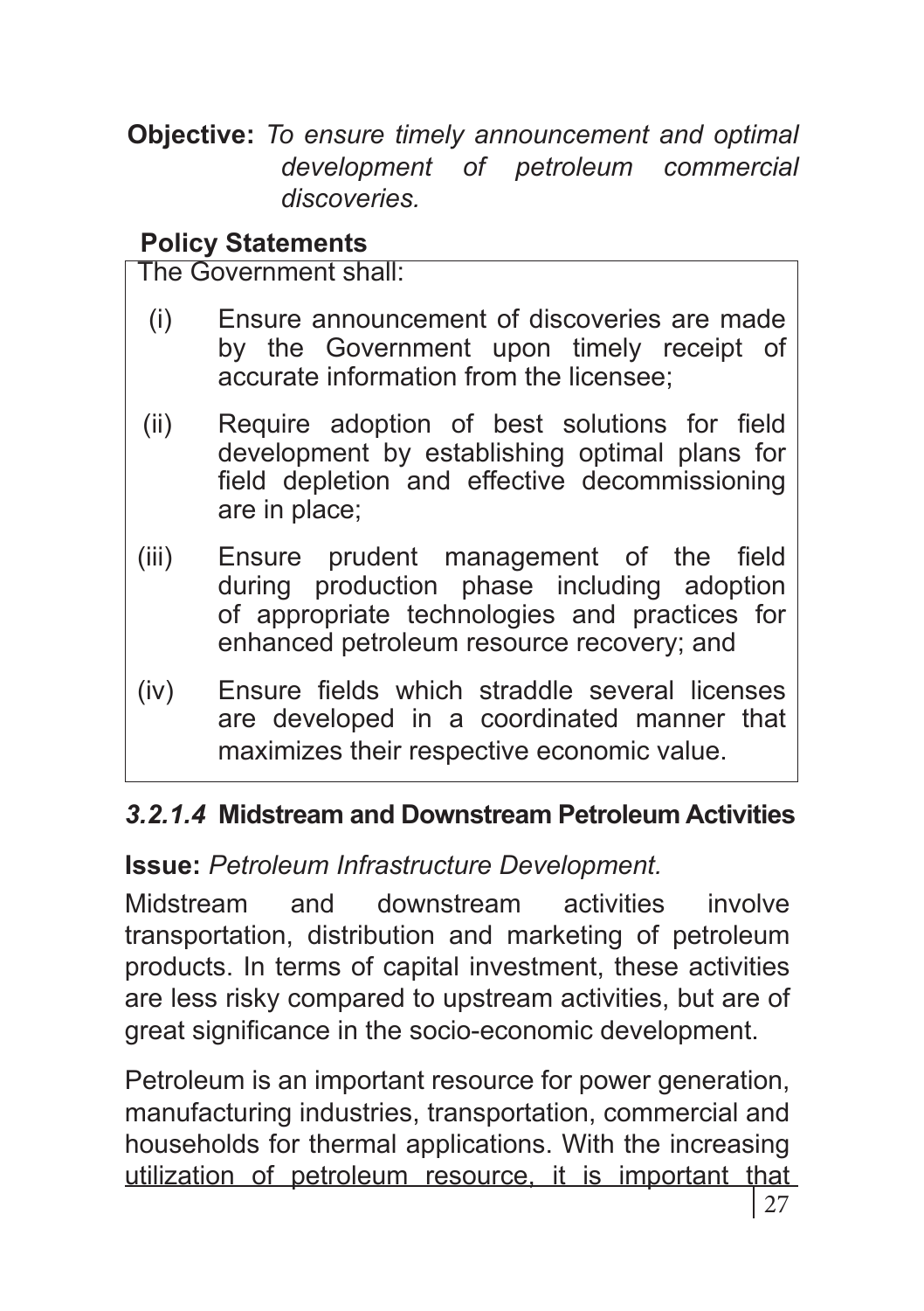**Objective:** *To ensure timely announcement and optimal development of petroleum commercial discoveries.*

**Policy Statements**

The Government shall:

(i) Ensure announcement of discoveries are made by the Government upon timely receipt of accurate information from the licensee;

(ii) Require adoption of best solutions for field development by establishing optimal plans for field depletion and effective decommissioning are in place;

(iii) Ensure prudent management of the field during production phase including adoption of appropriate technologies and practices for enhanced petroleum resource recovery; and

(iv) Ensure fields which straddle several licenses are developed in a coordinated manner that maximizes their respective economic value.

#### *3.2.1.4* Midstream and Downstream Petroleum Activities

**Issue:** *Petroleum Infrastructure Development.*

Midstream and downstream activities involve transportation, distribution and marketing of petroleum products. In terms of capital investment, these activities are less risky compared to upstream activities, but are of great significance in the socio-economic development.

Petroleum is an important resource for power generation, manufacturing industries, transportation, commercial and households for thermal applications. With the increasing utilization of petroleum resource, it is important that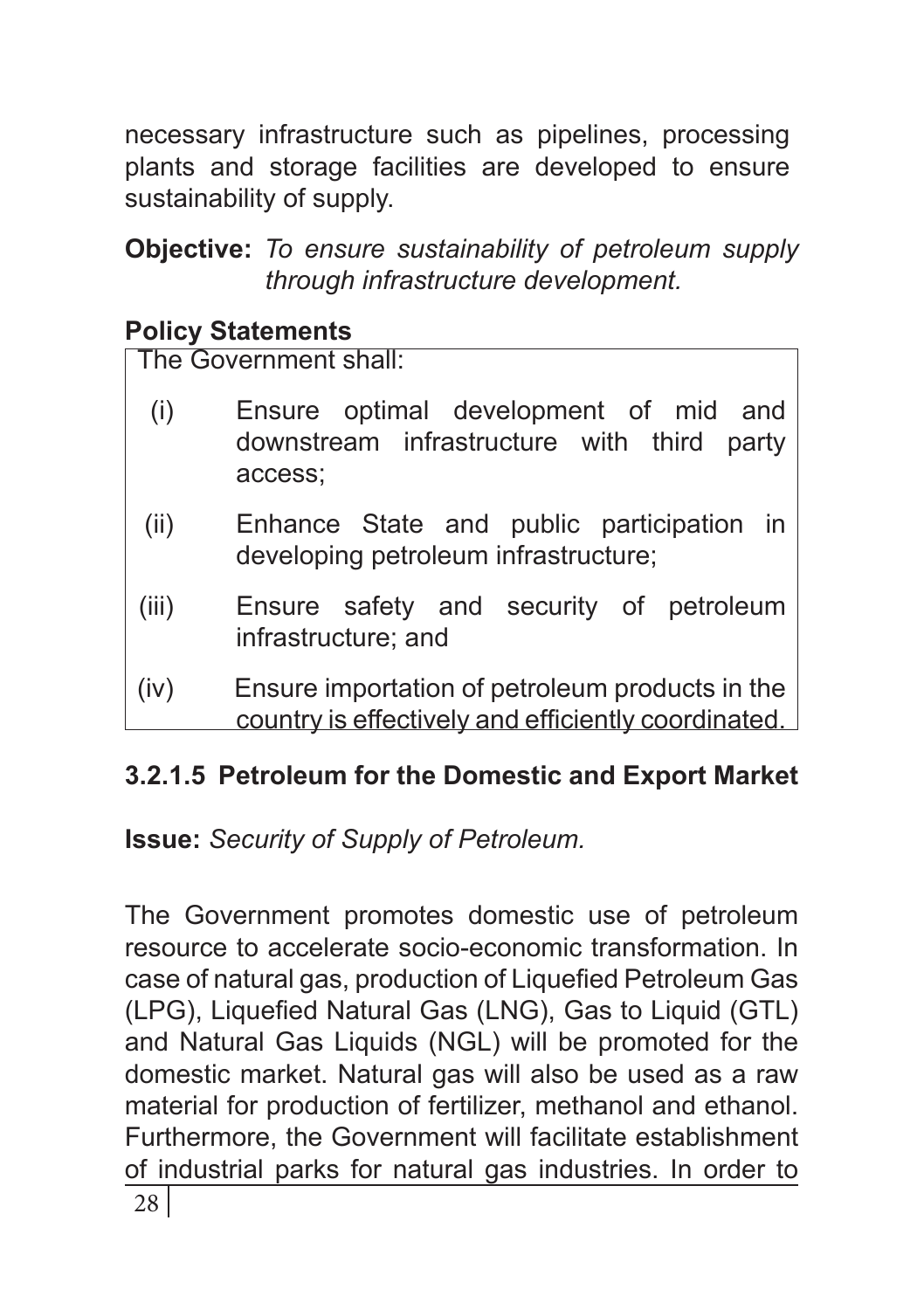necessary infrastructure such as pipelines, processing plants and storage facilities are developed to ensure sustainability of supply.

**Objective:** *To ensure sustainability of petroleum supply through infrastructure development.*

**Policy Statements**

The Government shall:

(i) Ensure optimal development of mid and downstream infrastructure with third party access;

(ii) Enhance State and public participation in developing petroleum infrastructure;

(iii) Ensure safety and security of petroleum infrastructure; and

(iv) Ensure importation of petroleum products in the country is effectively and efficiently coordinated.

### 3.2.1.5 Petroleum for the Domestic and Export Market

**Issue:** *Security of Supply of Petroleum.*

The Government promotes domestic use of petroleum resource to accelerate socio-economic transformation. In case of natural gas, production of Liquefied Petroleum Gas (LPG), Liquefied Natural Gas (LNG), Gas to Liquid (GTL) and Natural Gas Liquids (NGL) will be promoted for the domestic market. Natural gas will also be used as a raw material for production of fertilizer, methanol and ethanol. Furthermore, the Government will facilitate establishment of industrial parks for natural gas industries. In order to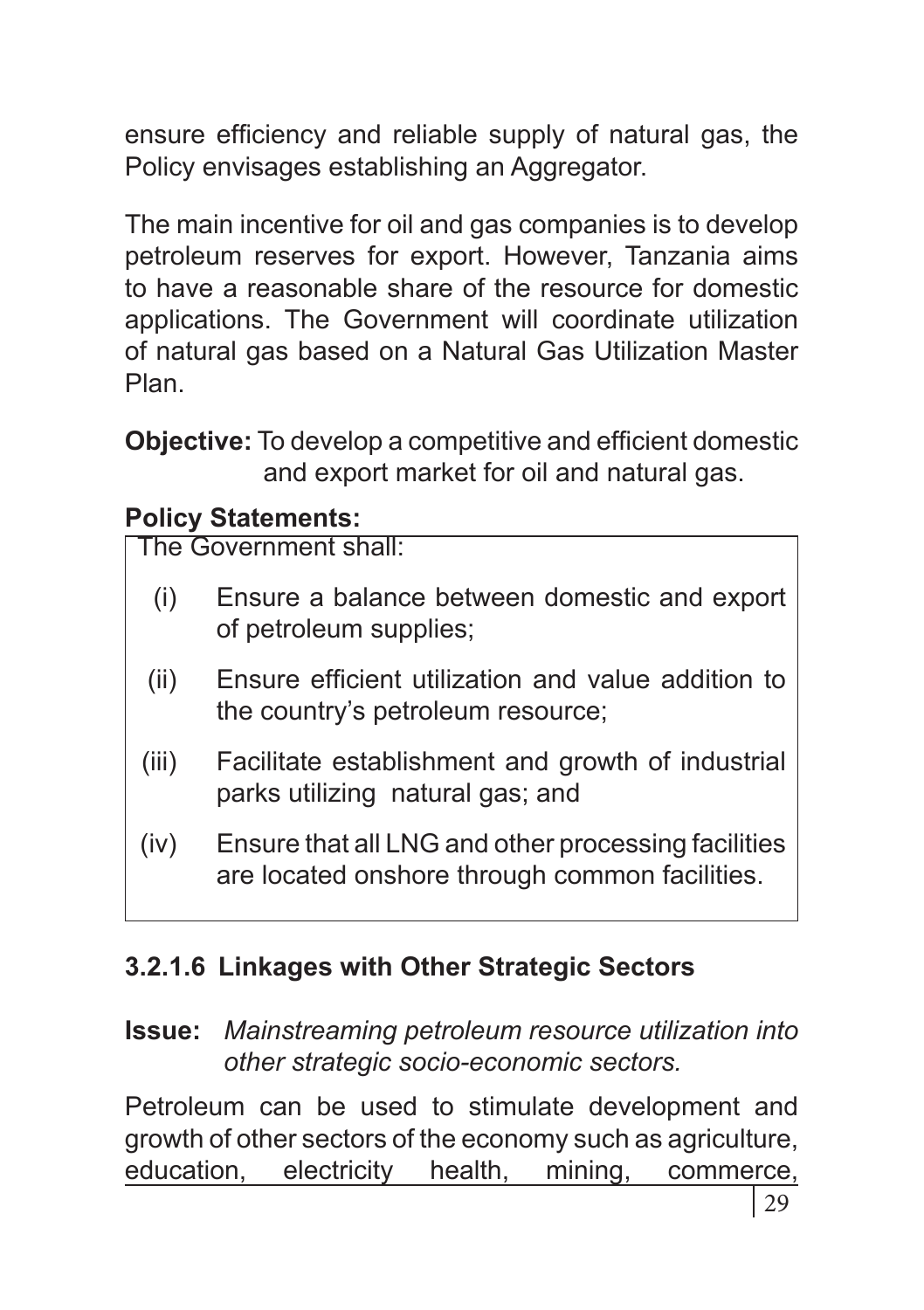ensure efficiency and reliable supply of natural gas, the Policy envisages establishing an Aggregator.

The main incentive for oil and gas companies is to develop petroleum reserves for export. However, Tanzania aims to have a reasonable share of the resource for domestic applications. The Government will coordinate utilization of natural gas based on a Natural Gas Utilization Master Plan.

**Objective:** To develop a competitive and efficient domestic and export market for oil and natural gas.

**Policy Statements:**

The Government shall:

(i) Ensure a balance between domestic and export of petroleum supplies;

(ii) Ensure efficient utilization and value addition to the country's petroleum resource;

(iii) Facilitate establishment and growth of industrial parks utilizing natural gas; and

(iv) Ensure that all LNG and other processing facilities are located onshore through common facilities.

### 3.2.1.6 Linkages with Other Strategic Sectors

**Issue:** *Mainstreaming petroleum resource utilization into other strategic socio-economic sectors.*

Petroleum can be used to stimulate development and growth of other sectors of the economy such as agriculture, education, electricity health, mining, commerce,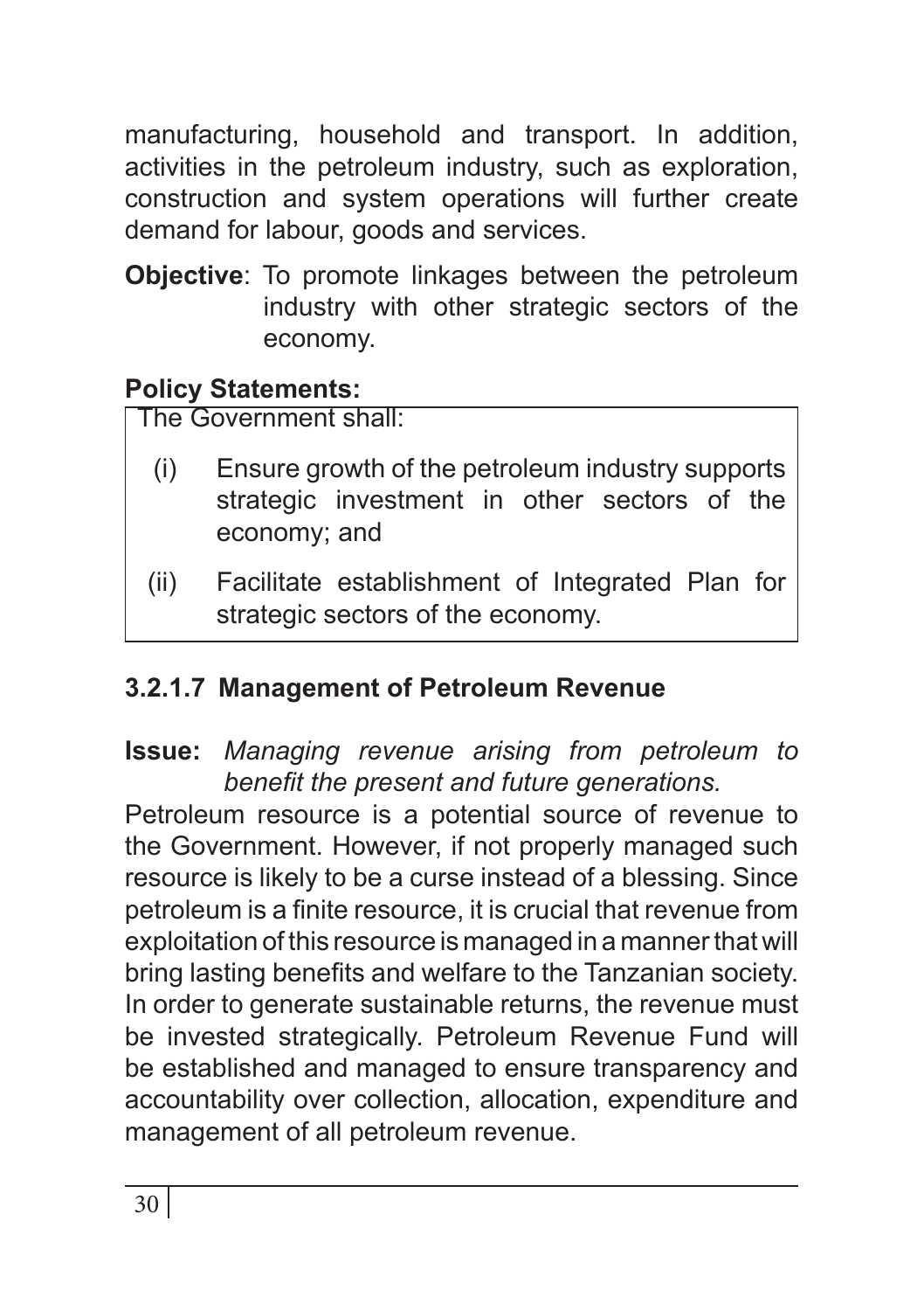manufacturing, household and transport. In addition, activities in the petroleum industry, such as exploration, construction and system operations will further create demand for labour, goods and services.

**Objective**: To promote linkages between the petroleum industry with other strategic sectors of the economy.

**Policy Statements:**

The Government shall:

(i) Ensure growth of the petroleum industry supports strategic investment in other sectors of the economy; and

(ii) Facilitate establishment of Integrated Plan for strategic sectors of the economy.

#### 3.2.1.7 Management of Petroleum Revenue

**Issue:** *Managing revenue arising from petroleum to benefit the present and future generations.*

Petroleum resource is a potential source of revenue to the Government. However, if not properly managed such resource is likely to be a curse instead of a blessing. Since petroleum is a finite resource, it is crucial that revenue from exploitation of this resource is managed in a manner that will bring lasting benefits and welfare to the Tanzanian society. In order to generate sustainable returns, the revenue must be invested strategically. Petroleum Revenue Fund will be established and managed to ensure transparency and accountability over collection, allocation, expenditure and management of all petroleum revenue.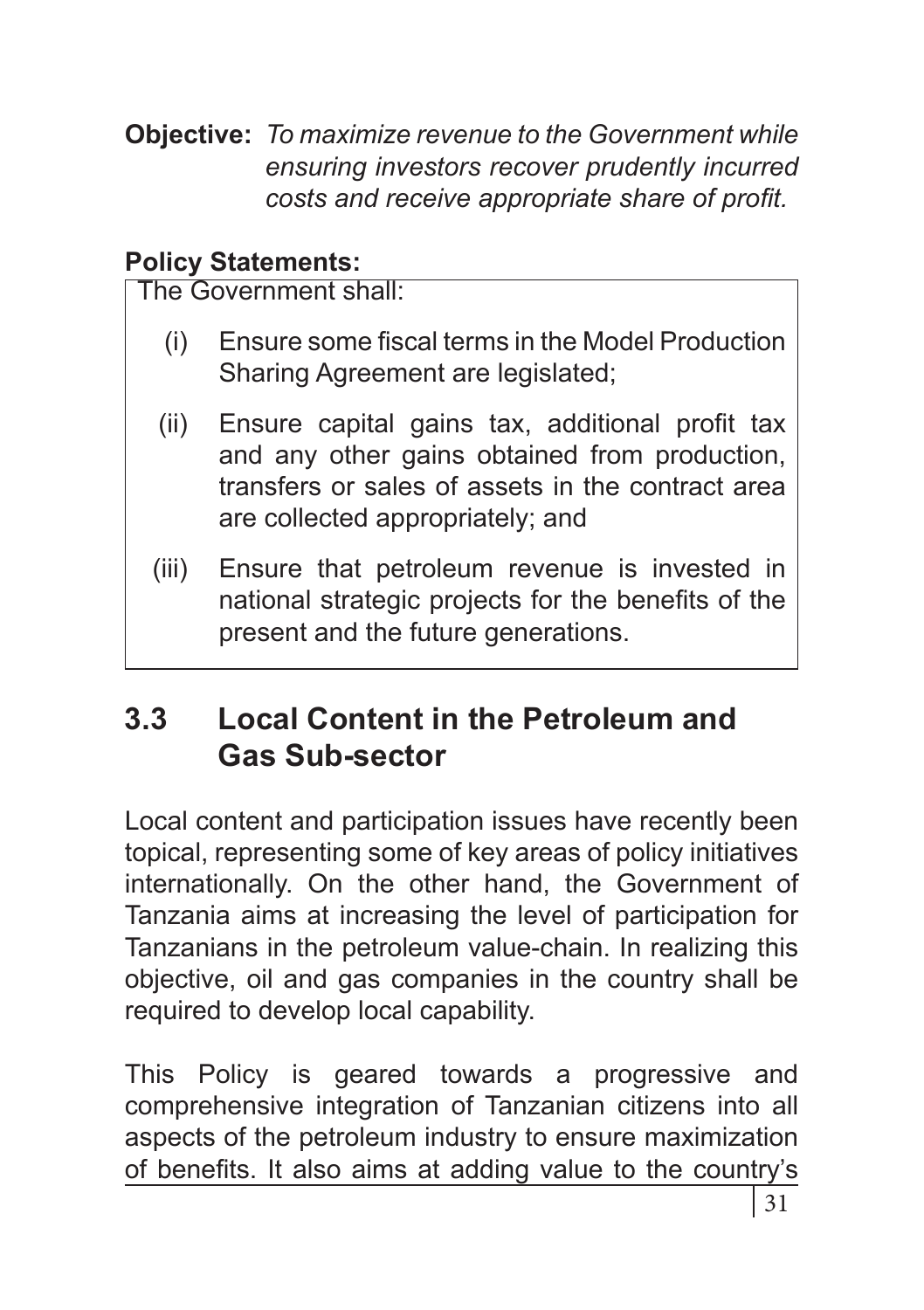**Objective:** *To maximize revenue to the Government while ensuring investors recover prudently incurred costs and receive appropriate share of profit.*

**Policy Statements:**

The Government shall:

(i) Ensure some fiscal terms in the Model Production Sharing Agreement are legislated;

(ii) Ensure capital gains tax, additional profit tax and any other gains obtained from production, transfers or sales of assets in the contract area are collected appropriately; and

(iii) Ensure that petroleum revenue is invested in national strategic projects for the benefits of the present and the future generations.

## 3.3 Local Content in the Petroleum and Gas Sub-sector

Local content and participation issues have recently been topical, representing some of key areas of policy initiatives internationally. On the other hand, the Government of Tanzania aims at increasing the level of participation for Tanzanians in the petroleum value-chain. In realizing this objective, oil and gas companies in the country shall be required to develop local capability.

This Policy is geared towards a progressive and comprehensive integration of Tanzanian citizens into all aspects of the petroleum industry to ensure maximization of benefits. It also aims at adding value to the country's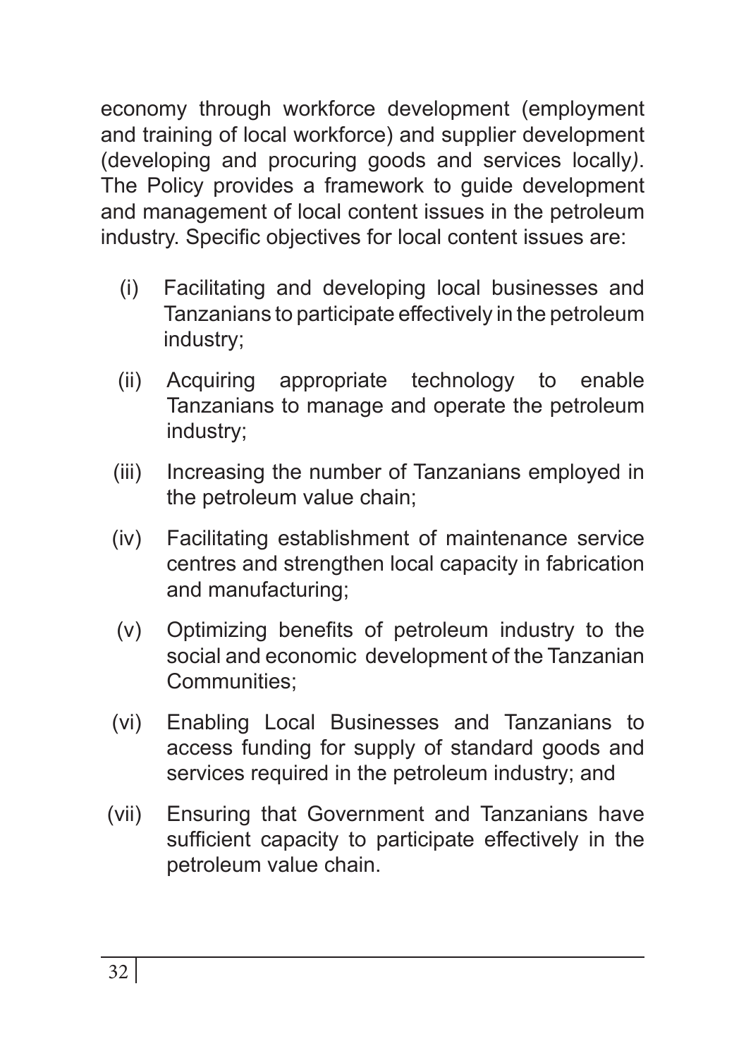economy through workforce development (employment and training of local workforce) and supplier development (developing and procuring goods and services locally). The Policy provides a framework to guide development and management of local content issues in the petroleum industry. Specific objectives for local content issues are:

(i) Facilitating and developing local businesses and Tanzanians to participate effectively in the petroleum industry;

(ii) Acquiring appropriate technology to enable Tanzanians to manage and operate the petroleum industry;

(iii) Increasing the number of Tanzanians employed in the petroleum value chain;

(iv) Facilitating establishment of maintenance service centres and strengthen local capacity in fabrication and manufacturing;

(v) Optimizing benefits of petroleum industry to the social and economic development of the Tanzanian Communities;

(vi) Enabling Local Businesses and Tanzanians to access funding for supply of standard goods and services required in the petroleum industry; and

(vii) Ensuring that Government and Tanzanians have sufficient capacity to participate effectively in the petroleum value chain.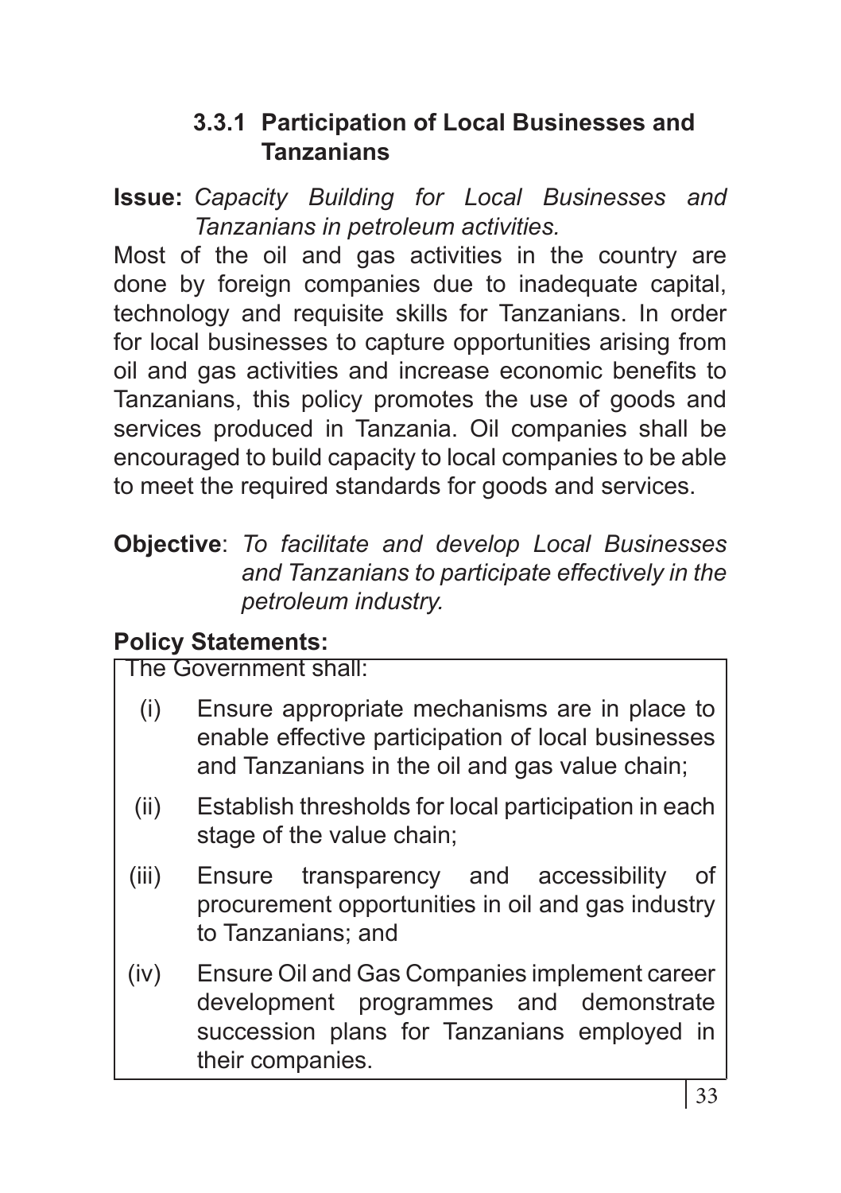### 3.3.1 Participation of Local Businesses and Tanzanians

**Issue:** *Capacity Building for Local Businesses and Tanzanians in petroleum activities.*

Most of the oil and gas activities in the country are done by foreign companies due to inadequate capital, technology and requisite skills for Tanzanians. In order for local businesses to capture opportunities arising from oil and gas activities and increase economic benefits to Tanzanians, this policy promotes the use of goods and services produced in Tanzania. Oil companies shall be encouraged to build capacity to local companies to be able to meet the required standards for goods and services.

**Objective**: *To facilitate and develop Local Businesses and Tanzanians to participate effectively in the petroleum industry.*

**Policy Statements:**

The Government shall:

(i) Ensure appropriate mechanisms are in place to enable effective participation of local businesses and Tanzanians in the oil and gas value chain;

(ii) Establish thresholds for local participation in each stage of the value chain;

(iii) Ensure transparency and accessibility of procurement opportunities in oil and gas industry to Tanzanians; and

(iv) Ensure Oil and Gas Companies implement career development programmes and demonstrate succession plans for Tanzanians employed in their companies.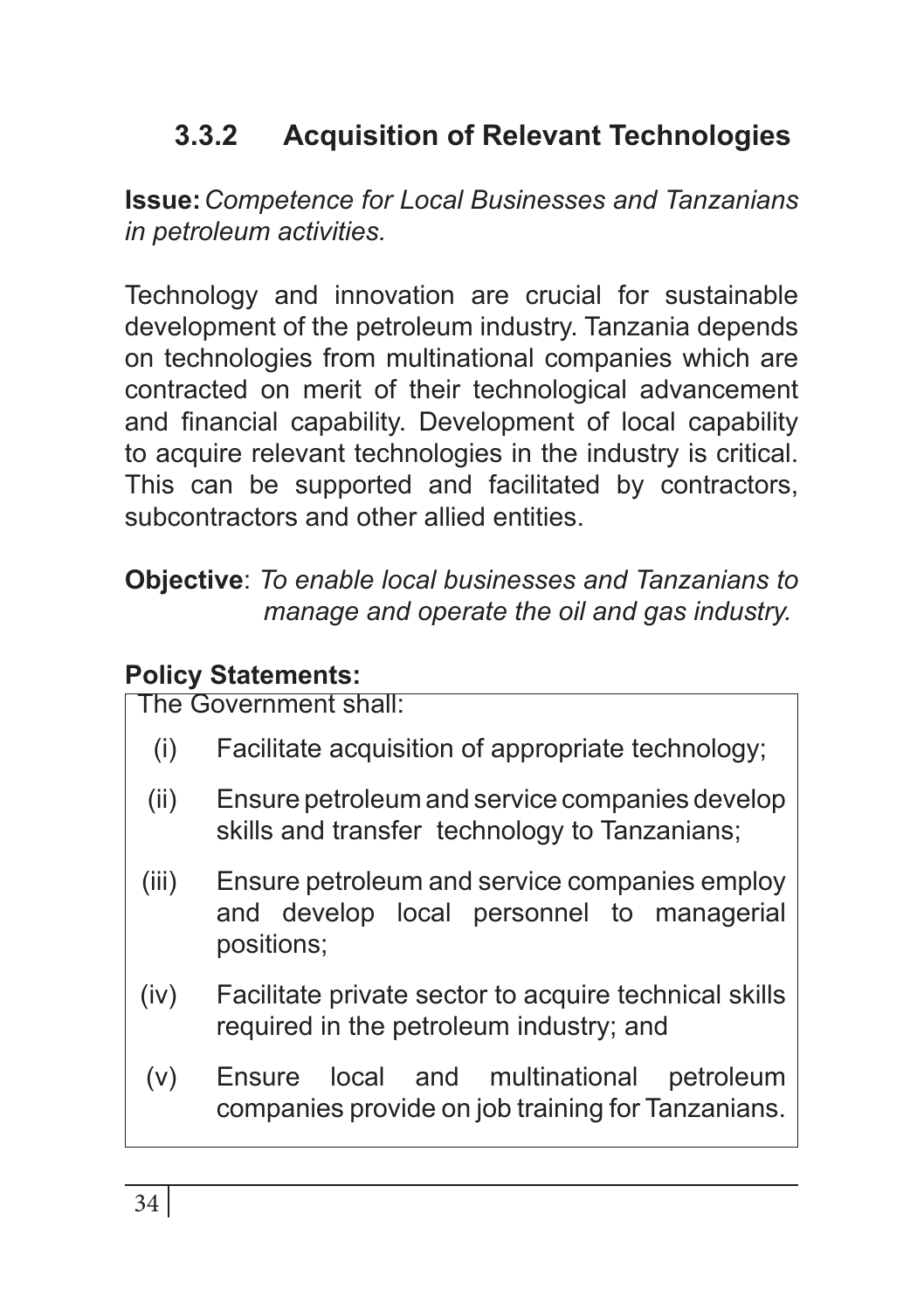### 3.3.2 Acquisition of Relevant Technologies

**Issue:** *Competence for Local Businesses and Tanzanians in petroleum activities.*

Technology and innovation are crucial for sustainable development of the petroleum industry. Tanzania depends on technologies from multinational companies which are contracted on merit of their technological advancement and financial capability. Development of local capability to acquire relevant technologies in the industry is critical. This can be supported and facilitated by contractors, subcontractors and other allied entities.

**Objective**: *To enable local businesses and Tanzanians to manage and operate the oil and gas industry.*

**Policy Statements:**

The Government shall:

(i) Facilitate acquisition of appropriate technology;

(ii) Ensure petroleum and service companies develop skills and transfer technology to Tanzanians;

(iii) Ensure petroleum and service companies employ and develop local personnel to managerial positions;

(iv) Facilitate private sector to acquire technical skills required in the petroleum industry; and

(v) Ensure local and multinational petroleum companies provide on job training for Tanzanians.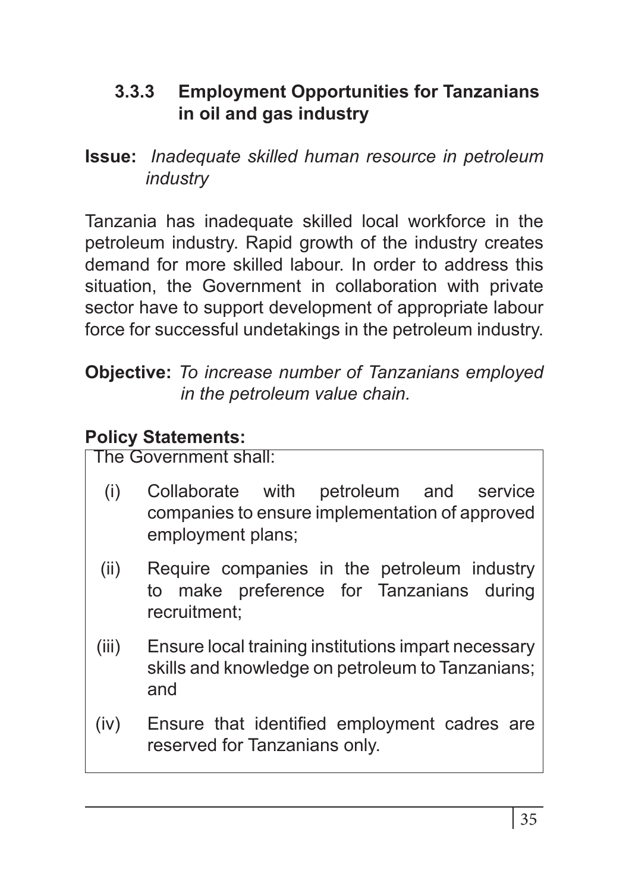### 3.3.3 Employment Opportunities for Tanzanians in oil and gas industry

**Issue:** *Inadequate skilled human resource in petroleum industry*

Tanzania has inadequate skilled local workforce in the petroleum industry. Rapid growth of the industry creates demand for more skilled labour. In order to address this situation, the Government in collaboration with private sector have to support development of appropriate labour force for successful undetakings in the petroleum industry.

**Objective:** *To increase number of Tanzanians employed in the petroleum value chain.*

**Policy Statements:**

The Government shall:

(i) Collaborate with petroleum and service companies to ensure implementation of approved employment plans;

(ii) Require companies in the petroleum industry to make preference for Tanzanians during recruitment;

(iii) Ensure local training institutions impart necessary skills and knowledge on petroleum to Tanzanians; and

(iv) Ensure that identified employment cadres are reserved for Tanzanians only.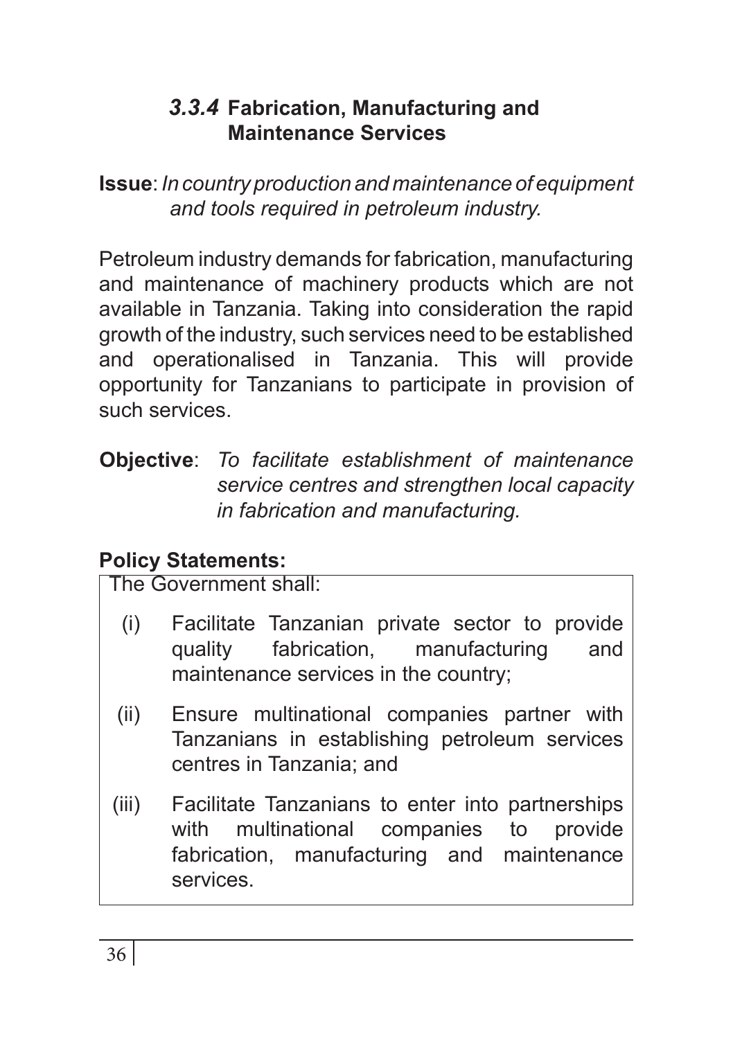### *3.3.4* Fabrication, Manufacturing and Maintenance Services

**Issue**: *In country production and maintenance of equipment and tools required in petroleum industry.*

Petroleum industry demands for fabrication, manufacturing and maintenance of machinery products which are not available in Tanzania. Taking into consideration the rapid growth of the industry, such services need to be established and operationalised in Tanzania. This will provide opportunity for Tanzanians to participate in provision of such services.

**Objective**: *To facilitate establishment of maintenance service centres and strengthen local capacity in fabrication and manufacturing.*

**Policy Statements:**

The Government shall:

(i) Facilitate Tanzanian private sector to provide quality fabrication, manufacturing and maintenance services in the country;

(ii) Ensure multinational companies partner with Tanzanians in establishing petroleum services centres in Tanzania; and

(iii) Facilitate Tanzanians to enter into partnerships with multinational companies to provide fabrication, manufacturing and maintenance services.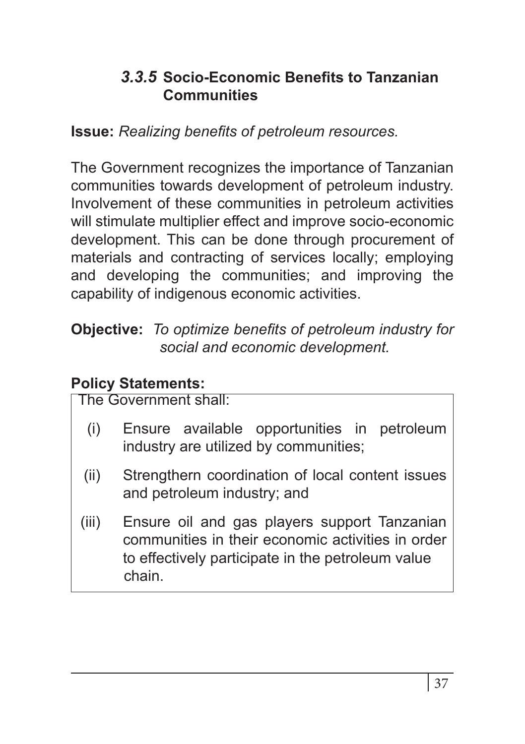### *3.3.5* Socio-Economic Benefits to Tanzanian Communities

**Issue:** *Realizing benefits of petroleum resources.*

The Government recognizes the importance of Tanzanian communities towards development of petroleum industry. Involvement of these communities in petroleum activities will stimulate multiplier effect and improve socio-economic development. This can be done through procurement of materials and contracting of services locally; employing and developing the communities; and improving the capability of indigenous economic activities.

**Objective:** *To optimize benefits of petroleum industry for social and economic development.*

**Policy Statements:**

The Government shall:

(i) Ensure available opportunities in petroleum industry are utilized by communities;

(ii) Strengthern coordination of local content issues and petroleum industry; and

(iii) Ensure oil and gas players support Tanzanian communities in their economic activities in order to effectively participate in the petroleum value chain.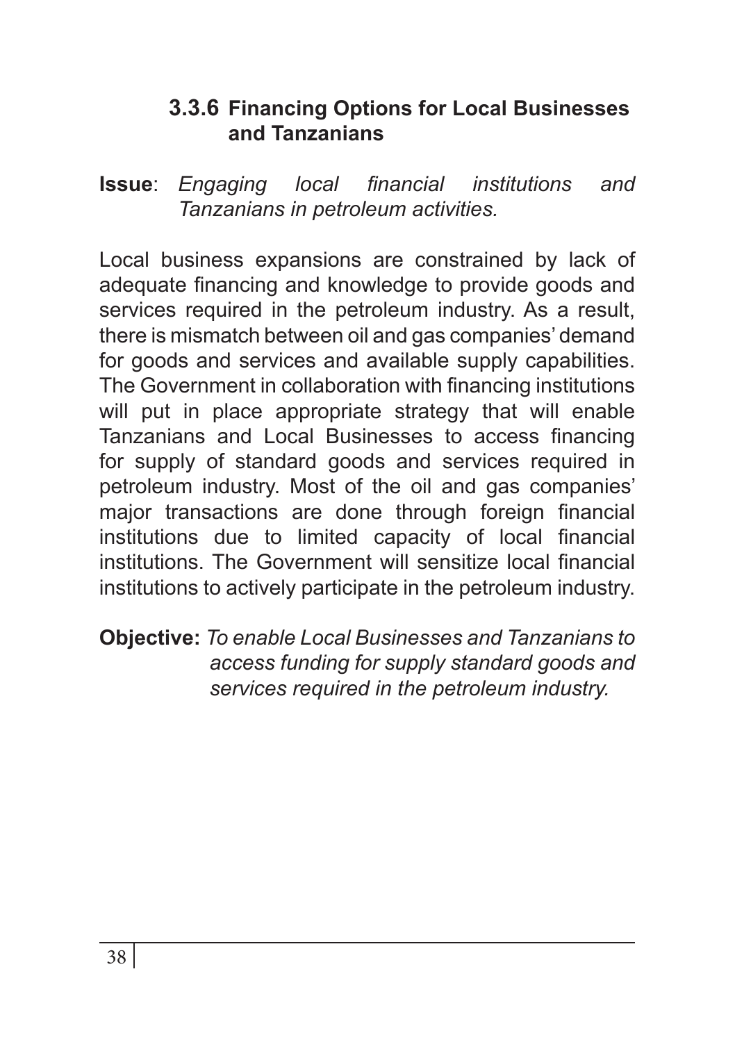### 3.3.6 Financing Options for Local Businesses and Tanzanians

**Issue**: *Engaging local financial institutions and Tanzanians in petroleum activities.*

Local business expansions are constrained by lack of adequate financing and knowledge to provide goods and services required in the petroleum industry. As a result, there is mismatch between oil and gas companies' demand for goods and services and available supply capabilities. The Government in collaboration with financing institutions will put in place appropriate strategy that will enable Tanzanians and Local Businesses to access financing for supply of standard goods and services required in petroleum industry. Most of the oil and gas companies' major transactions are done through foreign financial institutions due to limited capacity of local financial institutions. The Government will sensitize local financial institutions to actively participate in the petroleum industry.

**Objective:** *To enable Local Businesses and Tanzanians to access funding for supply standard goods and services required in the petroleum industry.*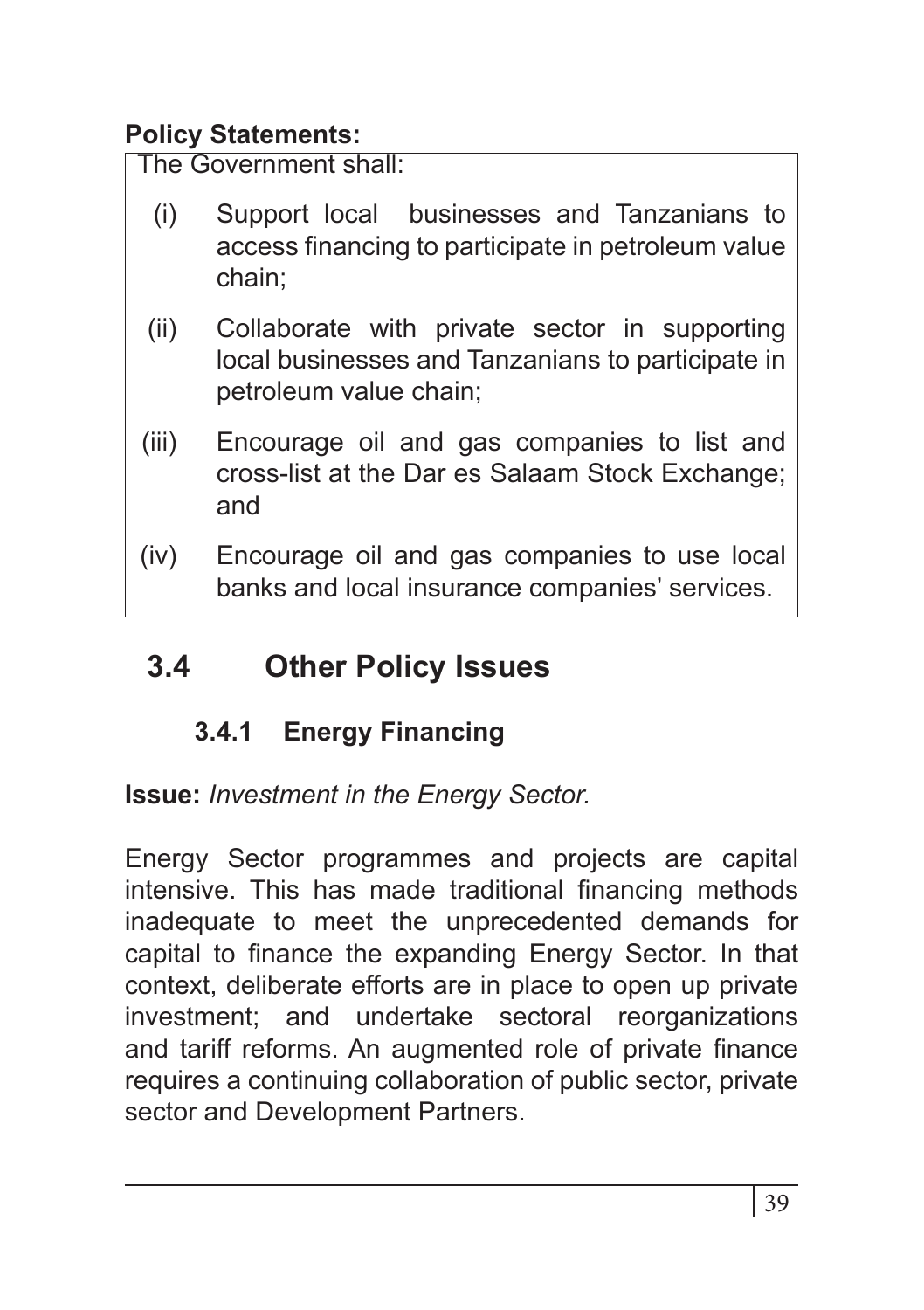**Policy Statements:**

The Government shall:

(i) Support local businesses and Tanzanians to access financing to participate in petroleum value chain;

(ii) Collaborate with private sector in supporting local businesses and Tanzanians to participate in petroleum value chain;

(iii) Encourage oil and gas companies to list and cross-list at the Dar es Salaam Stock Exchange; and

(iv) Encourage oil and gas companies to use local banks and local insurance companies' services.

## 3.4 Other Policy Issues

### 3.4.1 Energy Financing

**Issue:** *Investment in the Energy Sector.*

Energy Sector programmes and projects are capital intensive. This has made traditional financing methods inadequate to meet the unprecedented demands for capital to finance the expanding Energy Sector. In that context, deliberate efforts are in place to open up private investment; and undertake sectoral reorganizations and tariff reforms. An augmented role of private finance requires a continuing collaboration of public sector, private sector and Development Partners.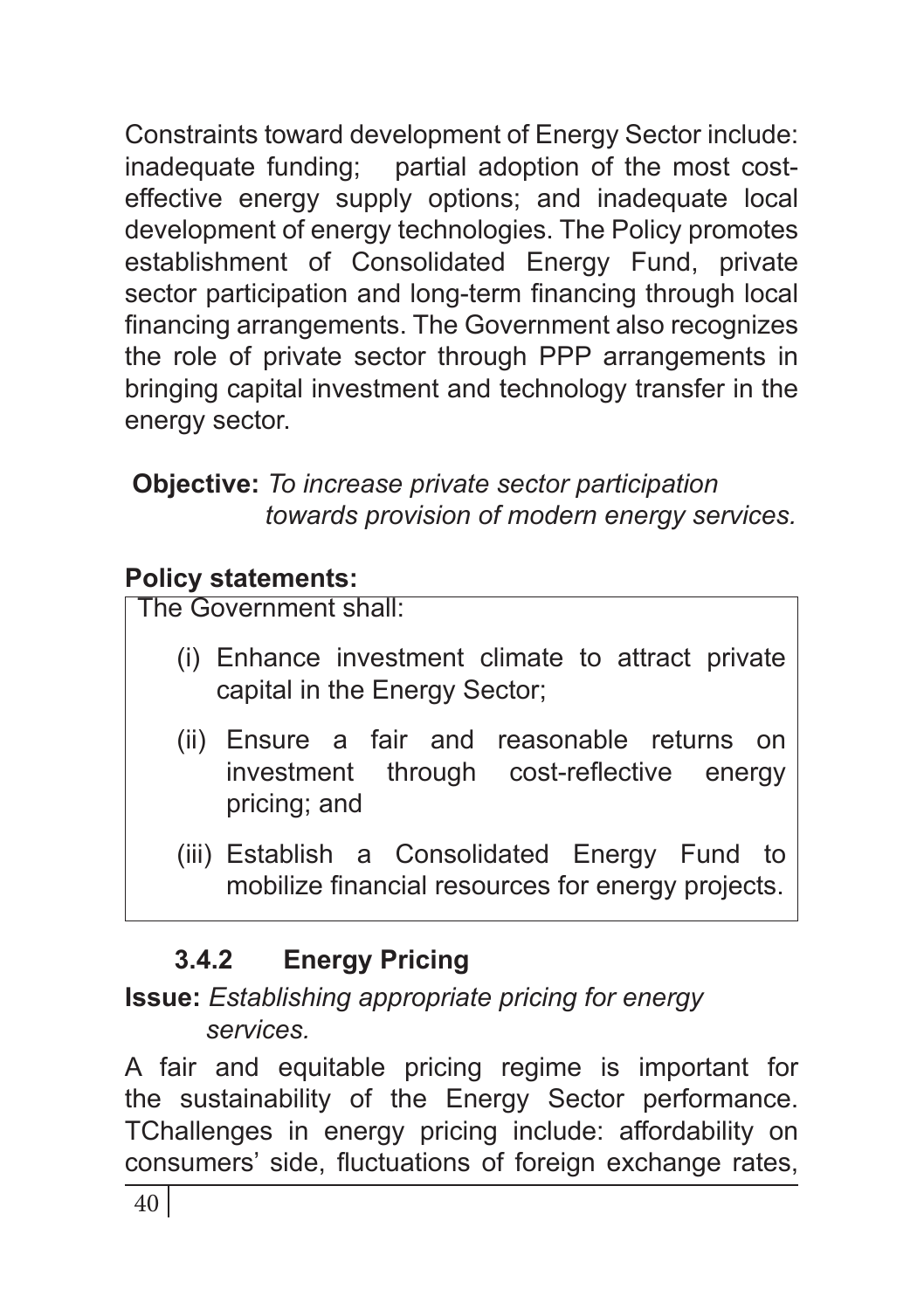Constraints toward development of Energy Sector include: inadequate funding; partial adoption of the most cost-effective energy supply options; and inadequate local development of energy technologies. The Policy promotes establishment of Consolidated Energy Fund, private sector participation and long-term financing through local financing arrangements. The Government also recognizes the role of private sector through PPP arrangements in bringing capital investment and technology transfer in the energy sector.

**Objective:** *To increase private sector participation towards provision of modern energy services.*

**Policy statements:**

The Government shall:

(i) Enhance investment climate to attract private capital in the Energy Sector;

(ii) Ensure a fair and reasonable returns on investment through cost-reflective energy pricing; and

(iii) Establish a Consolidated Energy Fund to mobilize financial resources for energy projects.

### 3.4.2 Energy Pricing

**Issue:** *Establishing appropriate pricing for energy services.*

A fair and equitable pricing regime is important for the sustainability of the Energy Sector performance. TChallenges in energy pricing include: affordability on consumers' side, fluctuations of foreign exchange rates,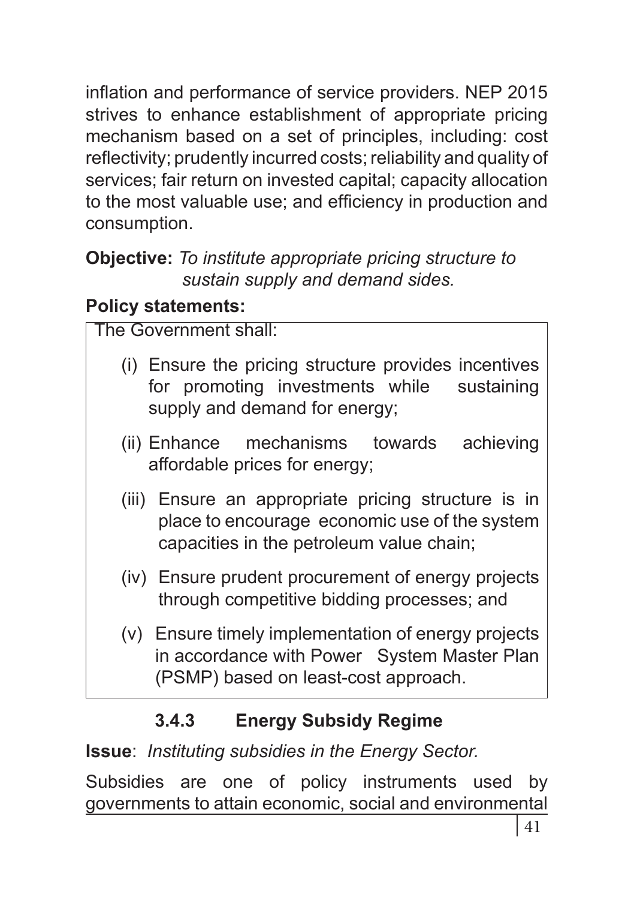inflation and performance of service providers. NEP 2015 strives to enhance establishment of appropriate pricing mechanism based on a set of principles, including: cost reflectivity; prudently incurred costs; reliability and quality of services; fair return on invested capital; capacity allocation to the most valuable use; and efficiency in production and consumption.

**Objective:** *To institute appropriate pricing structure to sustain supply and demand sides.*

**Policy statements:**

The Government shall:

(i) Ensure the pricing structure provides incentives for promoting investments while sustaining supply and demand for energy;

(ii) Enhance mechanisms towards achieving affordable prices for energy;

(iii) Ensure an appropriate pricing structure is in place to encourage economic use of the system capacities in the petroleum value chain;

(iv) Ensure prudent procurement of energy projects through competitive bidding processes; and

(v) Ensure timely implementation of energy projects in accordance with Power System Master Plan (PSMP) based on least-cost approach.

### 3.4.3 Energy Subsidy Regime

**Issue**: *Instituting subsidies in the Energy Sector.*

Subsidies are one of policy instruments used by governments to attain economic, social and environmental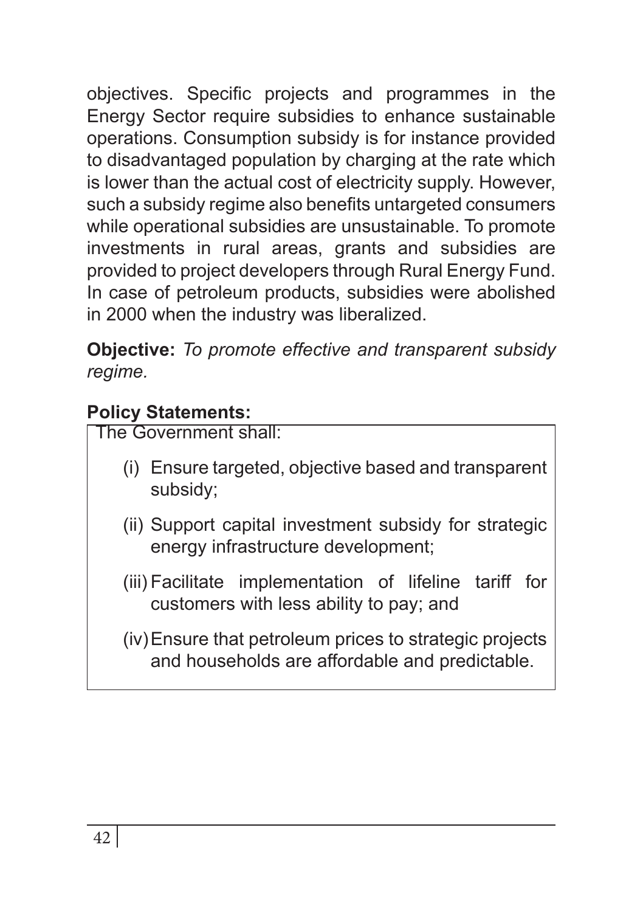objectives. Specific projects and programmes in the Energy Sector require subsidies to enhance sustainable operations. Consumption subsidy is for instance provided to disadvantaged population by charging at the rate which is lower than the actual cost of electricity supply. However, such a subsidy regime also benefits untargeted consumers while operational subsidies are unsustainable. To promote investments in rural areas, grants and subsidies are provided to project developers through Rural Energy Fund. In case of petroleum products, subsidies were abolished in 2000 when the industry was liberalized.

**Objective:** *To promote effective and transparent subsidy regime.*

**Policy Statements:**

The Government shall:

(i) Ensure targeted, objective based and transparent subsidy;

(ii) Support capital investment subsidy for strategic energy infrastructure development;

(iii) Facilitate implementation of lifeline tariff for customers with less ability to pay; and

(iv) Ensure that petroleum prices to strategic projects and households are affordable and predictable.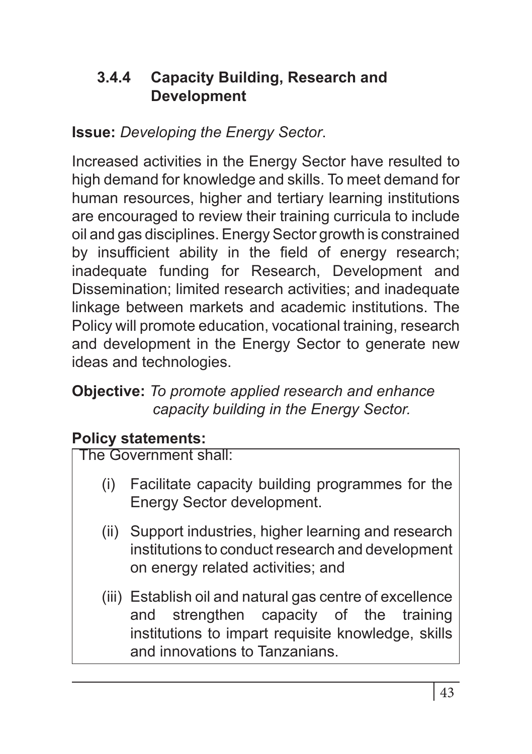### 3.4.4 Capacity Building, Research and Development

**Issue:** *Developing the Energy Sector*.

Increased activities in the Energy Sector have resulted to high demand for knowledge and skills. To meet demand for human resources, higher and tertiary learning institutions are encouraged to review their training curricula to include oil and gas disciplines. Energy Sector growth is constrained by insufficient ability in the field of energy research; inadequate funding for Research, Development and Dissemination; limited research activities; and inadequate linkage between markets and academic institutions. The Policy will promote education, vocational training, research and development in the Energy Sector to generate new ideas and technologies.

**Objective:** *To promote applied research and enhance capacity building in the Energy Sector.*

**Policy statements:**

The Government shall:

(i) Facilitate capacity building programmes for the Energy Sector development.

(ii) Support industries, higher learning and research institutions to conduct research and development on energy related activities; and

(iii) Establish oil and natural gas centre of excellence and strengthen capacity of the training institutions to impart requisite knowledge, skills and innovations to Tanzanians.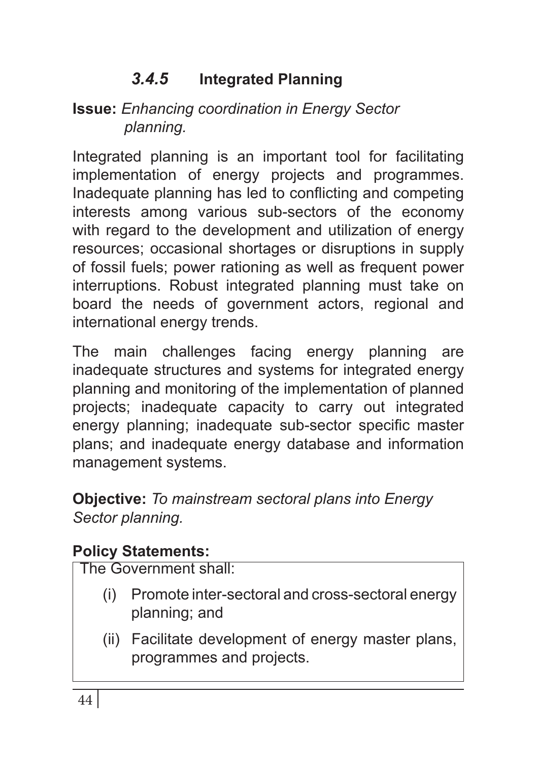### *3.4.5* Integrated Planning

**Issue:** *Enhancing coordination in Energy Sector planning.*

Integrated planning is an important tool for facilitating implementation of energy projects and programmes. Inadequate planning has led to conflicting and competing interests among various sub-sectors of the economy with regard to the development and utilization of energy resources; occasional shortages or disruptions in supply of fossil fuels; power rationing as well as frequent power interruptions. Robust integrated planning must take on board the needs of government actors, regional and international energy trends.

The main challenges facing energy planning are inadequate structures and systems for integrated energy planning and monitoring of the implementation of planned projects; inadequate capacity to carry out integrated energy planning; inadequate sub-sector specific master plans; and inadequate energy database and information management systems.

**Objective:** *To mainstream sectoral plans into Energy Sector planning.*

**Policy Statements:**

The Government shall:

(i) Promote inter-sectoral and cross-sectoral energy planning; and

(ii) Facilitate development of energy master plans, programmes and projects.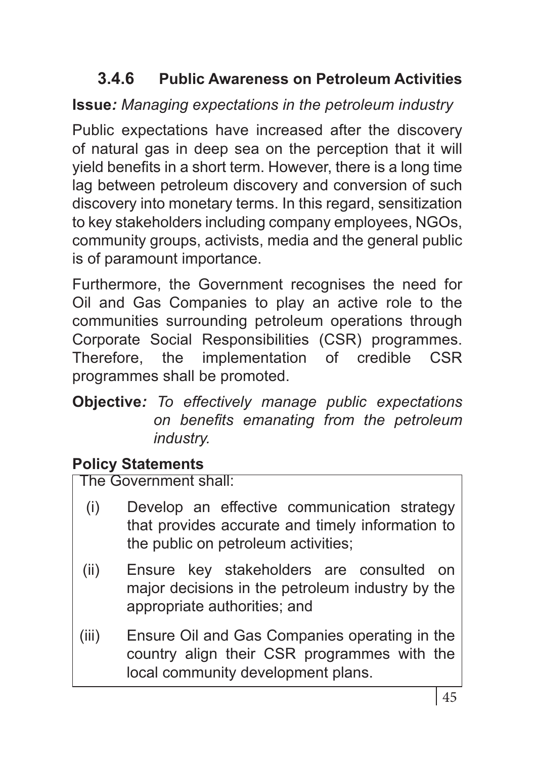### 3.4.6 Public Awareness on Petroleum Activities

**Issue***: Managing expectations in the petroleum industry*

Public expectations have increased after the discovery of natural gas in deep sea on the perception that it will yield benefits in a short term. However, there is a long time lag between petroleum discovery and conversion of such discovery into monetary terms. In this regard, sensitization to key stakeholders including company employees, NGOs, community groups, activists, media and the general public is of paramount importance.

Furthermore, the Government recognises the need for Oil and Gas Companies to play an active role to the communities surrounding petroleum operations through Corporate Social Responsibilities (CSR) programmes. Therefore, the implementation of credible CSR programmes shall be promoted.

**Objective***: To effectively manage public expectations on benefits emanating from the petroleum industry.*

**Policy Statements**

The Government shall:

(i) Develop an effective communication strategy that provides accurate and timely information to the public on petroleum activities;

(ii) Ensure key stakeholders are consulted on major decisions in the petroleum industry by the appropriate authorities; and

(iii) Ensure Oil and Gas Companies operating in the country align their CSR programmes with the local community development plans.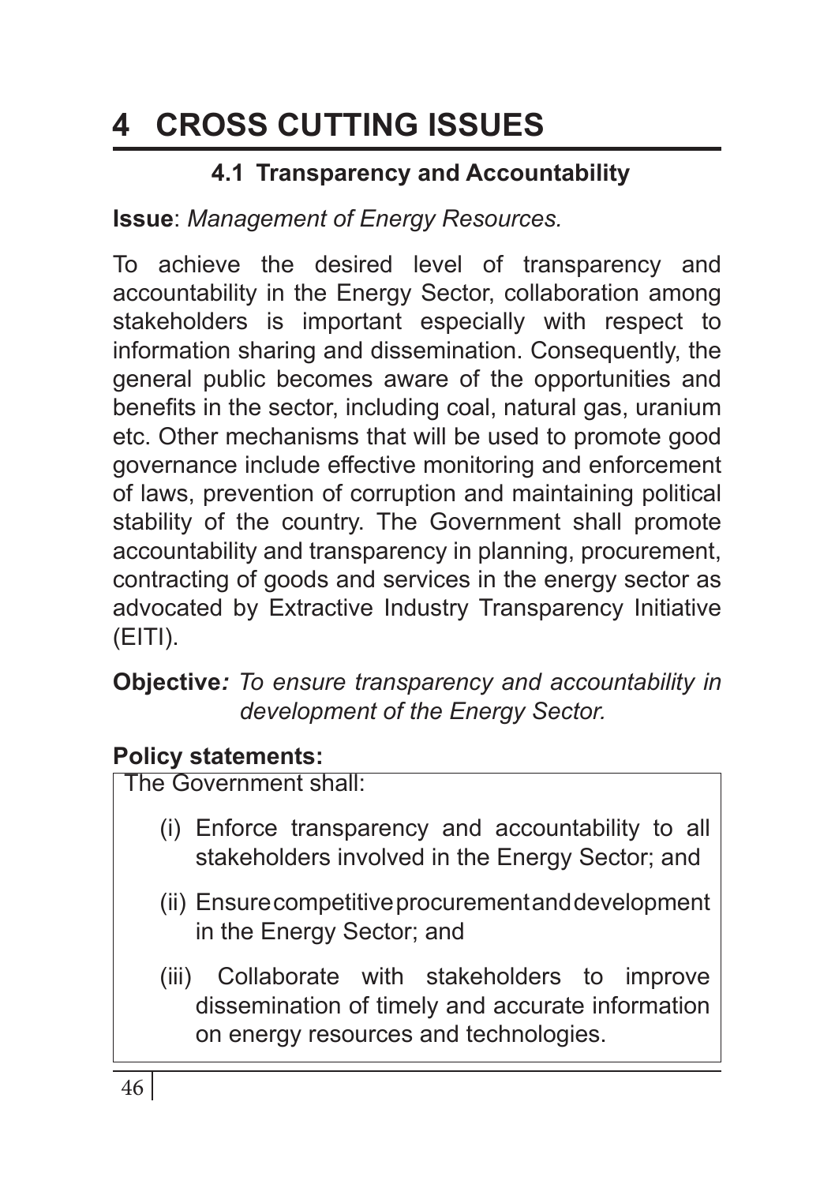# 4 CROSS CUTTING ISSUES

## 4.1 Transparency and Accountability

**Issue**: *Management of Energy Resources.*

To achieve the desired level of transparency and accountability in the Energy Sector, collaboration among stakeholders is important especially with respect to information sharing and dissemination. Consequently, the general public becomes aware of the opportunities and benefits in the sector, including coal, natural gas, uranium etc. Other mechanisms that will be used to promote good governance include effective monitoring and enforcement of laws, prevention of corruption and maintaining political stability of the country. The Government shall promote accountability and transparency in planning, procurement, contracting of goods and services in the energy sector as advocated by Extractive Industry Transparency Initiative (EITI).

**Objective***: To ensure transparency and accountability in development of the Energy Sector.*

**Policy statements:**

The Government shall:

(i) Enforce transparency and accountability to all stakeholders involved in the Energy Sector; and

(ii) Ensure competitive procurement and development in the Energy Sector; and

(iii) Collaborate with stakeholders to improve dissemination of timely and accurate information on energy resources and technologies.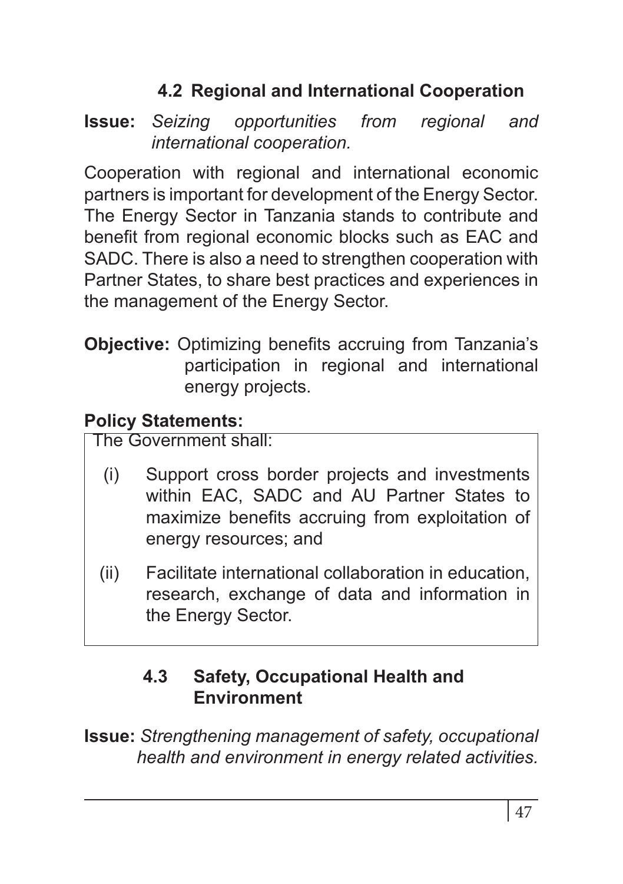### 4.2 Regional and International Cooperation

**Issue:** *Seizing opportunities from regional and international cooperation.*

Cooperation with regional and international economic partners is important for development of the Energy Sector. The Energy Sector in Tanzania stands to contribute and benefit from regional economic blocks such as EAC and SADC. There is also a need to strengthen cooperation with Partner States, to share best practices and experiences in the management of the Energy Sector.

**Objective:** Optimizing benefits accruing from Tanzania's participation in regional and international energy projects.

**Policy Statements:**

The Government shall:

(i) Support cross border projects and investments within EAC, SADC and AU Partner States to maximize benefits accruing from exploitation of energy resources; and

(ii) Facilitate international collaboration in education, research, exchange of data and information in the Energy Sector.

### 4.3 Safety, Occupational Health and Environment

**Issue:** *Strengthening management of safety, occupational health and environment in energy related activities.*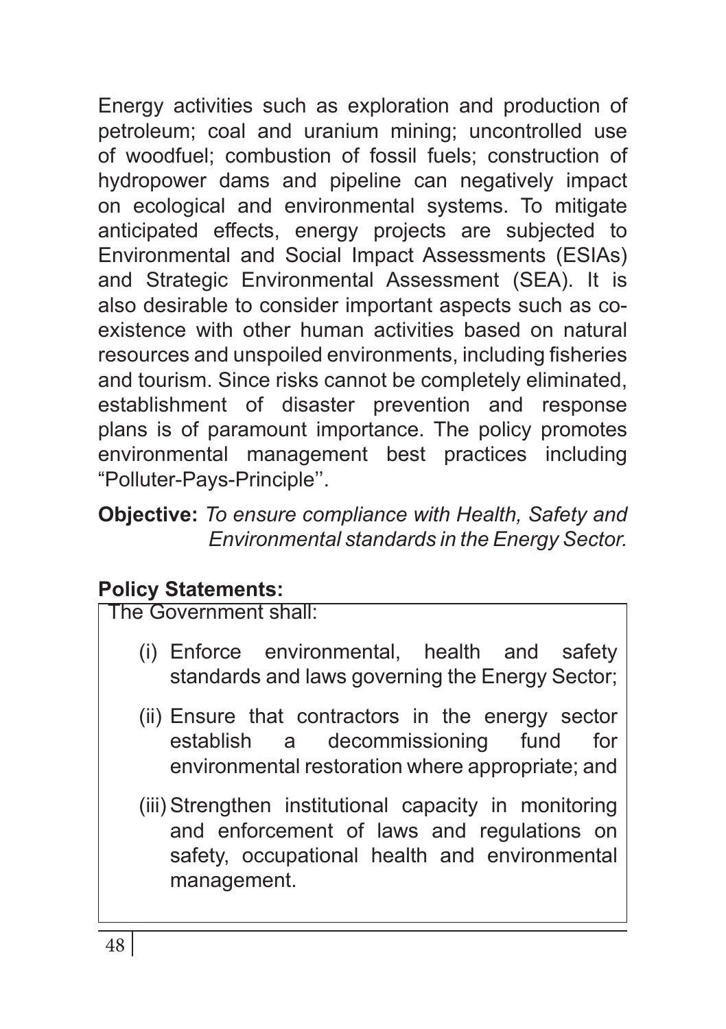Energy activities such as exploration and production of petroleum; coal and uranium mining; uncontrolled use of woodfuel; combustion of fossil fuels; construction of hydropower dams and pipeline can negatively impact on ecological and environmental systems. To mitigate anticipated effects, energy projects are subjected to Environmental and Social Impact Assessments (ESIAs) and Strategic Environmental Assessment (SEA). It is also desirable to consider important aspects such as co-existence with other human activities based on natural resources and unspoiled environments, including fisheries and tourism. Since risks cannot be completely eliminated, establishment of disaster prevention and response plans is of paramount importance. The policy promotes environmental management best practices including "Polluter-Pays-Principle''.

**Objective:** *To ensure compliance with Health, Safety and Environmental standards in the Energy Sector.*

**Policy Statements:**

The Government shall:

(i) Enforce environmental, health and safety standards and laws governing the Energy Sector;

(ii) Ensure that contractors in the energy sector establish a decommissioning fund for environmental restoration where appropriate; and

(iii) Strengthen institutional capacity in monitoring and enforcement of laws and regulations on safety, occupational health and environmental management.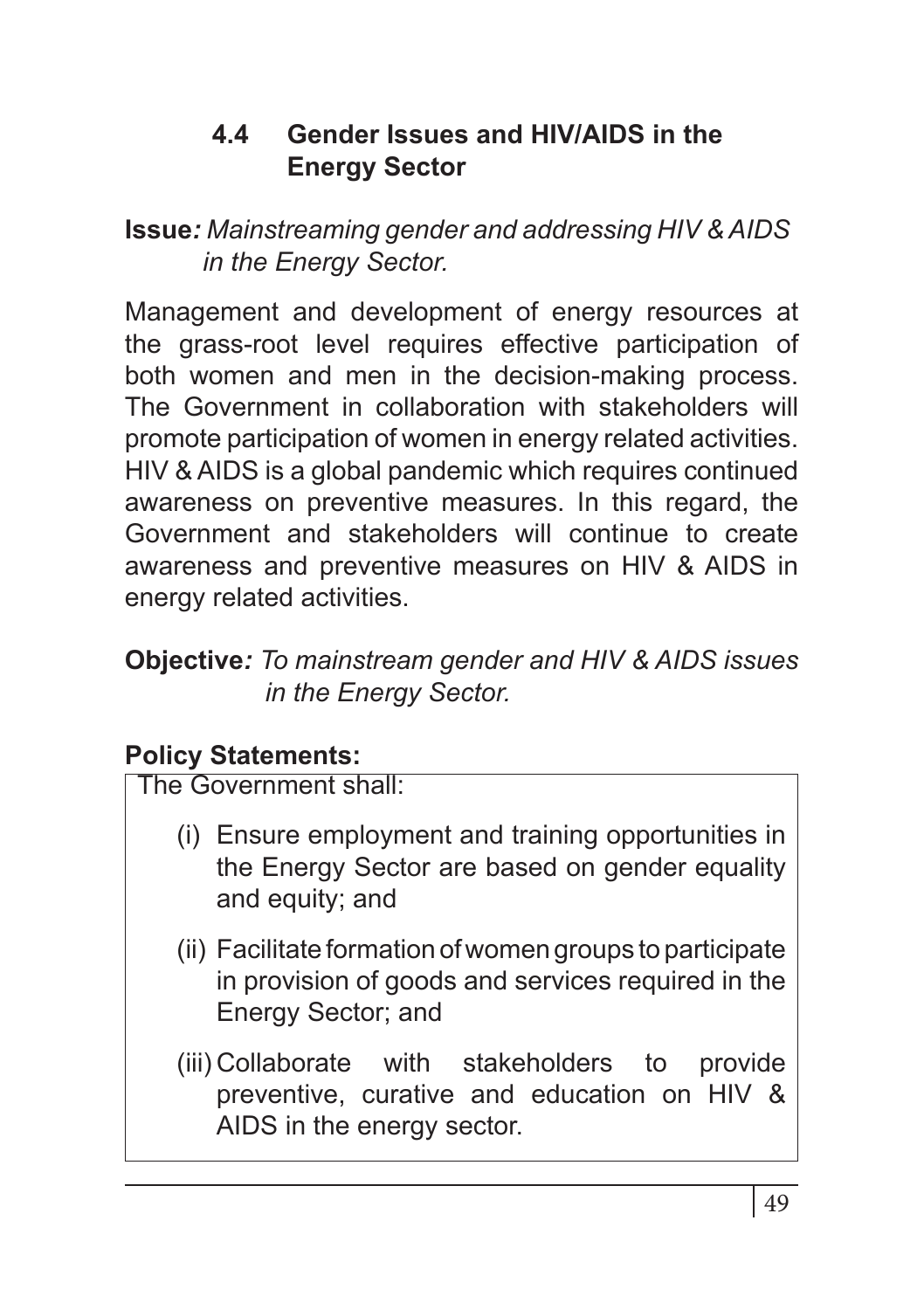## 4.4 Gender Issues and HIV/AIDS in the Energy Sector

**Issue***: Mainstreaming gender and addressing HIV & AIDS in the Energy Sector.*

Management and development of energy resources at the grass-root level requires effective participation of both women and men in the decision-making process. The Government in collaboration with stakeholders will promote participation of women in energy related activities. HIV & AIDS is a global pandemic which requires continued awareness on preventive measures. In this regard, the Government and stakeholders will continue to create awareness and preventive measures on HIV & AIDS in energy related activities.

**Objective***: To mainstream gender and HIV & AIDS issues in the Energy Sector.*

**Policy Statements:**

The Government shall:

(i) Ensure employment and training opportunities in the Energy Sector are based on gender equality and equity; and

(ii) Facilitate formation of women groups to participate in provision of goods and services required in the Energy Sector; and

(iii) Collaborate with stakeholders to provide preventive, curative and education on HIV & AIDS in the energy sector.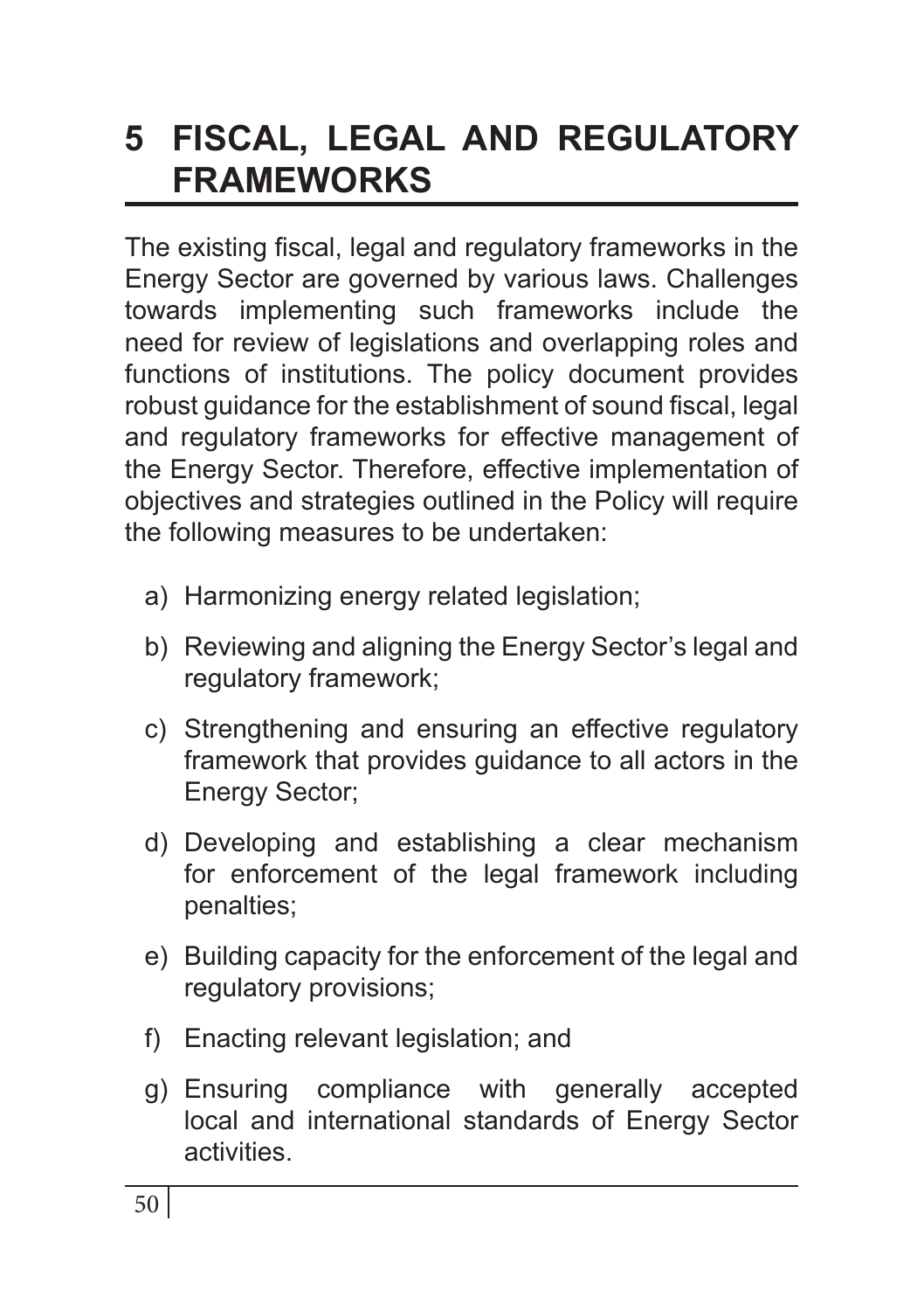# 5 FISCAL, LEGAL AND REGULATORY FRAMEWORKS

The existing fiscal, legal and regulatory frameworks in the Energy Sector are governed by various laws. Challenges towards implementing such frameworks include the need for review of legislations and overlapping roles and functions of institutions. The policy document provides robust guidance for the establishment of sound fiscal, legal and regulatory frameworks for effective management of the Energy Sector. Therefore, effective implementation of objectives and strategies outlined in the Policy will require the following measures to be undertaken:

a) Harmonizing energy related legislation;

b) Reviewing and aligning the Energy Sector's legal and regulatory framework;

c) Strengthening and ensuring an effective regulatory framework that provides guidance to all actors in the Energy Sector;

d) Developing and establishing a clear mechanism for enforcement of the legal framework including penalties;

e) Building capacity for the enforcement of the legal and regulatory provisions;

f) Enacting relevant legislation; and

g) Ensuring compliance with generally accepted local and international standards of Energy Sector activities.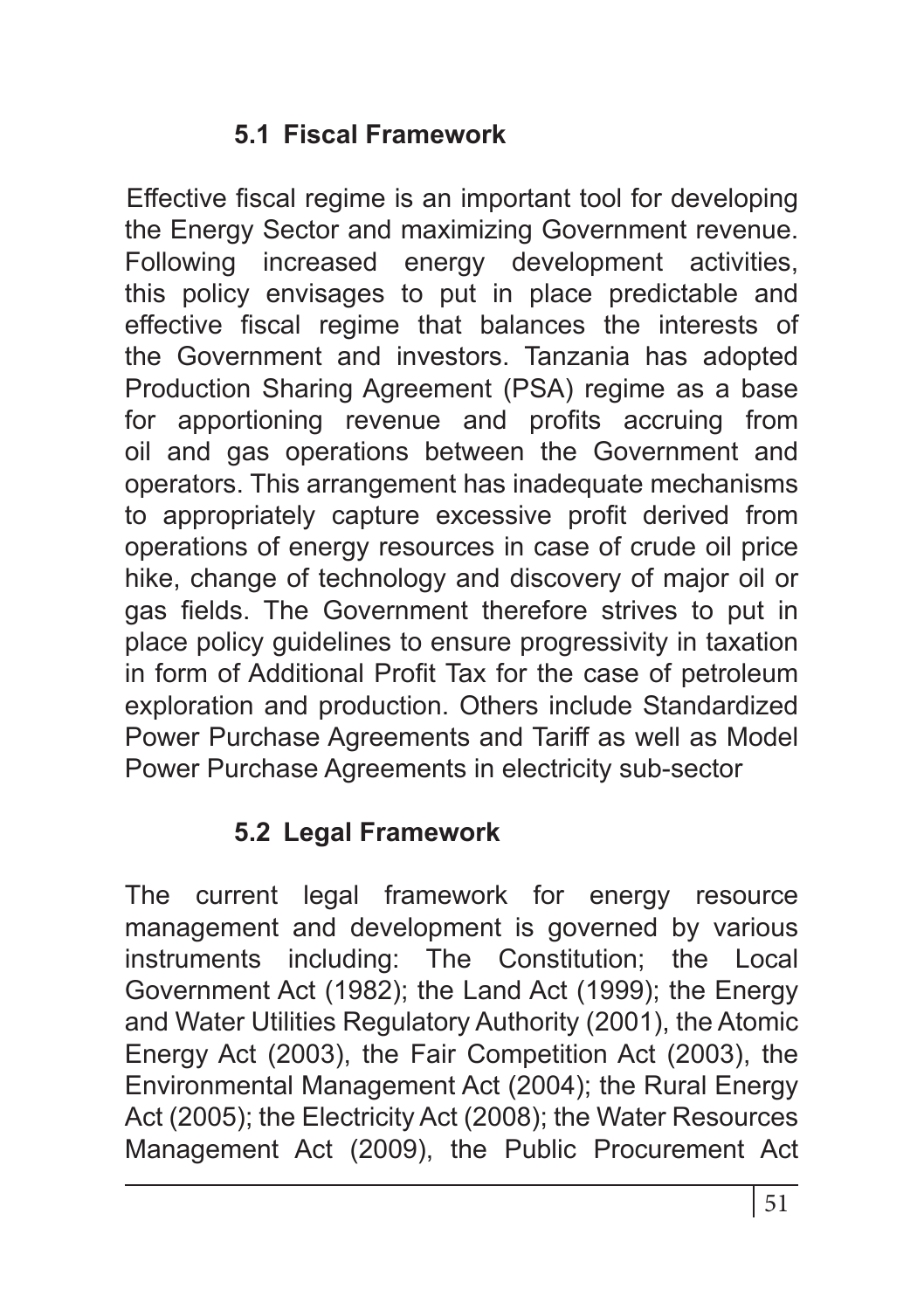## 5.1 Fiscal Framework

Effective fiscal regime is an important tool for developing the Energy Sector and maximizing Government revenue. Following increased energy development activities, this policy envisages to put in place predictable and effective fiscal regime that balances the interests of the Government and investors. Tanzania has adopted Production Sharing Agreement (PSA) regime as a base for apportioning revenue and profits accruing from oil and gas operations between the Government and operators. This arrangement has inadequate mechanisms to appropriately capture excessive profit derived from operations of energy resources in case of crude oil price hike, change of technology and discovery of major oil or gas fields. The Government therefore strives to put in place policy guidelines to ensure progressivity in taxation in form of Additional Profit Tax for the case of petroleum exploration and production. Others include Standardized Power Purchase Agreements and Tariff as well as Model Power Purchase Agreements in electricity sub-sector

## 5.2 Legal Framework

The current legal framework for energy resource management and development is governed by various instruments including: The Constitution; the Local Government Act (1982); the Land Act (1999); the Energy and Water Utilities Regulatory Authority (2001), the Atomic Energy Act (2003), the Fair Competition Act (2003), the Environmental Management Act (2004); the Rural Energy Act (2005); the Electricity Act (2008); the Water Resources Management Act (2009), the Public Procurement Act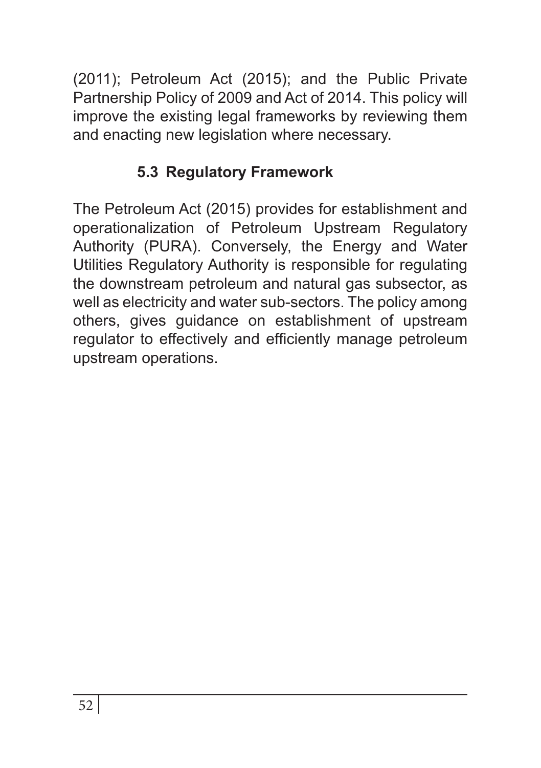(2011); Petroleum Act (2015); and the Public Private Partnership Policy of 2009 and Act of 2014. This policy will improve the existing legal frameworks by reviewing them and enacting new legislation where necessary.

### 5.3 Regulatory Framework

The Petroleum Act (2015) provides for establishment and operationalization of Petroleum Upstream Regulatory Authority (PURA). Conversely, the Energy and Water Utilities Regulatory Authority is responsible for regulating the downstream petroleum and natural gas subsector, as well as electricity and water sub-sectors. The policy among others, gives guidance on establishment of upstream regulator to effectively and efficiently manage petroleum upstream operations.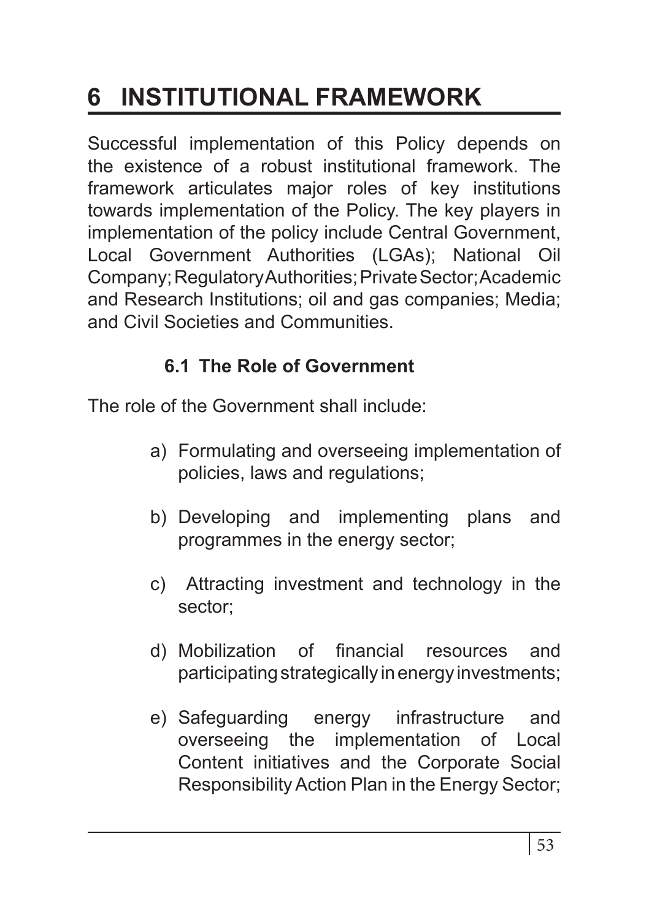# 6 INSTITUTIONAL FRAMEWORK

Successful implementation of this Policy depends on the existence of a robust institutional framework. The framework articulates major roles of key institutions towards implementation of the Policy. The key players in implementation of the policy include Central Government, Local Government Authorities (LGAs); National Oil Company; Regulatory Authorities; Private Sector; Academic and Research Institutions; oil and gas companies; Media; and Civil Societies and Communities.

## 6.1 The Role of Government

The role of the Government shall include:

a) Formulating and overseeing implementation of policies, laws and regulations;

b) Developing and implementing plans and programmes in the energy sector;

c) Attracting investment and technology in the sector;

d) Mobilization of financial resources and participating strategically in energy investments;

e) Safeguarding energy infrastructure and overseeing the implementation of Local Content initiatives and the Corporate Social Responsibility Action Plan in the Energy Sector;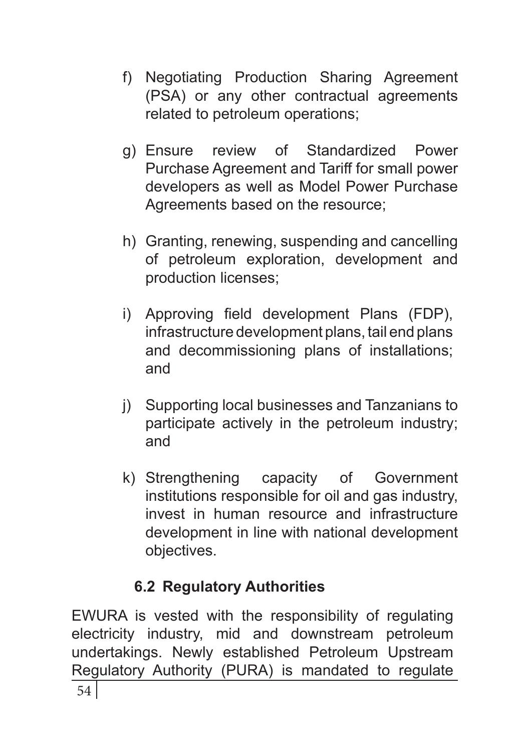f) Negotiating Production Sharing Agreement (PSA) or any other contractual agreements related to petroleum operations;

g) Ensure review of Standardized Power Purchase Agreement and Tariff for small power developers as well as Model Power Purchase Agreements based on the resource;

h) Granting, renewing, suspending and cancelling of petroleum exploration, development and production licenses;

i) Approving field development Plans (FDP), infrastructure development plans, tail end plans and decommissioning plans of installations; and

j) Supporting local businesses and Tanzanians to participate actively in the petroleum industry; and

k) Strengthening capacity of Government institutions responsible for oil and gas industry, invest in human resource and infrastructure development in line with national development objectives.

### 6.2 Regulatory Authorities

EWURA is vested with the responsibility of regulating electricity industry, mid and downstream petroleum undertakings. Newly established Petroleum Upstream Regulatory Authority (PURA) is mandated to regulate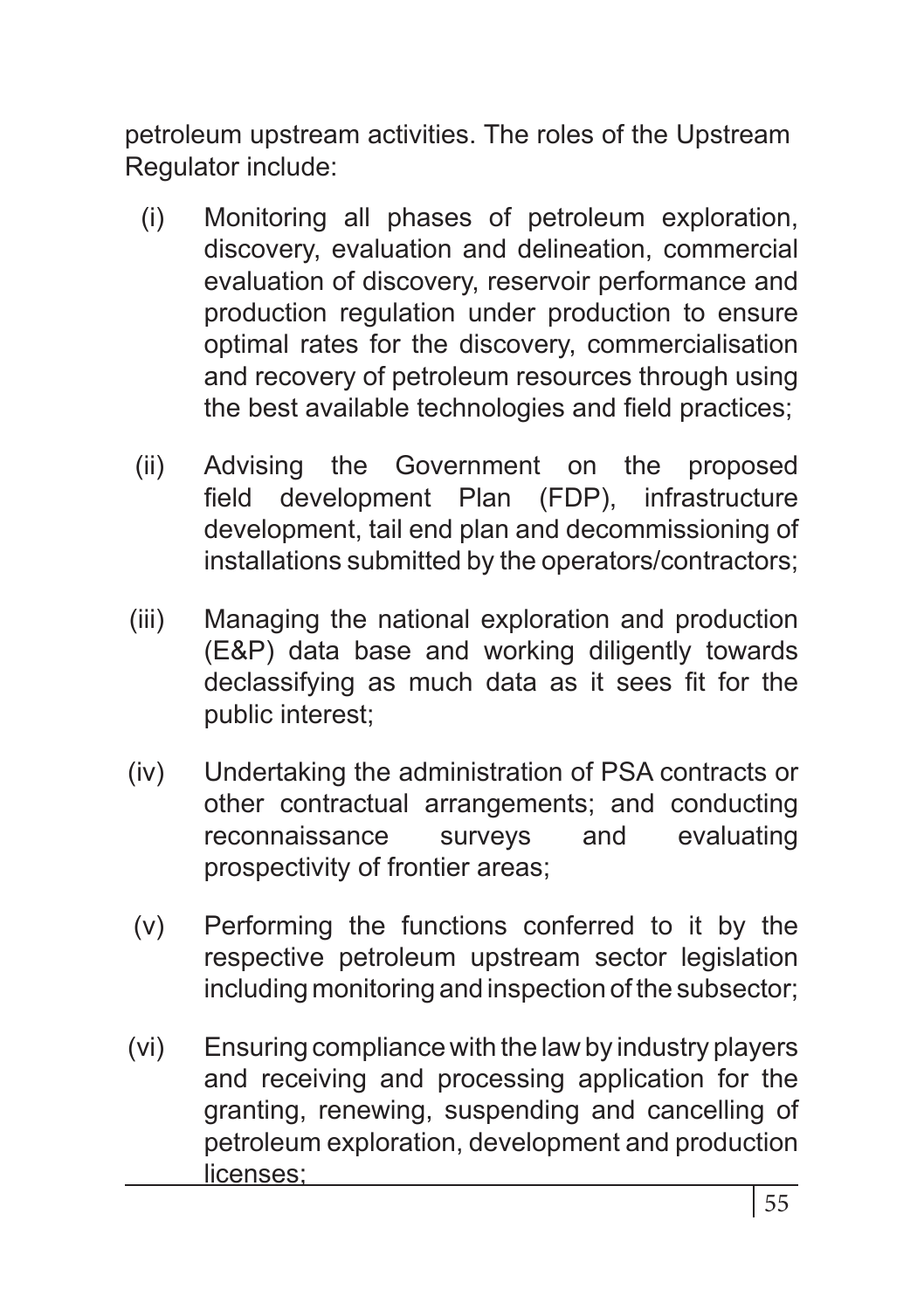petroleum upstream activities. The roles of the Upstream Regulator include:

(i) Monitoring all phases of petroleum exploration, discovery, evaluation and delineation, commercial evaluation of discovery, reservoir performance and production regulation under production to ensure optimal rates for the discovery, commercialisation and recovery of petroleum resources through using the best available technologies and field practices;

(ii) Advising the Government on the proposed field development Plan (FDP), infrastructure development, tail end plan and decommissioning of installations submitted by the operators/contractors;

(iii) Managing the national exploration and production (E&P) data base and working diligently towards declassifying as much data as it sees fit for the public interest;

(iv) Undertaking the administration of PSA contracts or other contractual arrangements; and conducting reconnaissance surveys and evaluating prospectivity of frontier areas;

(v) Performing the functions conferred to it by the respective petroleum upstream sector legislation including monitoring and inspection of the subsector;

(vi) Ensuring compliance with the law by industry players and receiving and processing application for the granting, renewing, suspending and cancelling of petroleum exploration, development and production licenses;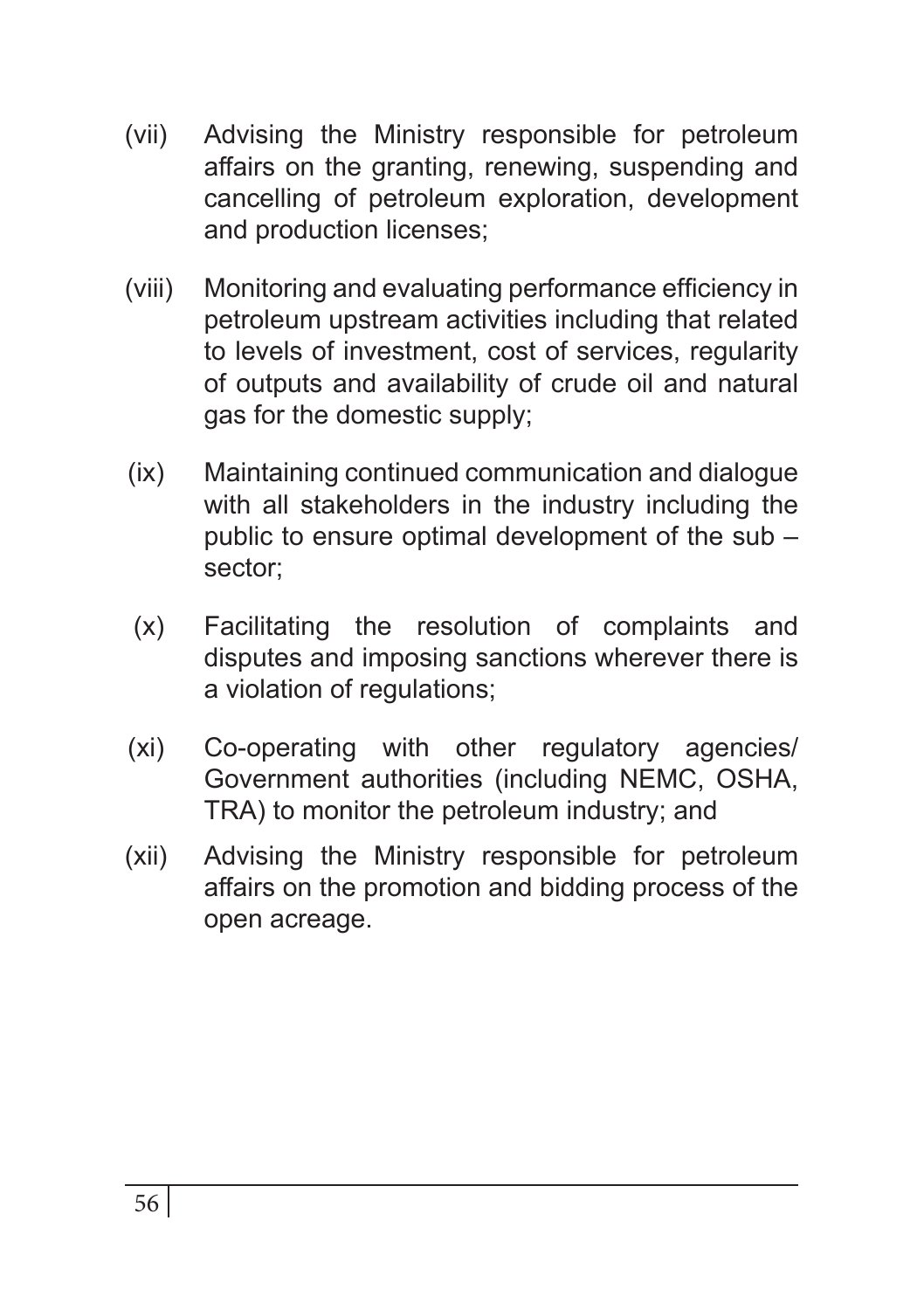(vii) Advising the Ministry responsible for petroleum affairs on the granting, renewing, suspending and cancelling of petroleum exploration, development and production licenses;

(viii) Monitoring and evaluating performance efficiency in petroleum upstream activities including that related to levels of investment, cost of services, regularity of outputs and availability of crude oil and natural gas for the domestic supply;

(ix) Maintaining continued communication and dialogue with all stakeholders in the industry including the public to ensure optimal development of the sub – sector;

(x) Facilitating the resolution of complaints and disputes and imposing sanctions wherever there is a violation of regulations;

(xi) Co-operating with other regulatory agencies/ Government authorities (including NEMC, OSHA, TRA) to monitor the petroleum industry; and

(xii) Advising the Ministry responsible for petroleum affairs on the promotion and bidding process of the open acreage.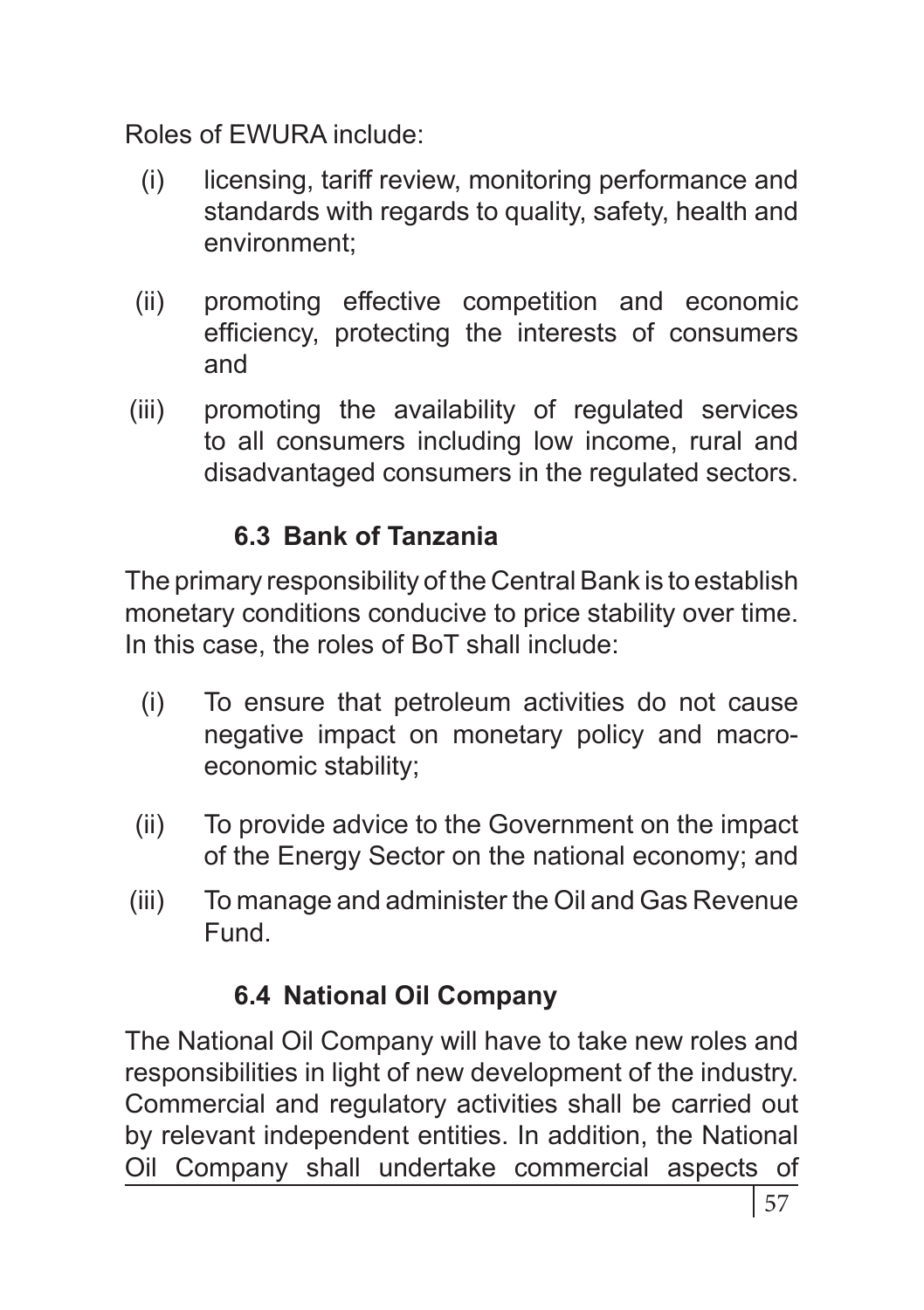Roles of EWURA include:

(i) licensing, tariff review, monitoring performance and standards with regards to quality, safety, health and environment;

(ii) promoting effective competition and economic efficiency, protecting the interests of consumers and

(iii) promoting the availability of regulated services to all consumers including low income, rural and disadvantaged consumers in the regulated sectors.

### 6.3 Bank of Tanzania

The primary responsibility of the Central Bank is to establish monetary conditions conducive to price stability over time. In this case, the roles of BoT shall include:

(i) To ensure that petroleum activities do not cause negative impact on monetary policy and macro-economic stability;

(ii) To provide advice to the Government on the impact of the Energy Sector on the national economy; and

(iii) To manage and administer the Oil and Gas Revenue Fund.

### 6.4 National Oil Company

The National Oil Company will have to take new roles and responsibilities in light of new development of the industry. Commercial and regulatory activities shall be carried out by relevant independent entities. In addition, the National Oil Company shall undertake commercial aspects of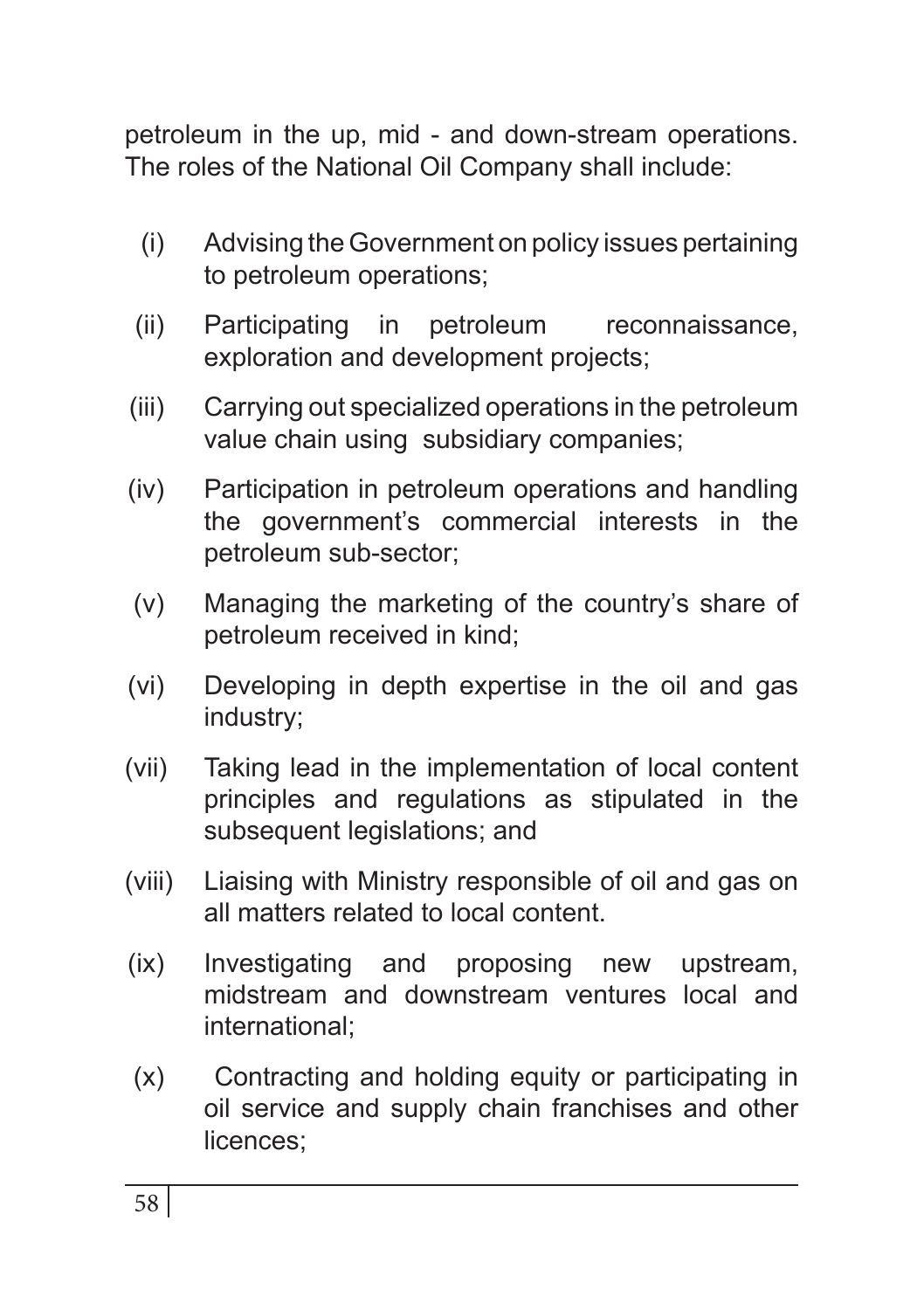petroleum in the up, mid - and down-stream operations. The roles of the National Oil Company shall include:

(i) Advising the Government on policy issues pertaining to petroleum operations;

(ii) Participating in petroleum reconnaissance, exploration and development projects;

(iii) Carrying out specialized operations in the petroleum value chain using subsidiary companies;

(iv) Participation in petroleum operations and handling the government's commercial interests in the petroleum sub-sector;

(v) Managing the marketing of the country's share of petroleum received in kind;

(vi) Developing in depth expertise in the oil and gas industry;

(vii) Taking lead in the implementation of local content principles and regulations as stipulated in the subsequent legislations; and

(viii) Liaising with Ministry responsible of oil and gas on all matters related to local content.

(ix) Investigating and proposing new upstream, midstream and downstream ventures local and international;

(x) Contracting and holding equity or participating in oil service and supply chain franchises and other licences;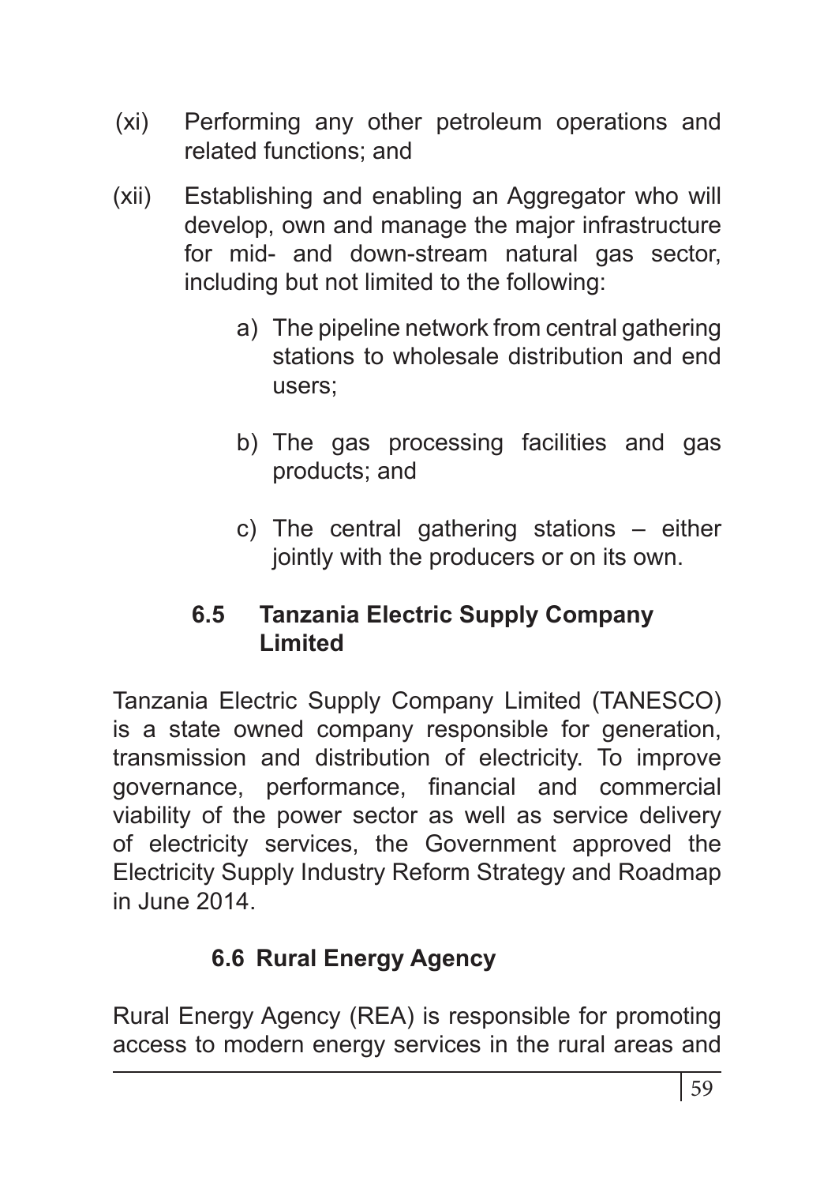(xi) Performing any other petroleum operations and related functions; and

(xii) Establishing and enabling an Aggregator who will develop, own and manage the major infrastructure for mid- and down-stream natural gas sector, including but not limited to the following:

  a) The pipeline network from central gathering stations to wholesale distribution and end users;

  b) The gas processing facilities and gas products; and

  c) The central gathering stations – either jointly with the producers or on its own.

### 6.5 Tanzania Electric Supply Company Limited

Tanzania Electric Supply Company Limited (TANESCO) is a state owned company responsible for generation, transmission and distribution of electricity. To improve governance, performance, financial and commercial viability of the power sector as well as service delivery of electricity services, the Government approved the Electricity Supply Industry Reform Strategy and Roadmap in June 2014.

### 6.6 Rural Energy Agency

Rural Energy Agency (REA) is responsible for promoting access to modern energy services in the rural areas and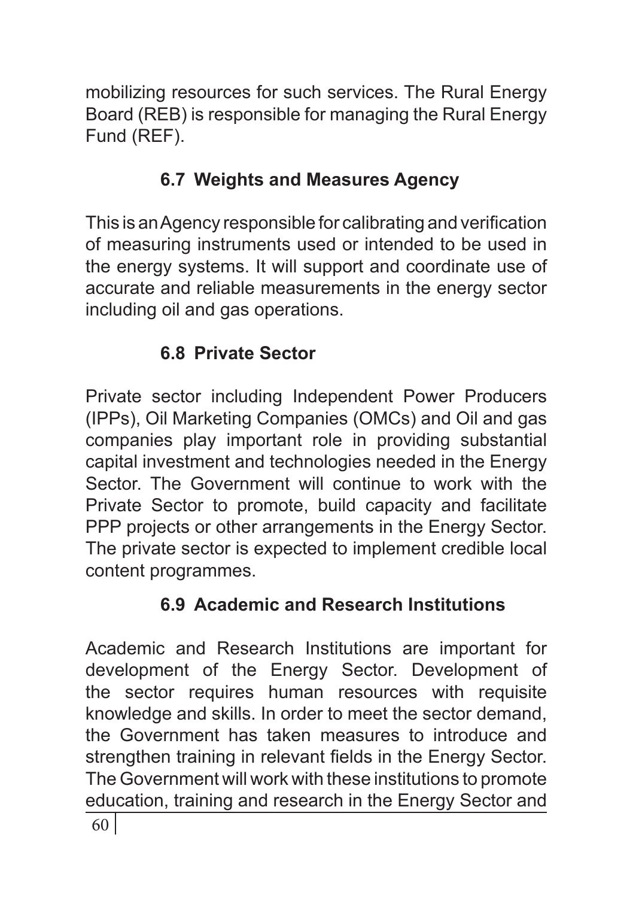mobilizing resources for such services. The Rural Energy Board (REB) is responsible for managing the Rural Energy Fund (REF).

### 6.7 Weights and Measures Agency

This is an Agency responsible for calibrating and verification of measuring instruments used or intended to be used in the energy systems. It will support and coordinate use of accurate and reliable measurements in the energy sector including oil and gas operations.

### 6.8 Private Sector

Private sector including Independent Power Producers (IPPs), Oil Marketing Companies (OMCs) and Oil and gas companies play important role in providing substantial capital investment and technologies needed in the Energy Sector. The Government will continue to work with the Private Sector to promote, build capacity and facilitate PPP projects or other arrangements in the Energy Sector. The private sector is expected to implement credible local content programmes.

### 6.9 Academic and Research Institutions

Academic and Research Institutions are important for development of the Energy Sector. Development of the sector requires human resources with requisite knowledge and skills. In order to meet the sector demand, the Government has taken measures to introduce and strengthen training in relevant fields in the Energy Sector. The Government will work with these institutions to promote education, training and research in the Energy Sector and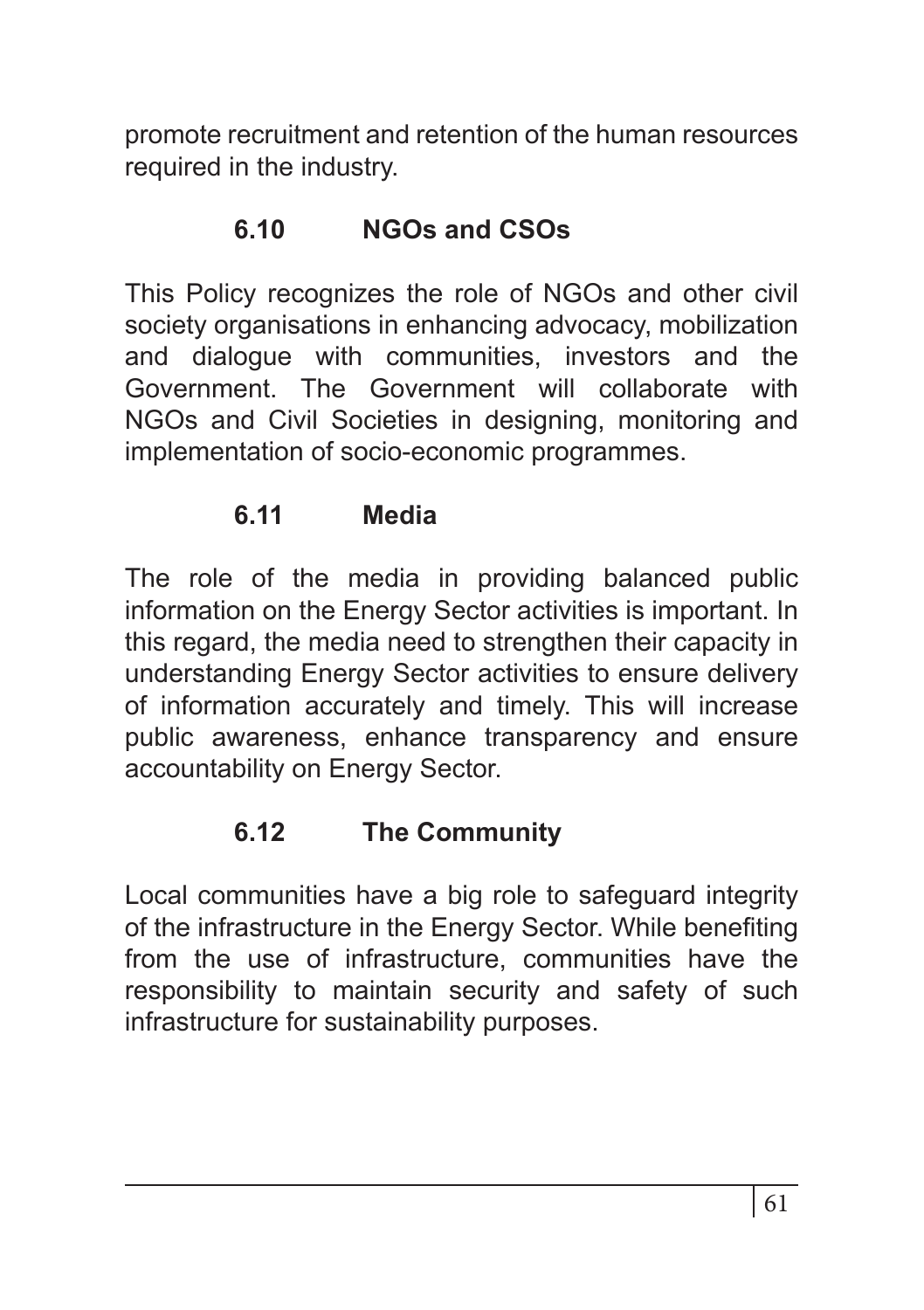promote recruitment and retention of the human resources required in the industry.

### 6.10 NGOs and CSOs

This Policy recognizes the role of NGOs and other civil society organisations in enhancing advocacy, mobilization and dialogue with communities, investors and the Government. The Government will collaborate with NGOs and Civil Societies in designing, monitoring and implementation of socio-economic programmes.

### 6.11 Media

The role of the media in providing balanced public information on the Energy Sector activities is important. In this regard, the media need to strengthen their capacity in understanding Energy Sector activities to ensure delivery of information accurately and timely. This will increase public awareness, enhance transparency and ensure accountability on Energy Sector.

### 6.12 The Community

Local communities have a big role to safeguard integrity of the infrastructure in the Energy Sector. While benefiting from the use of infrastructure, communities have the responsibility to maintain security and safety of such infrastructure for sustainability purposes.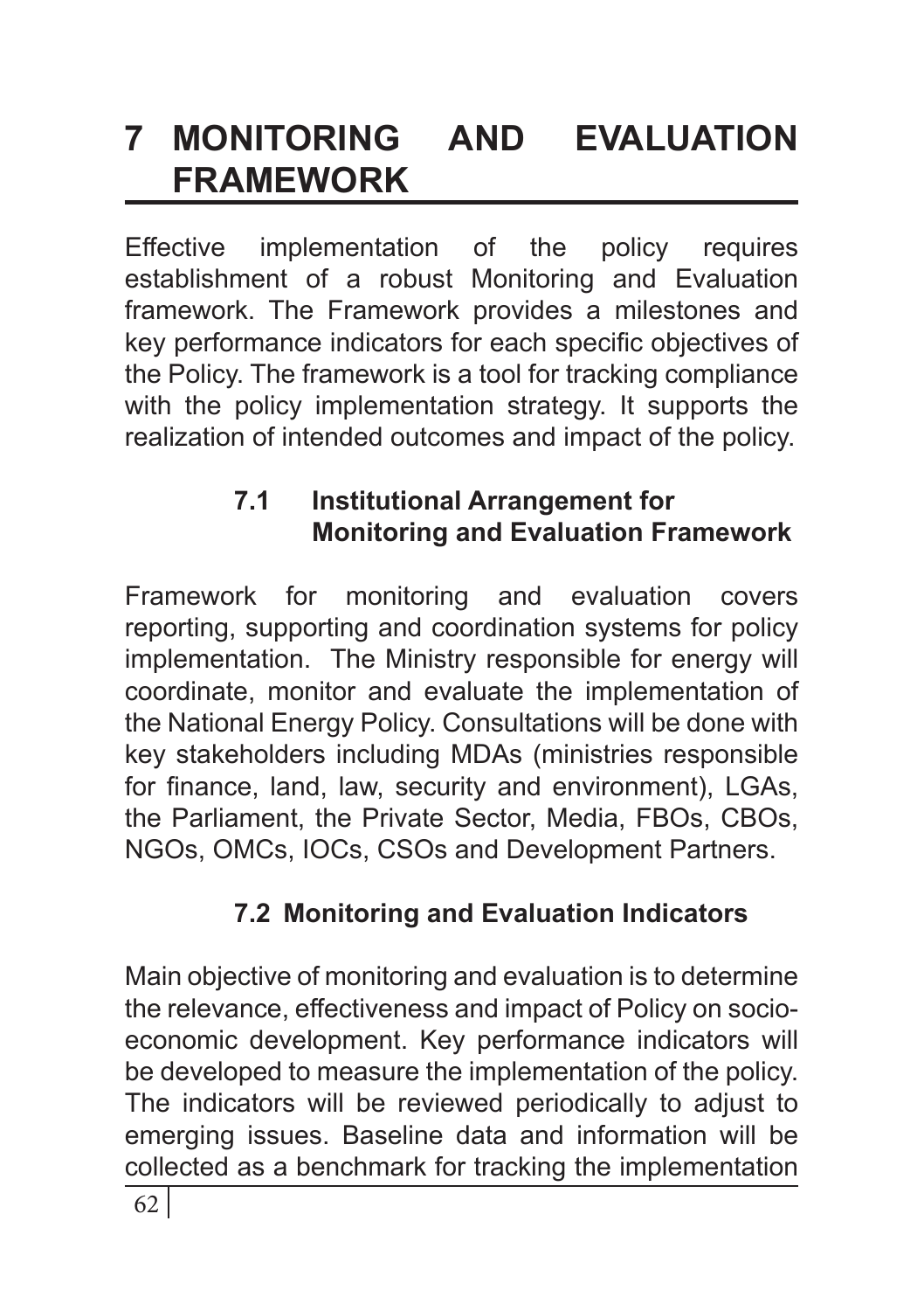# 7 MONITORING AND EVALUATION FRAMEWORK

Effective implementation of the policy requires establishment of a robust Monitoring and Evaluation framework. The Framework provides a milestones and key performance indicators for each specific objectives of the Policy. The framework is a tool for tracking compliance with the policy implementation strategy. It supports the realization of intended outcomes and impact of the policy.

## 7.1 Institutional Arrangement for Monitoring and Evaluation Framework

Framework for monitoring and evaluation covers reporting, supporting and coordination systems for policy implementation. The Ministry responsible for energy will coordinate, monitor and evaluate the implementation of the National Energy Policy. Consultations will be done with key stakeholders including MDAs (ministries responsible for finance, land, law, security and environment), LGAs, the Parliament, the Private Sector, Media, FBOs, CBOs, NGOs, OMCs, IOCs, CSOs and Development Partners.

## 7.2 Monitoring and Evaluation Indicators

Main objective of monitoring and evaluation is to determine the relevance, effectiveness and impact of Policy on socio-economic development. Key performance indicators will be developed to measure the implementation of the policy. The indicators will be reviewed periodically to adjust to emerging issues. Baseline data and information will be collected as a benchmark for tracking the implementation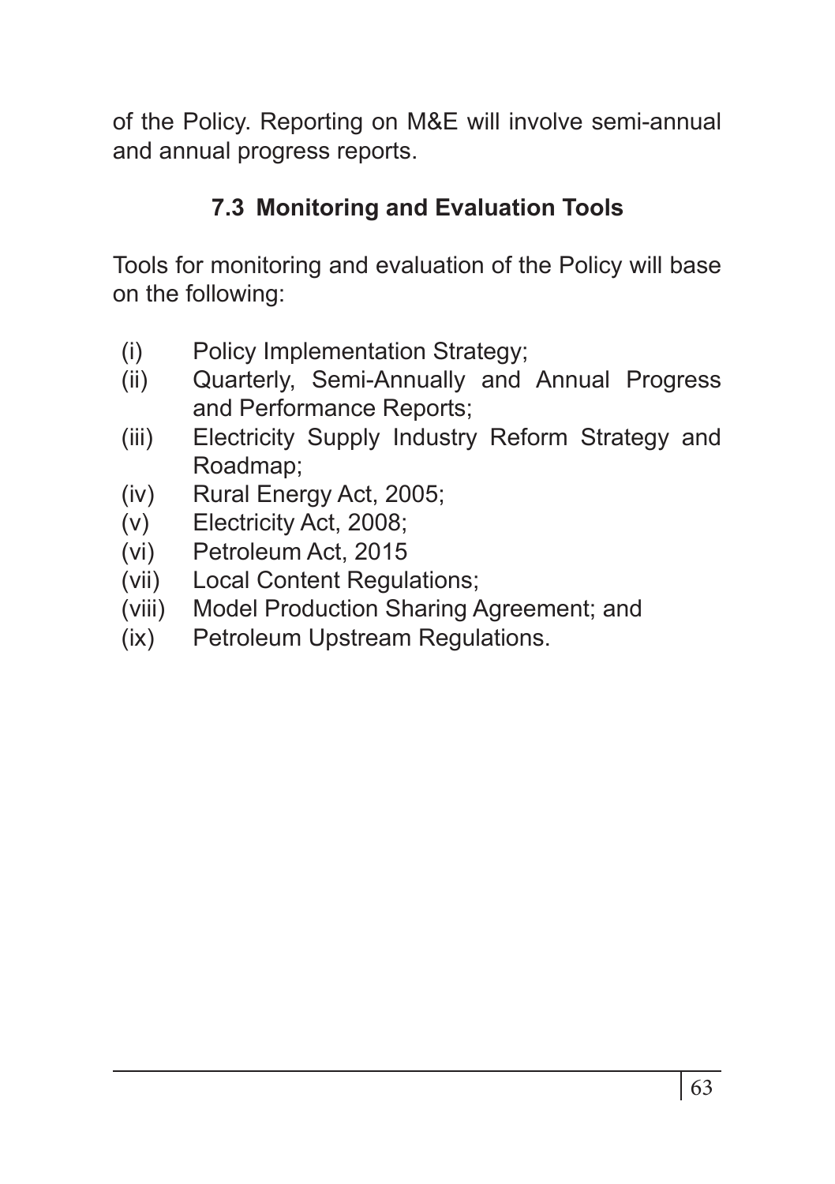of the Policy. Reporting on M&E will involve semi-annual and annual progress reports.

## 7.3 Monitoring and Evaluation Tools

Tools for monitoring and evaluation of the Policy will base on the following:

(i) Policy Implementation Strategy;
(ii) Quarterly, Semi-Annually and Annual Progress and Performance Reports;
(iii) Electricity Supply Industry Reform Strategy and Roadmap;
(iv) Rural Energy Act, 2005;
(v) Electricity Act, 2008;
(vi) Petroleum Act, 2015
(vii) Local Content Regulations;
(viii) Model Production Sharing Agreement; and
(ix) Petroleum Upstream Regulations.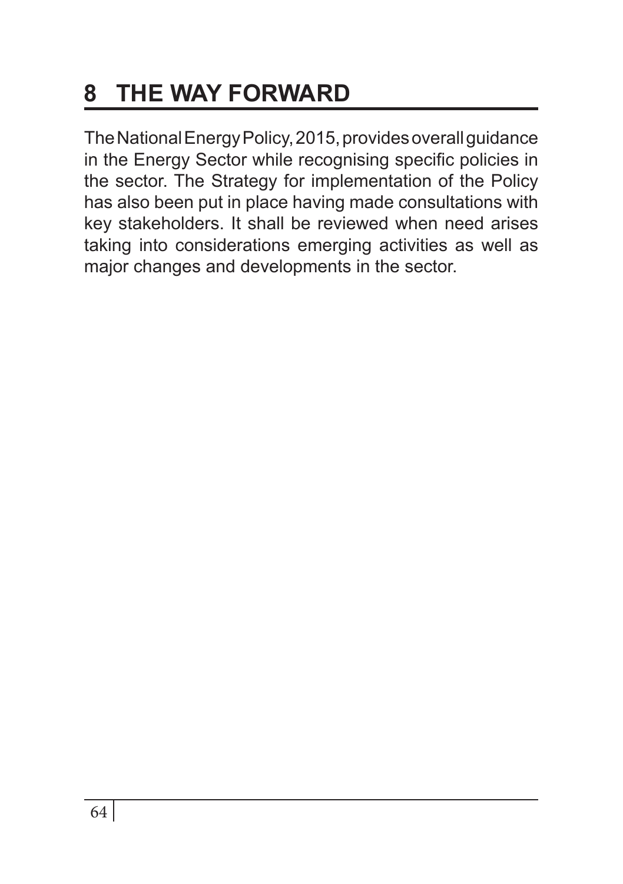# 8 THE WAY FORWARD

The National Energy Policy, 2015, provides overall guidance in the Energy Sector while recognising specific policies in the sector. The Strategy for implementation of the Policy has also been put in place having made consultations with key stakeholders. It shall be reviewed when need arises taking into considerations emerging activities as well as major changes and developments in the sector.